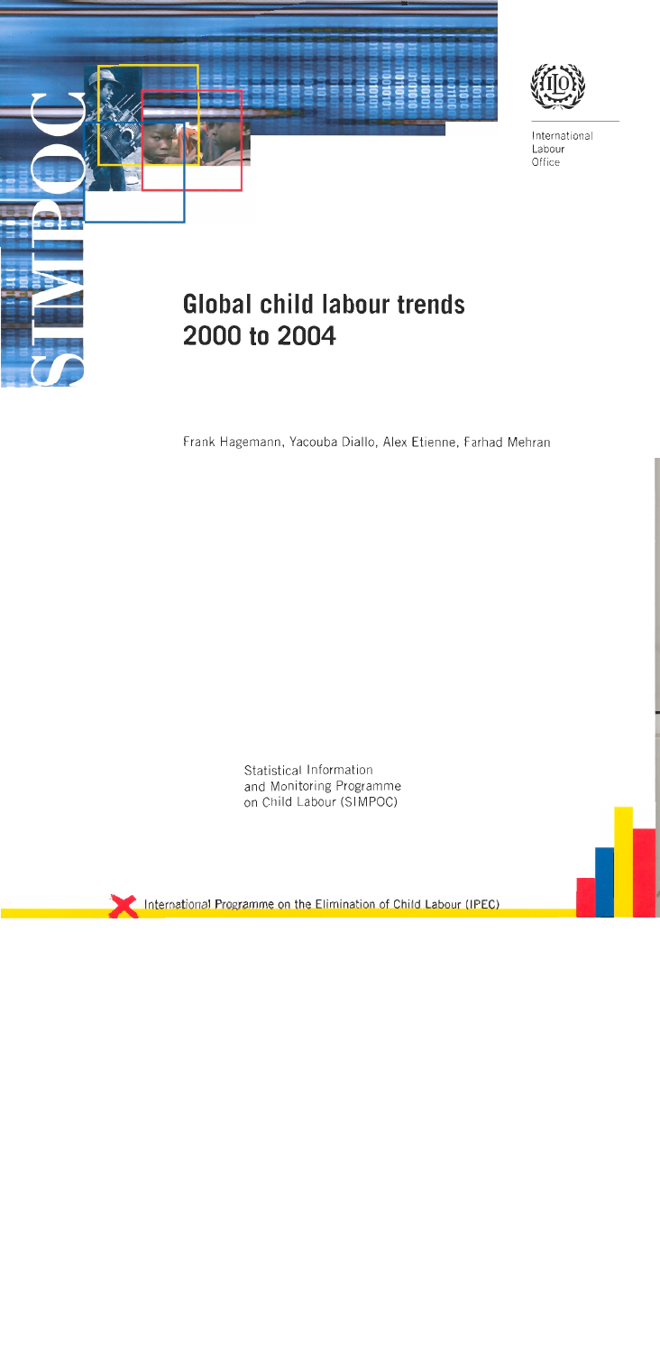SIMPOC

International Labour Office

# Global child labour trends 2000 to 2004

Frank Hagemann, Yacouba Diallo, Alex Etienne, Farhad Mehran

Statistical Information and Monitoring Programme on Child Labour (SIMPOC)

International Programme on the Elimination of Child Labour (IPEC)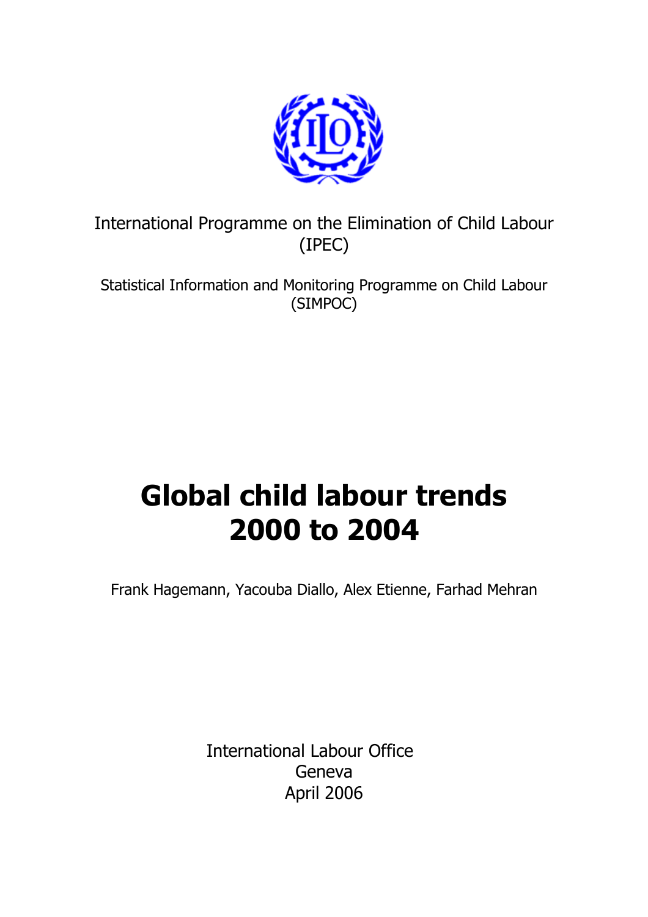International Programme on the Elimination of Child Labour (IPEC)

Statistical Information and Monitoring Programme on Child Labour (SIMPOC)

# Global child labour trends 2000 to 2004

Frank Hagemann, Yacouba Diallo, Alex Etienne, Farhad Mehran

International Labour Office
Geneva
April 2006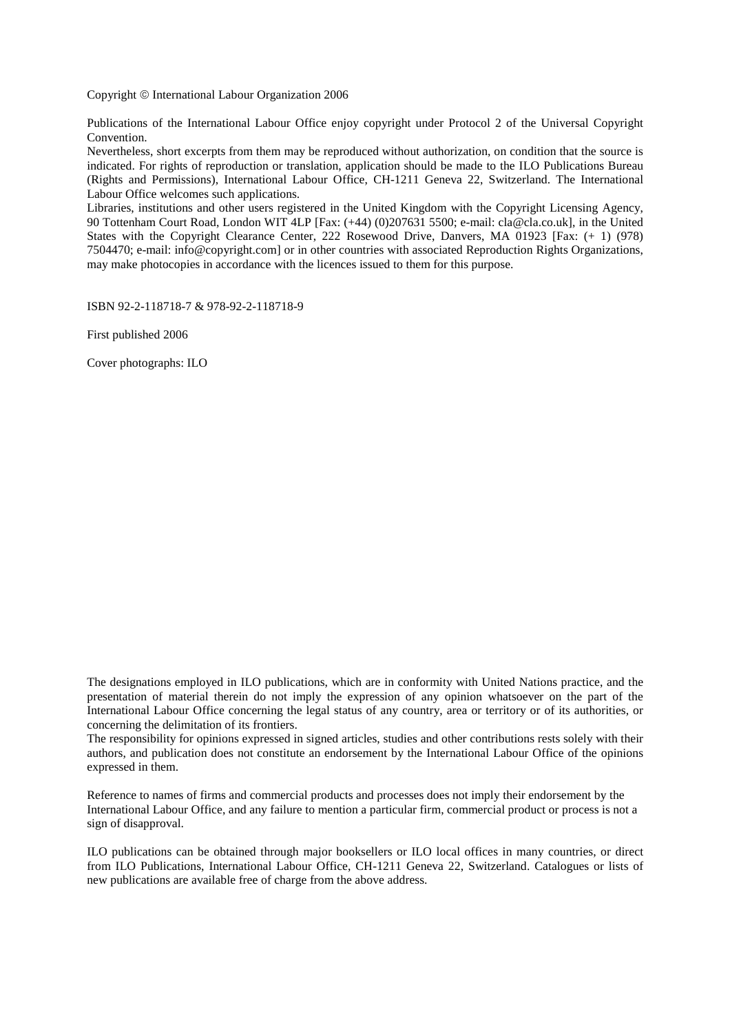Copyright © International Labour Organization 2006

Publications of the International Labour Office enjoy copyright under Protocol 2 of the Universal Copyright Convention.
Nevertheless, short excerpts from them may be reproduced without authorization, on condition that the source is indicated. For rights of reproduction or translation, application should be made to the ILO Publications Bureau (Rights and Permissions), International Labour Office, CH-1211 Geneva 22, Switzerland. The International Labour Office welcomes such applications.
Libraries, institutions and other users registered in the United Kingdom with the Copyright Licensing Agency, 90 Tottenham Court Road, London WIT 4LP [Fax: (+44) (0)207631 5500; e-mail: cla@cla.co.uk], in the United States with the Copyright Clearance Center, 222 Rosewood Drive, Danvers, MA 01923 [Fax: (+ 1) (978) 7504470; e-mail: info@copyright.com] or in other countries with associated Reproduction Rights Organizations, may make photocopies in accordance with the licences issued to them for this purpose.

ISBN 92-2-118718-7 & 978-92-2-118718-9

First published 2006

Cover photographs: ILO

The designations employed in ILO publications, which are in conformity with United Nations practice, and the presentation of material therein do not imply the expression of any opinion whatsoever on the part of the International Labour Office concerning the legal status of any country, area or territory or of its authorities, or concerning the delimitation of its frontiers.
The responsibility for opinions expressed in signed articles, studies and other contributions rests solely with their authors, and publication does not constitute an endorsement by the International Labour Office of the opinions expressed in them.

Reference to names of firms and commercial products and processes does not imply their endorsement by the International Labour Office, and any failure to mention a particular firm, commercial product or process is not a sign of disapproval.

ILO publications can be obtained through major booksellers or ILO local offices in many countries, or direct from ILO Publications, International Labour Office, CH-1211 Geneva 22, Switzerland. Catalogues or lists of new publications are available free of charge from the above address.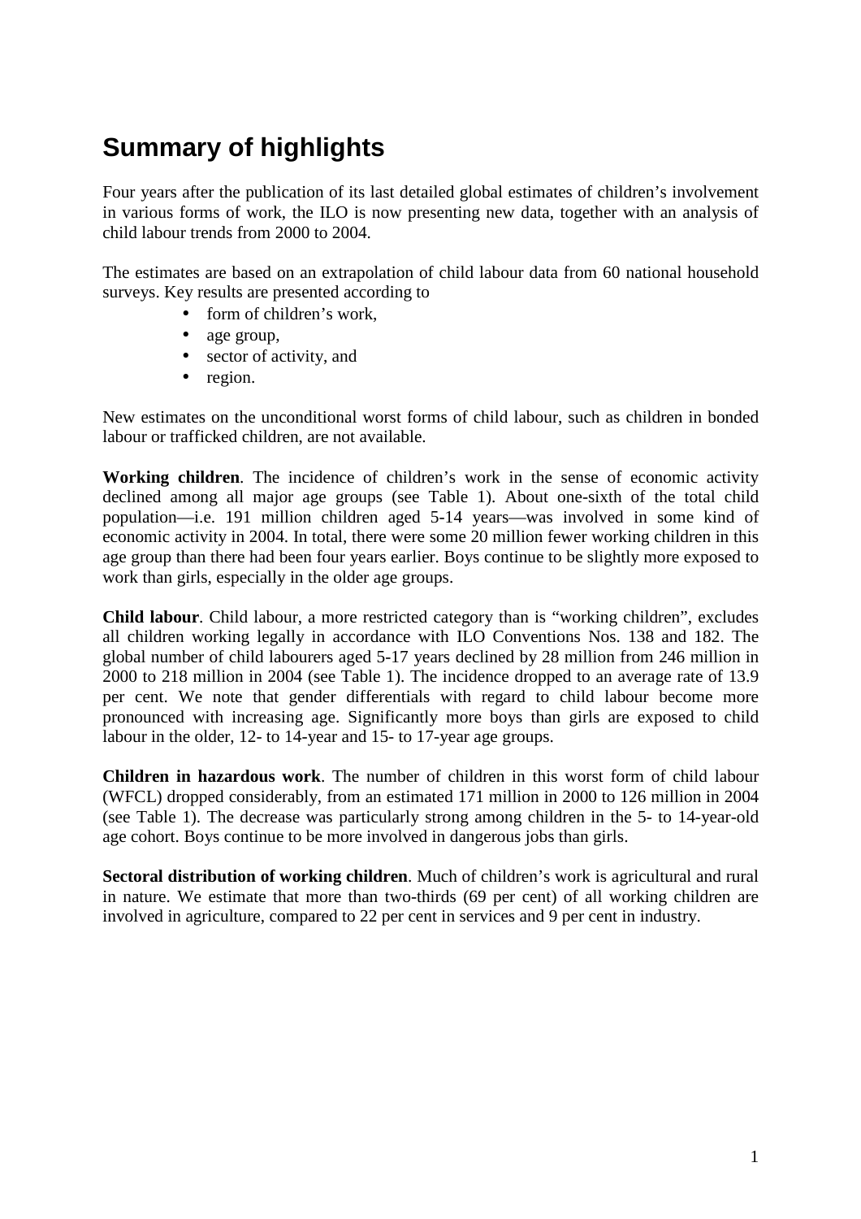# Summary of highlights

Four years after the publication of its last detailed global estimates of children's involvement in various forms of work, the ILO is now presenting new data, together with an analysis of child labour trends from 2000 to 2004.

The estimates are based on an extrapolation of child labour data from 60 national household surveys. Key results are presented according to

- form of children's work,
- age group,
- sector of activity, and
- region.

New estimates on the unconditional worst forms of child labour, such as children in bonded labour or trafficked children, are not available.

**Working children**. The incidence of children's work in the sense of economic activity declined among all major age groups (see Table 1). About one-sixth of the total child population—i.e. 191 million children aged 5-14 years—was involved in some kind of economic activity in 2004. In total, there were some 20 million fewer working children in this age group than there had been four years earlier. Boys continue to be slightly more exposed to work than girls, especially in the older age groups.

**Child labour**. Child labour, a more restricted category than is "working children", excludes all children working legally in accordance with ILO Conventions Nos. 138 and 182. The global number of child labourers aged 5-17 years declined by 28 million from 246 million in 2000 to 218 million in 2004 (see Table 1). The incidence dropped to an average rate of 13.9 per cent. We note that gender differentials with regard to child labour become more pronounced with increasing age. Significantly more boys than girls are exposed to child labour in the older, 12- to 14-year and 15- to 17-year age groups.

**Children in hazardous work**. The number of children in this worst form of child labour (WFCL) dropped considerably, from an estimated 171 million in 2000 to 126 million in 2004 (see Table 1). The decrease was particularly strong among children in the 5- to 14-year-old age cohort. Boys continue to be more involved in dangerous jobs than girls.

**Sectoral distribution of working children**. Much of children's work is agricultural and rural in nature. We estimate that more than two-thirds (69 per cent) of all working children are involved in agriculture, compared to 22 per cent in services and 9 per cent in industry.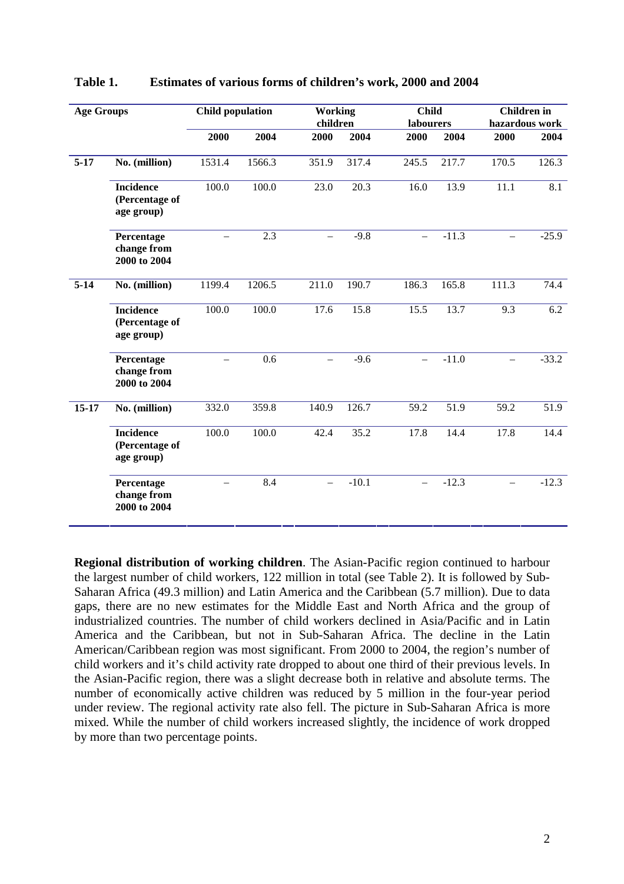**Table 1. Estimates of various forms of children's work, 2000 and 2004**

| Age Groups | | Child population | | Working children | | Child labourers | | Children in hazardous work | |
|---|---|---|---|---|---|---|---|---|---|
| | | 2000 | 2004 | 2000 | 2004 | 2000 | 2004 | 2000 | 2004 |
| **5-17** | **No. (million)** | 1531.4 | 1566.3 | 351.9 | 317.4 | 245.5 | 217.7 | 170.5 | 126.3 |
| | **Incidence (Percentage of age group)** | 100.0 | 100.0 | 23.0 | 20.3 | 16.0 | 13.9 | 11.1 | 8.1 |
| | **Percentage change from 2000 to 2004** | – | 2.3 | – | -9.8 | – | -11.3 | – | -25.9 |
| **5-14** | **No. (million)** | 1199.4 | 1206.5 | 211.0 | 190.7 | 186.3 | 165.8 | 111.3 | 74.4 |
| | **Incidence (Percentage of age group)** | 100.0 | 100.0 | 17.6 | 15.8 | 15.5 | 13.7 | 9.3 | 6.2 |
| | **Percentage change from 2000 to 2004** | – | 0.6 | – | -9.6 | – | -11.0 | – | -33.2 |
| **15-17** | **No. (million)** | 332.0 | 359.8 | 140.9 | 126.7 | 59.2 | 51.9 | 59.2 | 51.9 |
| | **Incidence (Percentage of age group)** | 100.0 | 100.0 | 42.4 | 35.2 | 17.8 | 14.4 | 17.8 | 14.4 |
| | **Percentage change from 2000 to 2004** | – | 8.4 | – | -10.1 | – | -12.3 | – | -12.3 |

**Regional distribution of working children**. The Asian-Pacific region continued to harbour the largest number of child workers, 122 million in total (see Table 2). It is followed by Sub-Saharan Africa (49.3 million) and Latin America and the Caribbean (5.7 million). Due to data gaps, there are no new estimates for the Middle East and North Africa and the group of industrialized countries. The number of child workers declined in Asia/Pacific and in Latin America and the Caribbean, but not in Sub-Saharan Africa. The decline in the Latin American/Caribbean region was most significant. From 2000 to 2004, the region's number of child workers and it's child activity rate dropped to about one third of their previous levels. In the Asian-Pacific region, there was a slight decrease both in relative and absolute terms. The number of economically active children was reduced by 5 million in the four-year period under review. The regional activity rate also fell. The picture in Sub-Saharan Africa is more mixed. While the number of child workers increased slightly, the incidence of work dropped by more than two percentage points.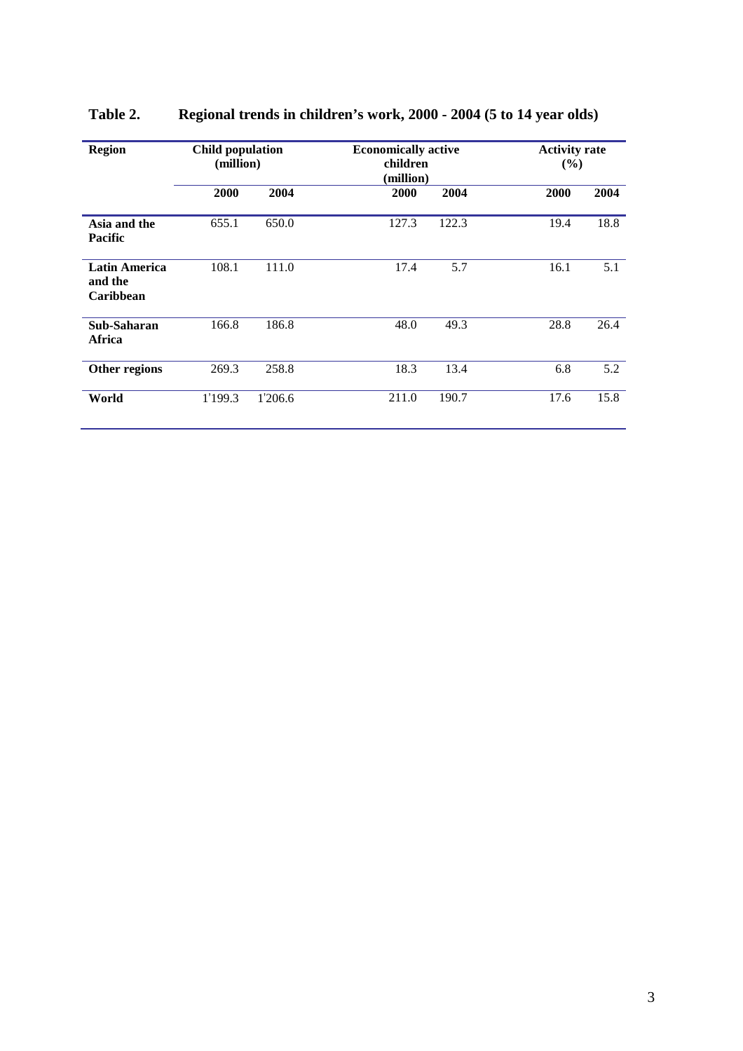**Table 2. Regional trends in children's work, 2000 - 2004 (5 to 14 year olds)**

| Region | Child population (million) | | Economically active children (million) | | Activity rate (%) | |
|---|---|---|---|---|---|---|
| | 2000 | 2004 | 2000 | 2004 | 2000 | 2004 |
| **Asia and the Pacific** | 655.1 | 650.0 | 127.3 | 122.3 | 19.4 | 18.8 |
| **Latin America and the Caribbean** | 108.1 | 111.0 | 17.4 | 5.7 | 16.1 | 5.1 |
| **Sub-Saharan Africa** | 166.8 | 186.8 | 48.0 | 49.3 | 28.8 | 26.4 |
| **Other regions** | 269.3 | 258.8 | 18.3 | 13.4 | 6.8 | 5.2 |
| **World** | 1'199.3 | 1'206.6 | 211.0 | 190.7 | 17.6 | 15.8 |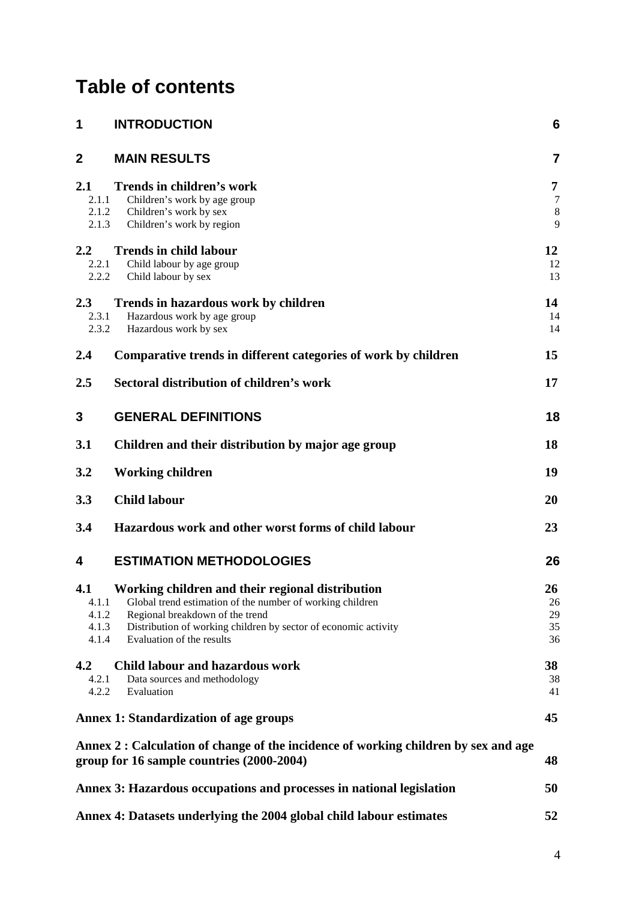# Table of contents

| | | |
|---|---|---|
| **1** | **INTRODUCTION** | **6** |
| **2** | **MAIN RESULTS** | **7** |
| **2.1** | **Trends in children's work** | **7** |
| 2.1.1 | Children's work by age group | 7 |
| 2.1.2 | Children's work by sex | 8 |
| 2.1.3 | Children's work by region | 9 |
| **2.2** | **Trends in child labour** | **12** |
| 2.2.1 | Child labour by age group | 12 |
| 2.2.2 | Child labour by sex | 13 |
| **2.3** | **Trends in hazardous work by children** | **14** |
| 2.3.1 | Hazardous work by age group | 14 |
| 2.3.2 | Hazardous work by sex | 14 |
| **2.4** | **Comparative trends in different categories of work by children** | **15** |
| **2.5** | **Sectoral distribution of children's work** | **17** |
| **3** | **GENERAL DEFINITIONS** | **18** |
| **3.1** | **Children and their distribution by major age group** | **18** |
| **3.2** | **Working children** | **19** |
| **3.3** | **Child labour** | **20** |
| **3.4** | **Hazardous work and other worst forms of child labour** | **23** |
| **4** | **ESTIMATION METHODOLOGIES** | **26** |
| **4.1** | **Working children and their regional distribution** | **26** |
| 4.1.1 | Global trend estimation of the number of working children | 26 |
| 4.1.2 | Regional breakdown of the trend | 29 |
| 4.1.3 | Distribution of working children by sector of economic activity | 35 |
| 4.1.4 | Evaluation of the results | 36 |
| **4.2** | **Child labour and hazardous work** | **38** |
| 4.2.1 | Data sources and methodology | 38 |
| 4.2.2 | Evaluation | 41 |
| | **Annex 1: Standardization of age groups** | **45** |
| | **Annex 2 : Calculation of change of the incidence of working children by sex and age group for 16 sample countries (2000-2004)** | **48** |
| | **Annex 3: Hazardous occupations and processes in national legislation** | **50** |
| | **Annex 4: Datasets underlying the 2004 global child labour estimates** | **52** |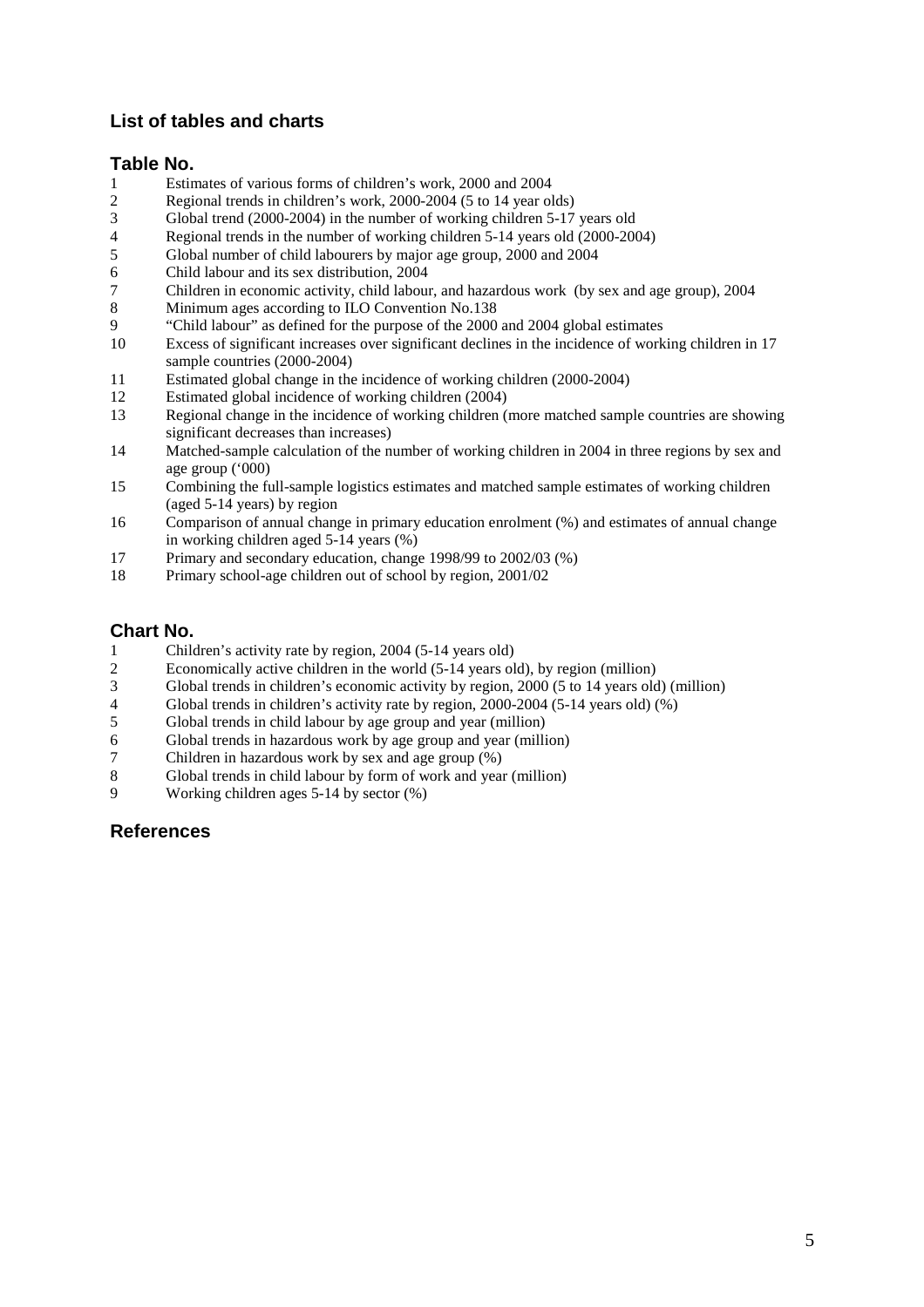## List of tables and charts

### Table No.

1 Estimates of various forms of children's work, 2000 and 2004
2 Regional trends in children's work, 2000-2004 (5 to 14 year olds)
3 Global trend (2000-2004) in the number of working children 5-17 years old
4 Regional trends in the number of working children 5-14 years old (2000-2004)
5 Global number of child labourers by major age group, 2000 and 2004
6 Child labour and its sex distribution, 2004
7 Children in economic activity, child labour, and hazardous work (by sex and age group), 2004
8 Minimum ages according to ILO Convention No.138
9 "Child labour" as defined for the purpose of the 2000 and 2004 global estimates
10 Excess of significant increases over significant declines in the incidence of working children in 17 sample countries (2000-2004)
11 Estimated global change in the incidence of working children (2000-2004)
12 Estimated global incidence of working children (2004)
13 Regional change in the incidence of working children (more matched sample countries are showing significant decreases than increases)
14 Matched-sample calculation of the number of working children in 2004 in three regions by sex and age group ('000)
15 Combining the full-sample logistics estimates and matched sample estimates of working children (aged 5-14 years) by region
16 Comparison of annual change in primary education enrolment (%) and estimates of annual change in working children aged 5-14 years (%)
17 Primary and secondary education, change 1998/99 to 2002/03 (%)
18 Primary school-age children out of school by region, 2001/02

### Chart No.

1 Children's activity rate by region, 2004 (5-14 years old)
2 Economically active children in the world (5-14 years old), by region (million)
3 Global trends in children's economic activity by region, 2000 (5 to 14 years old) (million)
4 Global trends in children's activity rate by region, 2000-2004 (5-14 years old) (%)
5 Global trends in child labour by age group and year (million)
6 Global trends in hazardous work by age group and year (million)
7 Children in hazardous work by sex and age group (%)
8 Global trends in child labour by form of work and year (million)
9 Working children ages 5-14 by sector (%)

## References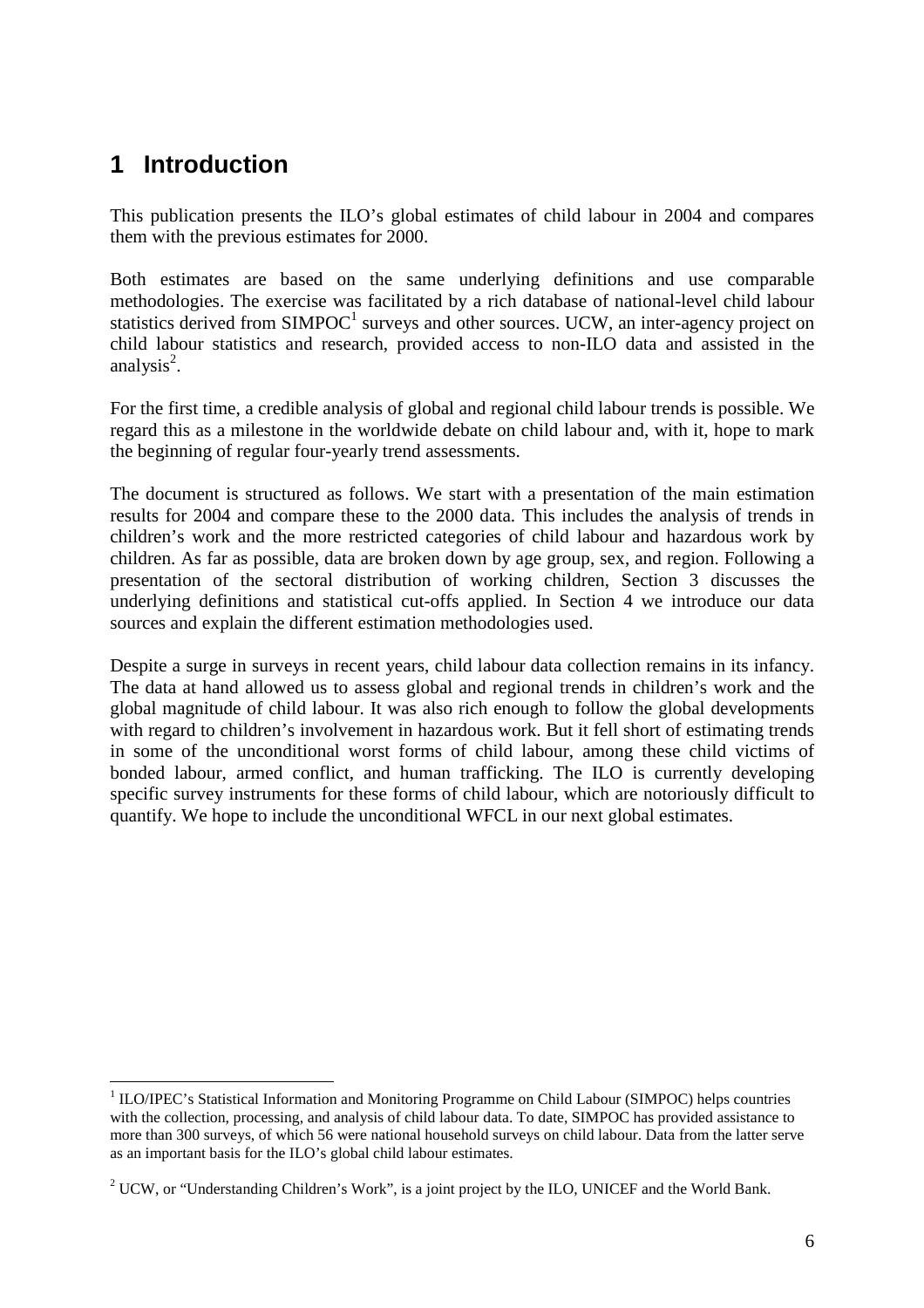# 1 Introduction

This publication presents the ILO's global estimates of child labour in 2004 and compares them with the previous estimates for 2000.

Both estimates are based on the same underlying definitions and use comparable methodologies. The exercise was facilitated by a rich database of national-level child labour statistics derived from SIMPOC[1] surveys and other sources. UCW, an inter-agency project on child labour statistics and research, provided access to non-ILO data and assisted in the analysis[2].

For the first time, a credible analysis of global and regional child labour trends is possible. We regard this as a milestone in the worldwide debate on child labour and, with it, hope to mark the beginning of regular four-yearly trend assessments.

The document is structured as follows. We start with a presentation of the main estimation results for 2004 and compare these to the 2000 data. This includes the analysis of trends in children's work and the more restricted categories of child labour and hazardous work by children. As far as possible, data are broken down by age group, sex, and region. Following a presentation of the sectoral distribution of working children, Section 3 discusses the underlying definitions and statistical cut-offs applied. In Section 4 we introduce our data sources and explain the different estimation methodologies used.

Despite a surge in surveys in recent years, child labour data collection remains in its infancy. The data at hand allowed us to assess global and regional trends in children's work and the global magnitude of child labour. It was also rich enough to follow the global developments with regard to children's involvement in hazardous work. But it fell short of estimating trends in some of the unconditional worst forms of child labour, among these child victims of bonded labour, armed conflict, and human trafficking. The ILO is currently developing specific survey instruments for these forms of child labour, which are notoriously difficult to quantify. We hope to include the unconditional WFCL in our next global estimates.

---

[1] ILO/IPEC's Statistical Information and Monitoring Programme on Child Labour (SIMPOC) helps countries with the collection, processing, and analysis of child labour data. To date, SIMPOC has provided assistance to more than 300 surveys, of which 56 were national household surveys on child labour. Data from the latter serve as an important basis for the ILO's global child labour estimates.

[2] UCW, or "Understanding Children's Work", is a joint project by the ILO, UNICEF and the World Bank.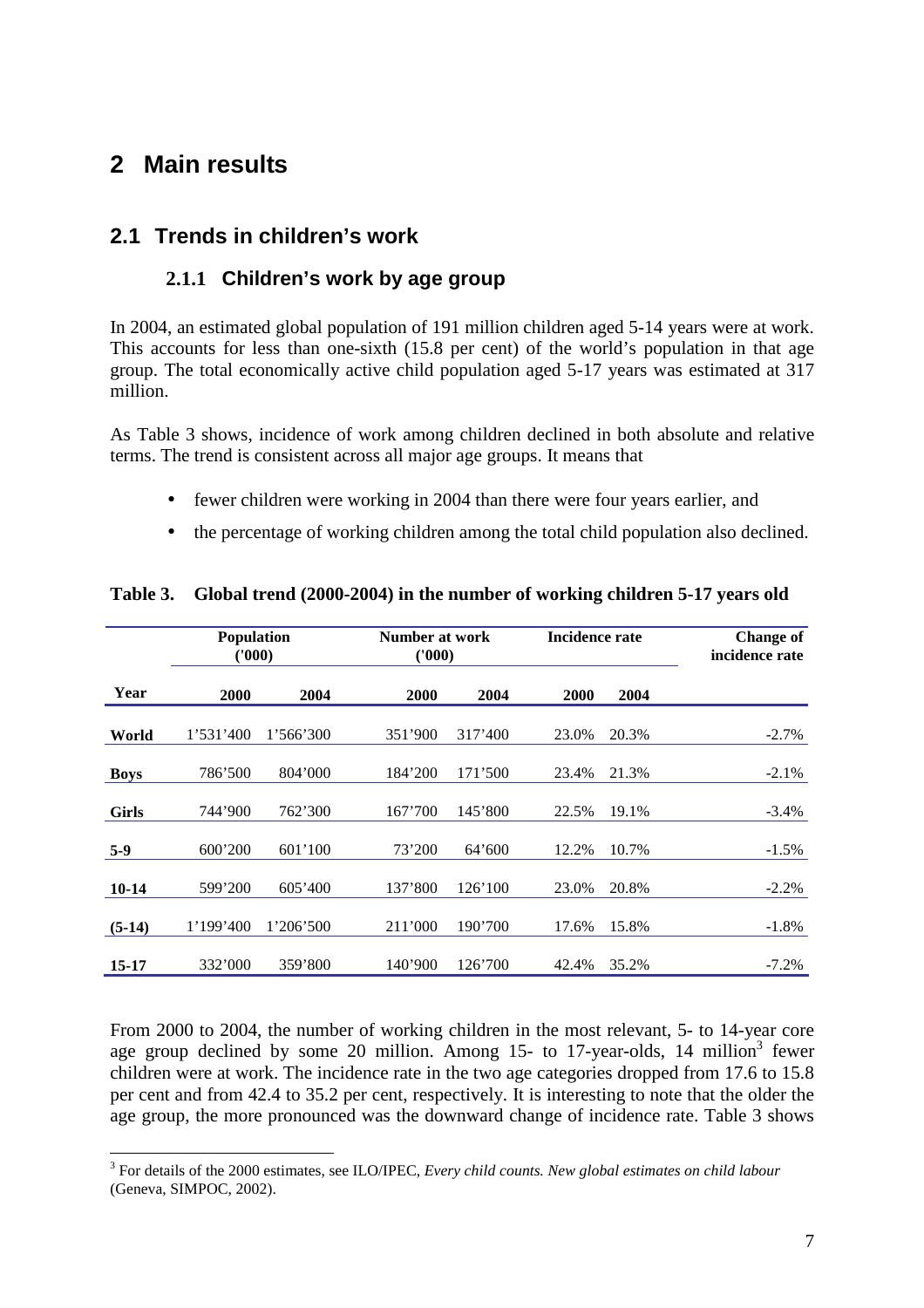# 2 Main results

## 2.1 Trends in children's work

### 2.1.1 Children's work by age group

In 2004, an estimated global population of 191 million children aged 5-14 years were at work. This accounts for less than one-sixth (15.8 per cent) of the world's population in that age group. The total economically active child population aged 5-17 years was estimated at 317 million.

As Table 3 shows, incidence of work among children declined in both absolute and relative terms. The trend is consistent across all major age groups. It means that

- fewer children were working in 2004 than there were four years earlier, and
- the percentage of working children among the total child population also declined.

**Table 3. Global trend (2000-2004) in the number of working children 5-17 years old**

| | Population ('000) | | Number at work ('000) | | Incidence rate | | Change of incidence rate |
|---|---|---|---|---|---|---|---|
| **Year** | **2000** | **2004** | **2000** | **2004** | **2000** | **2004** | |
| **World** | 1'531'400 | 1'566'300 | 351'900 | 317'400 | 23.0% | 20.3% | -2.7% |
| **Boys** | 786'500 | 804'000 | 184'200 | 171'500 | 23.4% | 21.3% | -2.1% |
| **Girls** | 744'900 | 762'300 | 167'700 | 145'800 | 22.5% | 19.1% | -3.4% |
| **5-9** | 600'200 | 601'100 | 73'200 | 64'600 | 12.2% | 10.7% | -1.5% |
| **10-14** | 599'200 | 605'400 | 137'800 | 126'100 | 23.0% | 20.8% | -2.2% |
| **(5-14)** | 1'199'400 | 1'206'500 | 211'000 | 190'700 | 17.6% | 15.8% | -1.8% |
| **15-17** | 332'000 | 359'800 | 140'900 | 126'700 | 42.4% | 35.2% | -7.2% |

From 2000 to 2004, the number of working children in the most relevant, 5- to 14-year core age group declined by some 20 million. Among 15- to 17-year-olds, 14 million[3] fewer children were at work. The incidence rate in the two age categories dropped from 17.6 to 15.8 per cent and from 42.4 to 35.2 per cent, respectively. It is interesting to note that the older the age group, the more pronounced was the downward change of incidence rate. Table 3 shows

[3] For details of the 2000 estimates, see ILO/IPEC, *Every child counts. New global estimates on child labour* (Geneva, SIMPOC, 2002).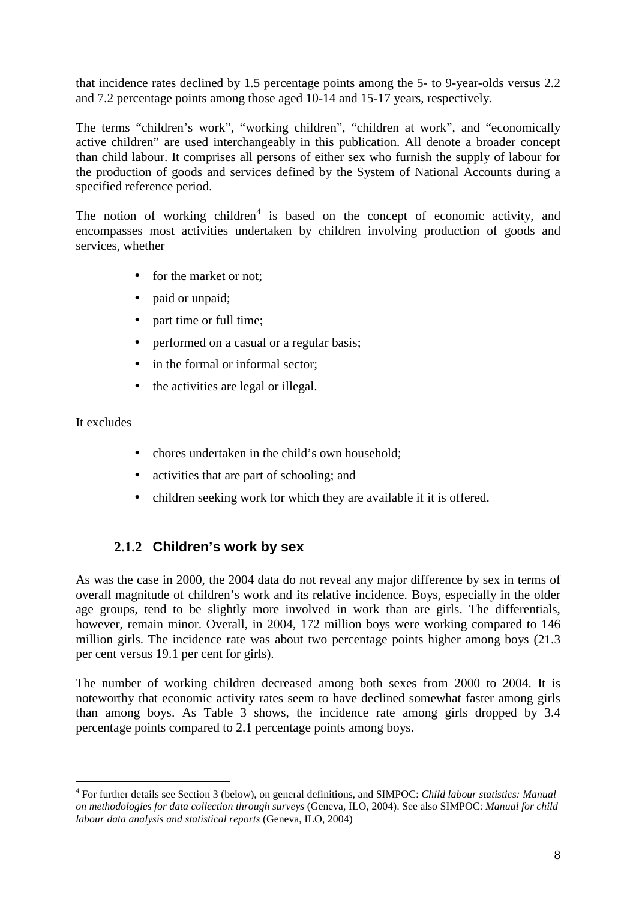that incidence rates declined by 1.5 percentage points among the 5- to 9-year-olds versus 2.2 and 7.2 percentage points among those aged 10-14 and 15-17 years, respectively.

The terms "children's work", "working children", "children at work", and "economically active children" are used interchangeably in this publication. All denote a broader concept than child labour. It comprises all persons of either sex who furnish the supply of labour for the production of goods and services defined by the System of National Accounts during a specified reference period.

The notion of working children[4] is based on the concept of economic activity, and encompasses most activities undertaken by children involving production of goods and services, whether

- for the market or not;
- paid or unpaid;
- part time or full time;
- performed on a casual or a regular basis;
- in the formal or informal sector;
- the activities are legal or illegal.

It excludes

- chores undertaken in the child's own household;
- activities that are part of schooling; and
- children seeking work for which they are available if it is offered.

### 2.1.2 Children's work by sex

As was the case in 2000, the 2004 data do not reveal any major difference by sex in terms of overall magnitude of children's work and its relative incidence. Boys, especially in the older age groups, tend to be slightly more involved in work than are girls. The differentials, however, remain minor. Overall, in 2004, 172 million boys were working compared to 146 million girls. The incidence rate was about two percentage points higher among boys (21.3 per cent versus 19.1 per cent for girls).

The number of working children decreased among both sexes from 2000 to 2004. It is noteworthy that economic activity rates seem to have declined somewhat faster among girls than among boys. As Table 3 shows, the incidence rate among girls dropped by 3.4 percentage points compared to 2.1 percentage points among boys.

---

[4] For further details see Section 3 (below), on general definitions, and SIMPOC: *Child labour statistics: Manual on methodologies for data collection through surveys* (Geneva, ILO, 2004). See also SIMPOC: *Manual for child labour data analysis and statistical reports* (Geneva, ILO, 2004)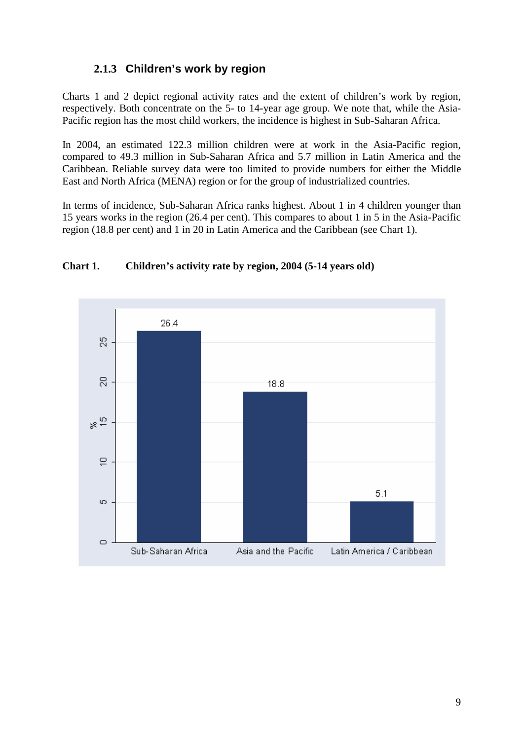### 2.1.3 Children's work by region

Charts 1 and 2 depict regional activity rates and the extent of children's work by region, respectively. Both concentrate on the 5- to 14-year age group. We note that, while the Asia-Pacific region has the most child workers, the incidence is highest in Sub-Saharan Africa.

In 2004, an estimated 122.3 million children were at work in the Asia-Pacific region, compared to 49.3 million in Sub-Saharan Africa and 5.7 million in Latin America and the Caribbean. Reliable survey data were too limited to provide numbers for either the Middle East and North Africa (MENA) region or for the group of industrialized countries.

In terms of incidence, Sub-Saharan Africa ranks highest. About 1 in 4 children younger than 15 years works in the region (26.4 per cent). This compares to about 1 in 5 in the Asia-Pacific region (18.8 per cent) and 1 in 20 in Latin America and the Caribbean (see Chart 1).

**Chart 1. Children's activity rate by region, 2004 (5-14 years old)**

| Region | % |
|---|---|
| Sub-Saharan Africa | 26.4 |
| Asia and the Pacific | 18.8 |
| Latin America / Caribbean | 5.1 |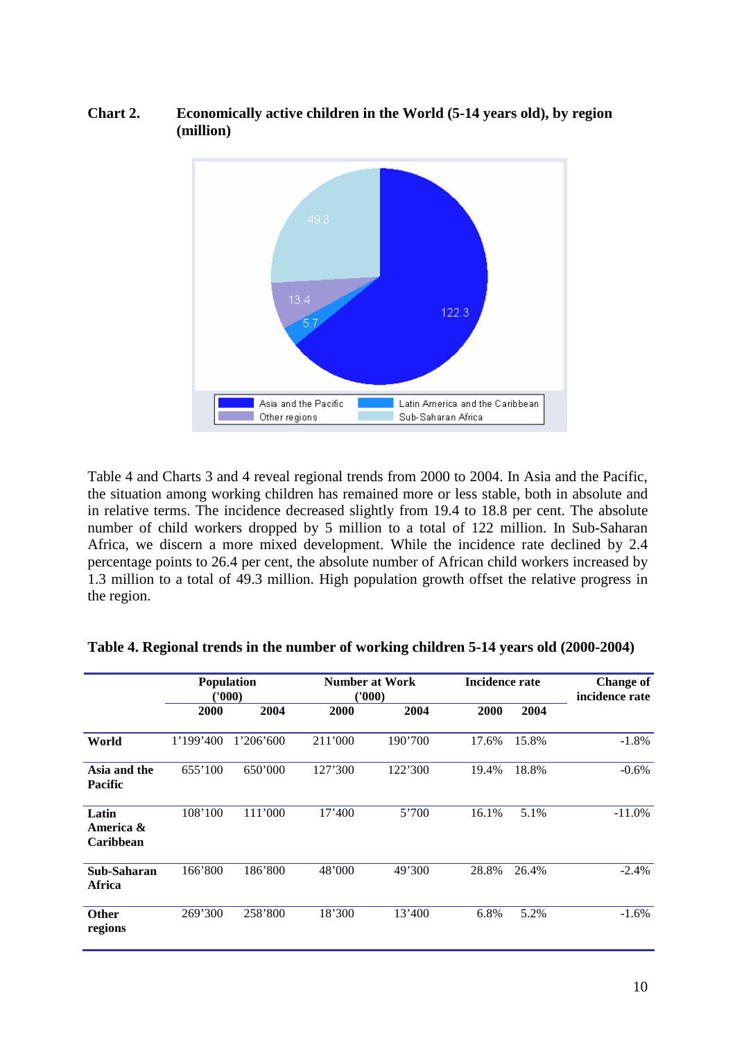**Chart 2. Economically active children in the World (5-14 years old), by region (million)**

Table 4 and Charts 3 and 4 reveal regional trends from 2000 to 2004. In Asia and the Pacific, the situation among working children has remained more or less stable, both in absolute and in relative terms. The incidence decreased slightly from 19.4 to 18.8 per cent. The absolute number of child workers dropped by 5 million to a total of 122 million. In Sub-Saharan Africa, we discern a more mixed development. While the incidence rate declined by 2.4 percentage points to 26.4 per cent, the absolute number of African child workers increased by 1.3 million to a total of 49.3 million. High population growth offset the relative progress in the region.

**Table 4. Regional trends in the number of working children 5-14 years old (2000-2004)**

| | Population ('000) | | Number at Work ('000) | | Incidence rate | | Change of incidence rate |
|---|---|---|---|---|---|---|---|
| | 2000 | 2004 | 2000 | 2004 | 2000 | 2004 | |
| **World** | 1'199'400 | 1'206'600 | 211'000 | 190'700 | 17.6% | 15.8% | -1.8% |
| **Asia and the Pacific** | 655'100 | 650'000 | 127'300 | 122'300 | 19.4% | 18.8% | -0.6% |
| **Latin America & Caribbean** | 108'100 | 111'000 | 17'400 | 5'700 | 16.1% | 5.1% | -11.0% |
| **Sub-Saharan Africa** | 166'800 | 186'800 | 48'000 | 49'300 | 28.8% | 26.4% | -2.4% |
| **Other regions** | 269'300 | 258'800 | 18'300 | 13'400 | 6.8% | 5.2% | -1.6% |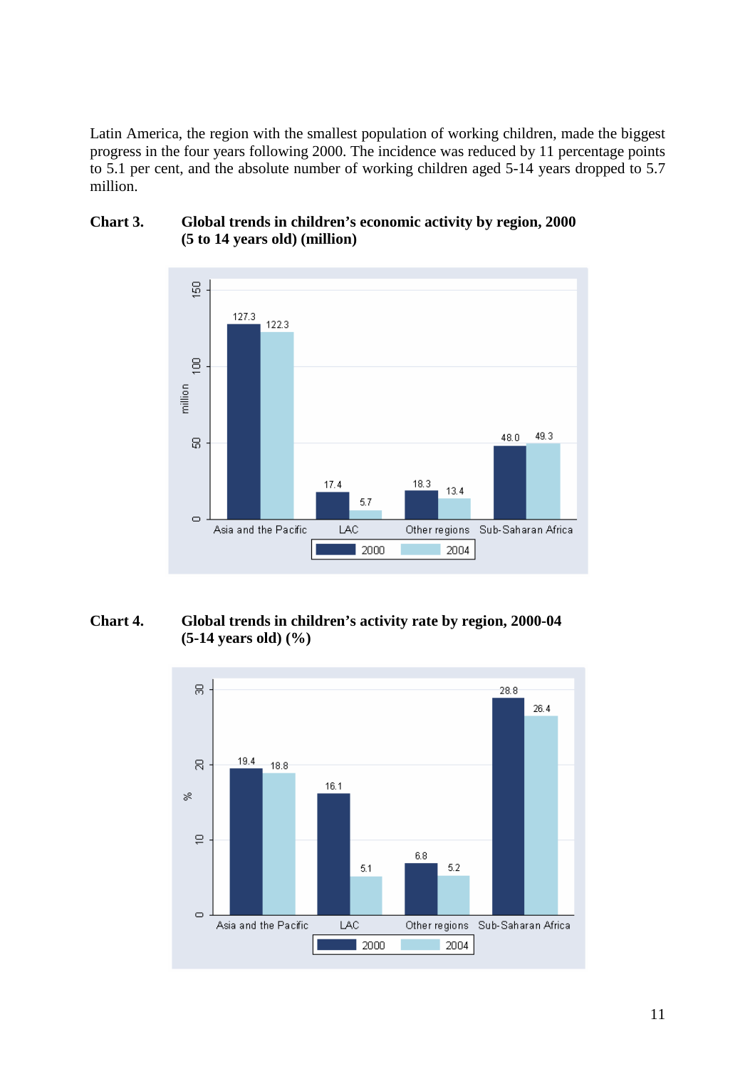Latin America, the region with the smallest population of working children, made the biggest progress in the four years following 2000. The incidence was reduced by 11 percentage points to 5.1 per cent, and the absolute number of working children aged 5-14 years dropped to 5.7 million.

**Chart 3. Global trends in children's economic activity by region, 2000 (5 to 14 years old) (million)**

| Region | 2000 | 2004 |
|---|---|---|
| Asia and the Pacific | 127.3 | 122.3 |
| LAC | 17.4 | 5.7 |
| Other regions | 18.3 | 13.4 |
| Sub-Saharan Africa | 48.0 | 49.3 |

**Chart 4. Global trends in children's activity rate by region, 2000-04 (5-14 years old) (%)**

| Region | 2000 | 2004 |
|---|---|---|
| Asia and the Pacific | 19.4 | 18.8 |
| LAC | 16.1 | 5.1 |
| Other regions | 6.8 | 5.2 |
| Sub-Saharan Africa | 28.8 | 26.4 |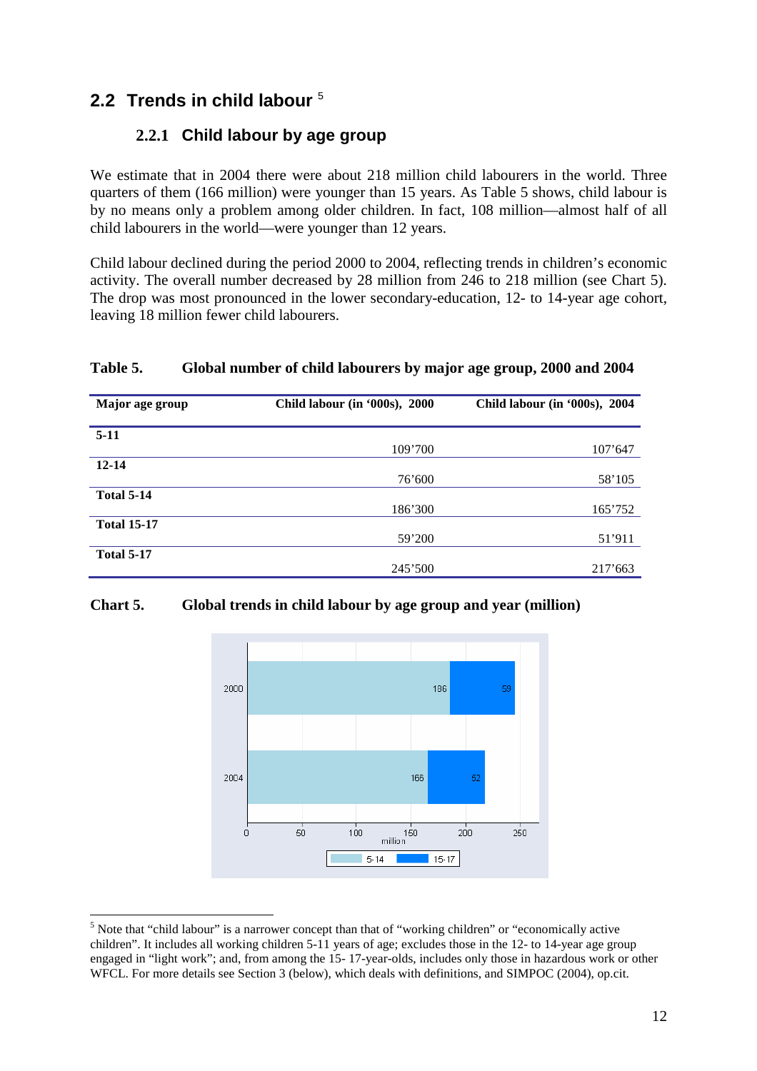## 2.2 Trends in child labour [5]

### 2.2.1 Child labour by age group

We estimate that in 2004 there were about 218 million child labourers in the world. Three quarters of them (166 million) were younger than 15 years. As Table 5 shows, child labour is by no means only a problem among older children. In fact, 108 million—almost half of all child labourers in the world—were younger than 12 years.

Child labour declined during the period 2000 to 2004, reflecting trends in children's economic activity. The overall number decreased by 28 million from 246 to 218 million (see Chart 5). The drop was most pronounced in the lower secondary-education, 12- to 14-year age cohort, leaving 18 million fewer child labourers.

**Table 5. Global number of child labourers by major age group, 2000 and 2004**

| Major age group | Child labour (in '000s), 2000 | Child labour (in '000s), 2004 |
|---|---|---|
| **5-11** | 109'700 | 107'647 |
| **12-14** | 76'600 | 58'105 |
| **Total 5-14** | 186'300 | 165'752 |
| **Total 15-17** | 59'200 | 51'911 |
| **Total 5-17** | 245'500 | 217'663 |

**Chart 5. Global trends in child labour by age group and year (million)**

| Year | 5-14 | 15-17 |
|---|---|---|
| 2000 | 186 | 59 |
| 2004 | 166 | 52 |

---

[5] Note that "child labour" is a narrower concept than that of "working children" or "economically active children". It includes all working children 5-11 years of age; excludes those in the 12- to 14-year age group engaged in "light work"; and, from among the 15- 17-year-olds, includes only those in hazardous work or other WFCL. For more details see Section 3 (below), which deals with definitions, and SIMPOC (2004), op.cit.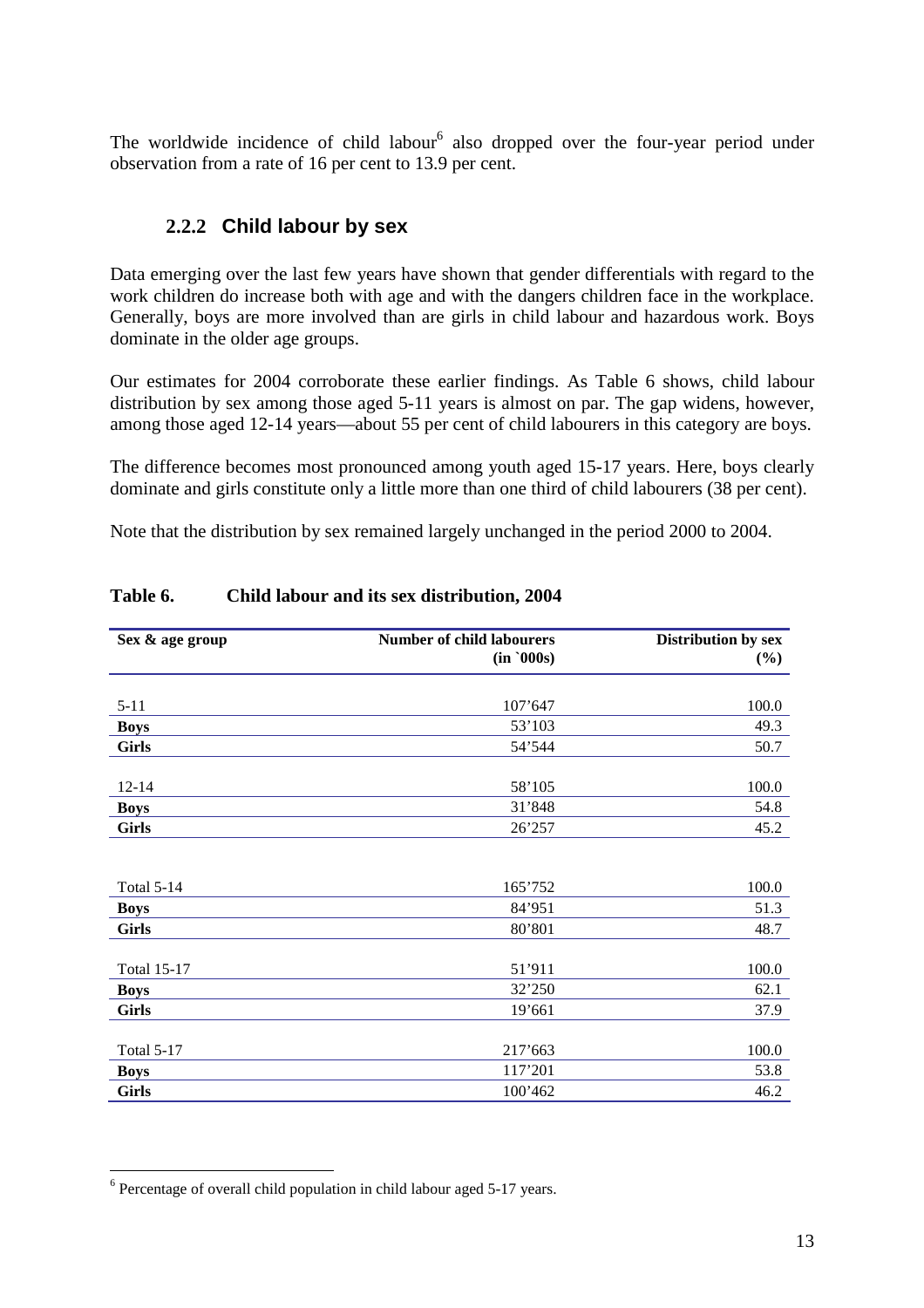The worldwide incidence of child labour[6] also dropped over the four-year period under observation from a rate of 16 per cent to 13.9 per cent.

### 2.2.2 Child labour by sex

Data emerging over the last few years have shown that gender differentials with regard to the work children do increase both with age and with the dangers children face in the workplace. Generally, boys are more involved than are girls in child labour and hazardous work. Boys dominate in the older age groups.

Our estimates for 2004 corroborate these earlier findings. As Table 6 shows, child labour distribution by sex among those aged 5-11 years is almost on par. The gap widens, however, among those aged 12-14 years—about 55 per cent of child labourers in this category are boys.

The difference becomes most pronounced among youth aged 15-17 years. Here, boys clearly dominate and girls constitute only a little more than one third of child labourers (38 per cent).

Note that the distribution by sex remained largely unchanged in the period 2000 to 2004.

**Table 6. Child labour and its sex distribution, 2004**

| Sex & age group | Number of child labourers (in `000s) | Distribution by sex (%) |
|---|---|---|
| 5-11 | 107'647 | 100.0 |
| **Boys** | 53'103 | 49.3 |
| **Girls** | 54'544 | 50.7 |
| 12-14 | 58'105 | 100.0 |
| **Boys** | 31'848 | 54.8 |
| **Girls** | 26'257 | 45.2 |
| Total 5-14 | 165'752 | 100.0 |
| **Boys** | 84'951 | 51.3 |
| **Girls** | 80'801 | 48.7 |
| Total 15-17 | 51'911 | 100.0 |
| **Boys** | 32'250 | 62.1 |
| **Girls** | 19'661 | 37.9 |
| Total 5-17 | 217'663 | 100.0 |
| **Boys** | 117'201 | 53.8 |
| **Girls** | 100'462 | 46.2 |

[6] Percentage of overall child population in child labour aged 5-17 years.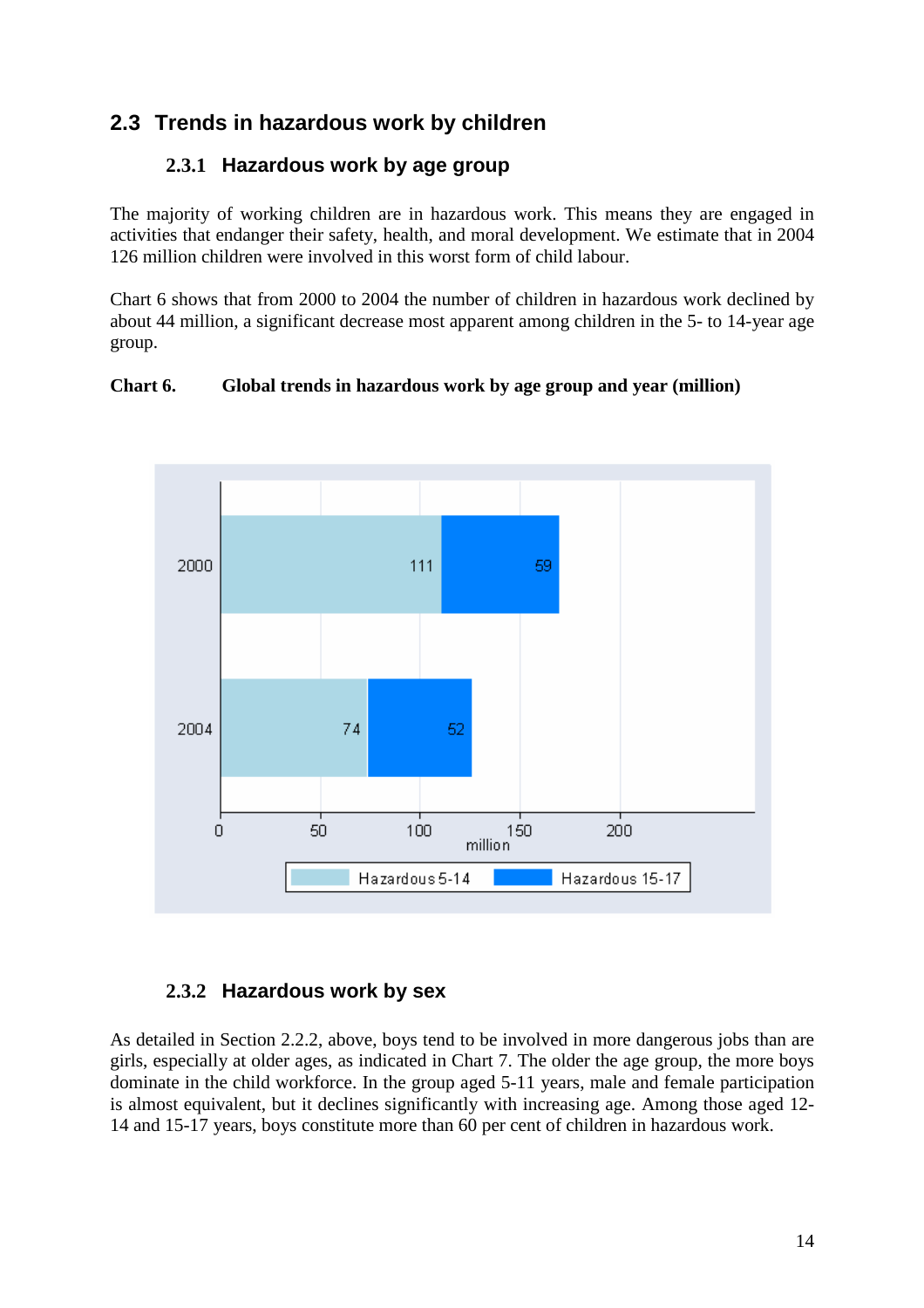## 2.3 Trends in hazardous work by children

### 2.3.1 Hazardous work by age group

The majority of working children are in hazardous work. This means they are engaged in activities that endanger their safety, health, and moral development. We estimate that in 2004 126 million children were involved in this worst form of child labour.

Chart 6 shows that from 2000 to 2004 the number of children in hazardous work declined by about 44 million, a significant decrease most apparent among children in the 5- to 14-year age group.

**Chart 6. Global trends in hazardous work by age group and year (million)**

| Year | Hazardous 5-14 | Hazardous 15-17 |
|---|---|---|
| 2000 | 111 | 59 |
| 2004 | 74 | 52 |

### 2.3.2 Hazardous work by sex

As detailed in Section 2.2.2, above, boys tend to be involved in more dangerous jobs than are girls, especially at older ages, as indicated in Chart 7. The older the age group, the more boys dominate in the child workforce. In the group aged 5-11 years, male and female participation is almost equivalent, but it declines significantly with increasing age. Among those aged 12-14 and 15-17 years, boys constitute more than 60 per cent of children in hazardous work.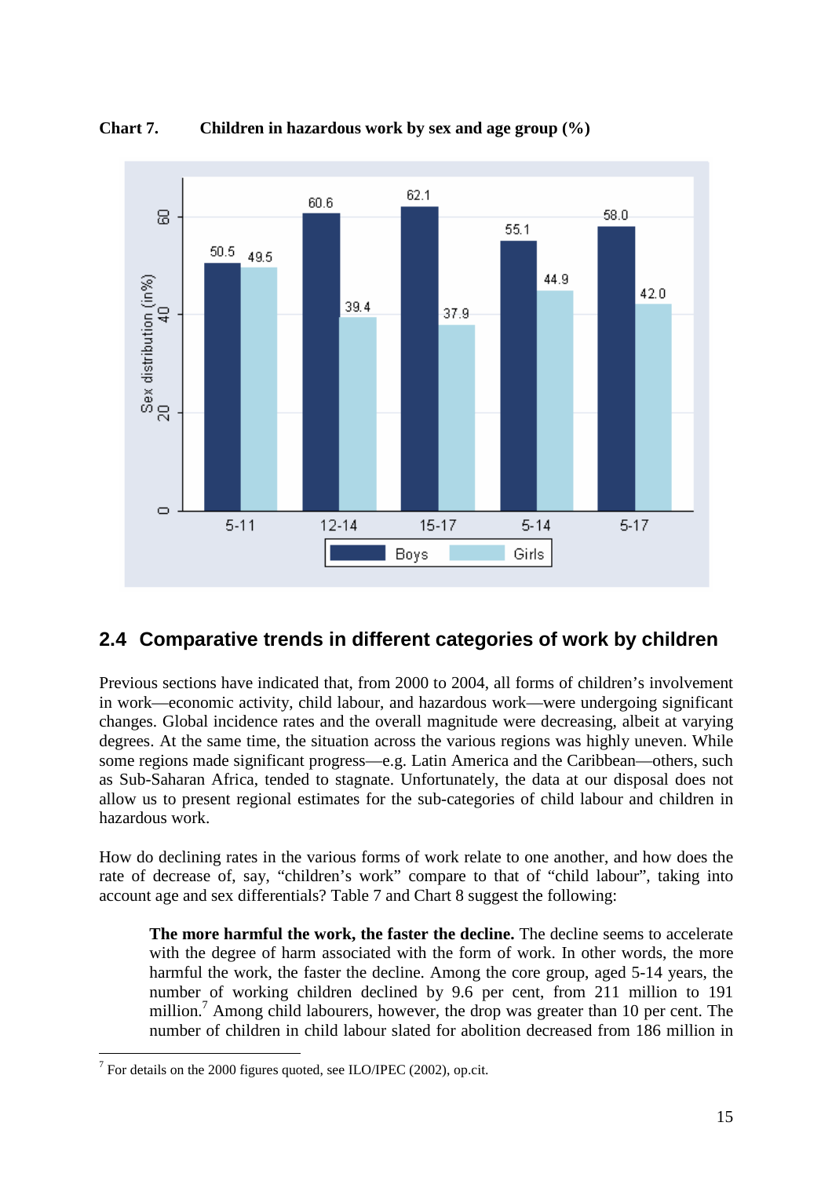**Chart 7. Children in hazardous work by sex and age group (%)**

| Age group | Boys | Girls |
|---|---|---|
| 5-11 | 50.5 | 49.5 |
| 12-14 | 60.6 | 39.4 |
| 15-17 | 62.1 | 37.9 |
| 5-14 | 55.1 | 44.9 |
| 5-17 | 58.0 | 42.0 |

## 2.4 Comparative trends in different categories of work by children

Previous sections have indicated that, from 2000 to 2004, all forms of children's involvement in work—economic activity, child labour, and hazardous work—were undergoing significant changes. Global incidence rates and the overall magnitude were decreasing, albeit at varying degrees. At the same time, the situation across the various regions was highly uneven. While some regions made significant progress—e.g. Latin America and the Caribbean—others, such as Sub-Saharan Africa, tended to stagnate. Unfortunately, the data at our disposal does not allow us to present regional estimates for the sub-categories of child labour and children in hazardous work.

How do declining rates in the various forms of work relate to one another, and how does the rate of decrease of, say, "children's work" compare to that of "child labour", taking into account age and sex differentials? Table 7 and Chart 8 suggest the following:

> **The more harmful the work, the faster the decline.** The decline seems to accelerate with the degree of harm associated with the form of work. In other words, the more harmful the work, the faster the decline. Among the core group, aged 5-14 years, the number of working children declined by 9.6 per cent, from 211 million to 191 million.[7] Among child labourers, however, the drop was greater than 10 per cent. The number of children in child labour slated for abolition decreased from 186 million in

[7] For details on the 2000 figures quoted, see ILO/IPEC (2002), op.cit.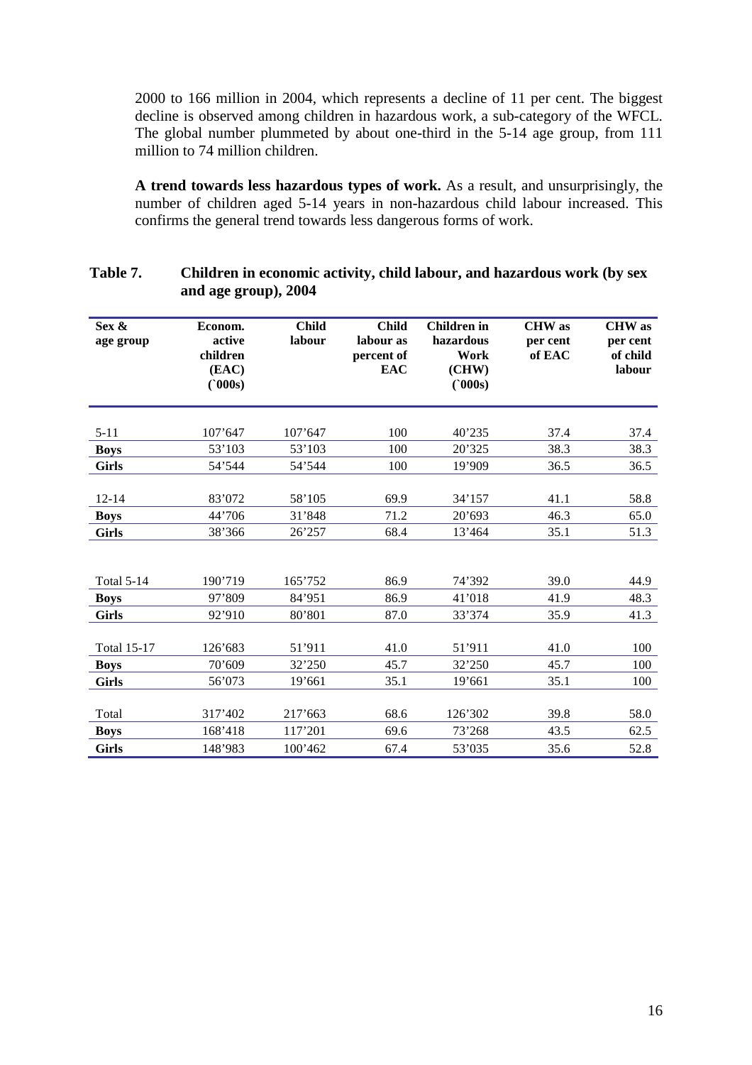2000 to 166 million in 2004, which represents a decline of 11 per cent. The biggest decline is observed among children in hazardous work, a sub-category of the WFCL. The global number plummeted by about one-third in the 5-14 age group, from 111 million to 74 million children.

**A trend towards less hazardous types of work.** As a result, and unsurprisingly, the number of children aged 5-14 years in non-hazardous child labour increased. This confirms the general trend towards less dangerous forms of work.

**Table 7. Children in economic activity, child labour, and hazardous work (by sex and age group), 2004**

| Sex & age group | Econom. active children (EAC) (`000s) | Child labour | Child labour as percent of EAC | Children in hazardous Work (CHW) (`000s) | CHW as per cent of EAC | CHW as per cent of child labour |
|---|---|---|---|---|---|---|
| 5-11 | 107'647 | 107'647 | 100 | 40'235 | 37.4 | 37.4 |
| **Boys** | 53'103 | 53'103 | 100 | 20'325 | 38.3 | 38.3 |
| **Girls** | 54'544 | 54'544 | 100 | 19'909 | 36.5 | 36.5 |
| 12-14 | 83'072 | 58'105 | 69.9 | 34'157 | 41.1 | 58.8 |
| **Boys** | 44'706 | 31'848 | 71.2 | 20'693 | 46.3 | 65.0 |
| **Girls** | 38'366 | 26'257 | 68.4 | 13'464 | 35.1 | 51.3 |
| Total 5-14 | 190'719 | 165'752 | 86.9 | 74'392 | 39.0 | 44.9 |
| **Boys** | 97'809 | 84'951 | 86.9 | 41'018 | 41.9 | 48.3 |
| **Girls** | 92'910 | 80'801 | 87.0 | 33'374 | 35.9 | 41.3 |
| Total 15-17 | 126'683 | 51'911 | 41.0 | 51'911 | 41.0 | 100 |
| **Boys** | 70'609 | 32'250 | 45.7 | 32'250 | 45.7 | 100 |
| **Girls** | 56'073 | 19'661 | 35.1 | 19'661 | 35.1 | 100 |
| Total | 317'402 | 217'663 | 68.6 | 126'302 | 39.8 | 58.0 |
| **Boys** | 168'418 | 117'201 | 69.6 | 73'268 | 43.5 | 62.5 |
| **Girls** | 148'983 | 100'462 | 67.4 | 53'035 | 35.6 | 52.8 |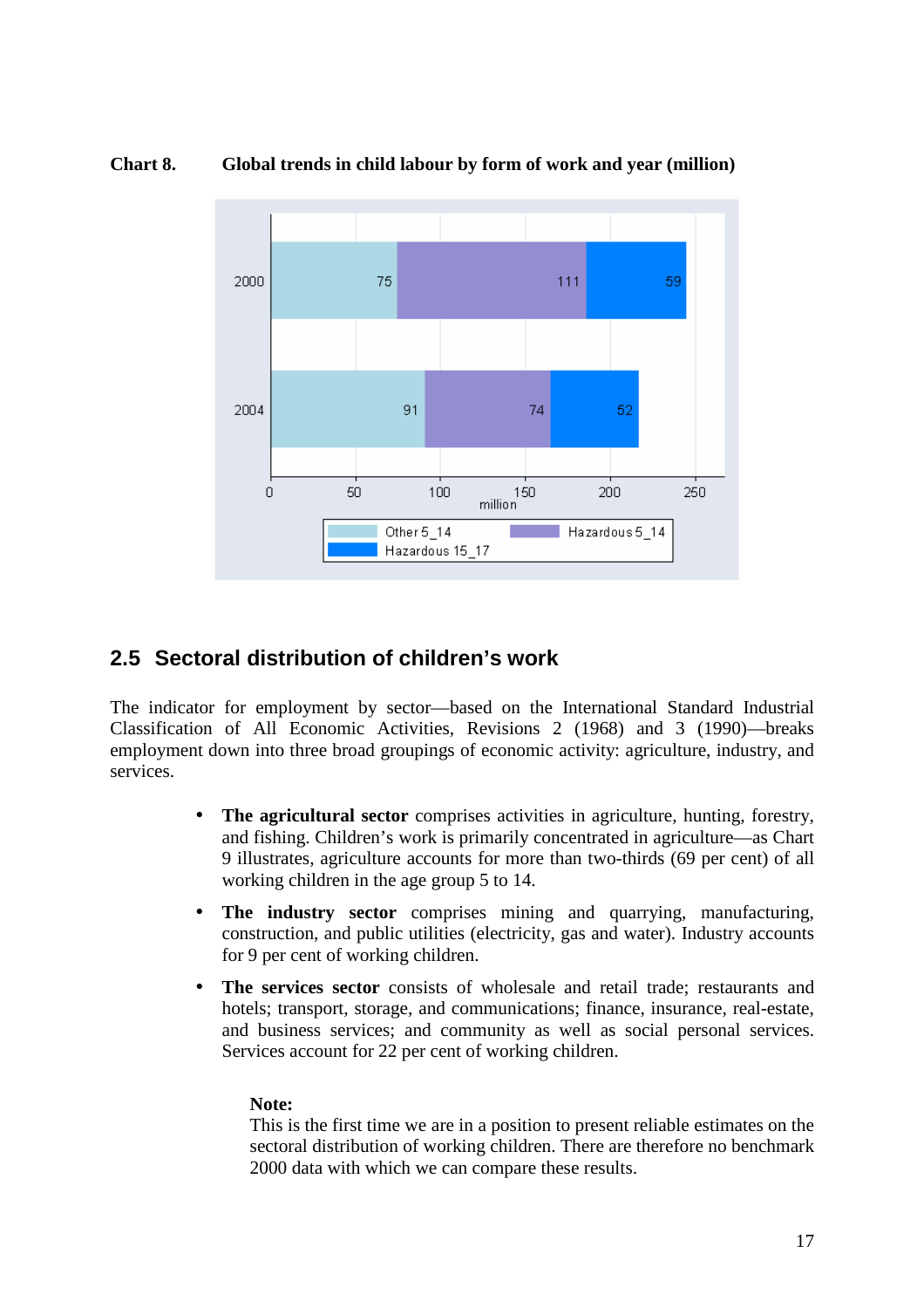**Chart 8. Global trends in child labour by form of work and year (million)**

| Year | Other 5_14 | Hazardous 5_14 | Hazardous 15_17 |
|---|---|---|---|
| 2000 | 75 | 111 | 59 |
| 2004 | 91 | 74 | 52 |

## 2.5 Sectoral distribution of children's work

The indicator for employment by sector—based on the International Standard Industrial Classification of All Economic Activities, Revisions 2 (1968) and 3 (1990)—breaks employment down into three broad groupings of economic activity: agriculture, industry, and services.

- **The agricultural sector** comprises activities in agriculture, hunting, forestry, and fishing. Children's work is primarily concentrated in agriculture—as Chart 9 illustrates, agriculture accounts for more than two-thirds (69 per cent) of all working children in the age group 5 to 14.
- **The industry sector** comprises mining and quarrying, manufacturing, construction, and public utilities (electricity, gas and water). Industry accounts for 9 per cent of working children.
- **The services sector** consists of wholesale and retail trade; restaurants and hotels; transport, storage, and communications; finance, insurance, real-estate, and business services; and community as well as social personal services. Services account for 22 per cent of working children.

**Note:**
This is the first time we are in a position to present reliable estimates on the sectoral distribution of working children. There are therefore no benchmark 2000 data with which we can compare these results.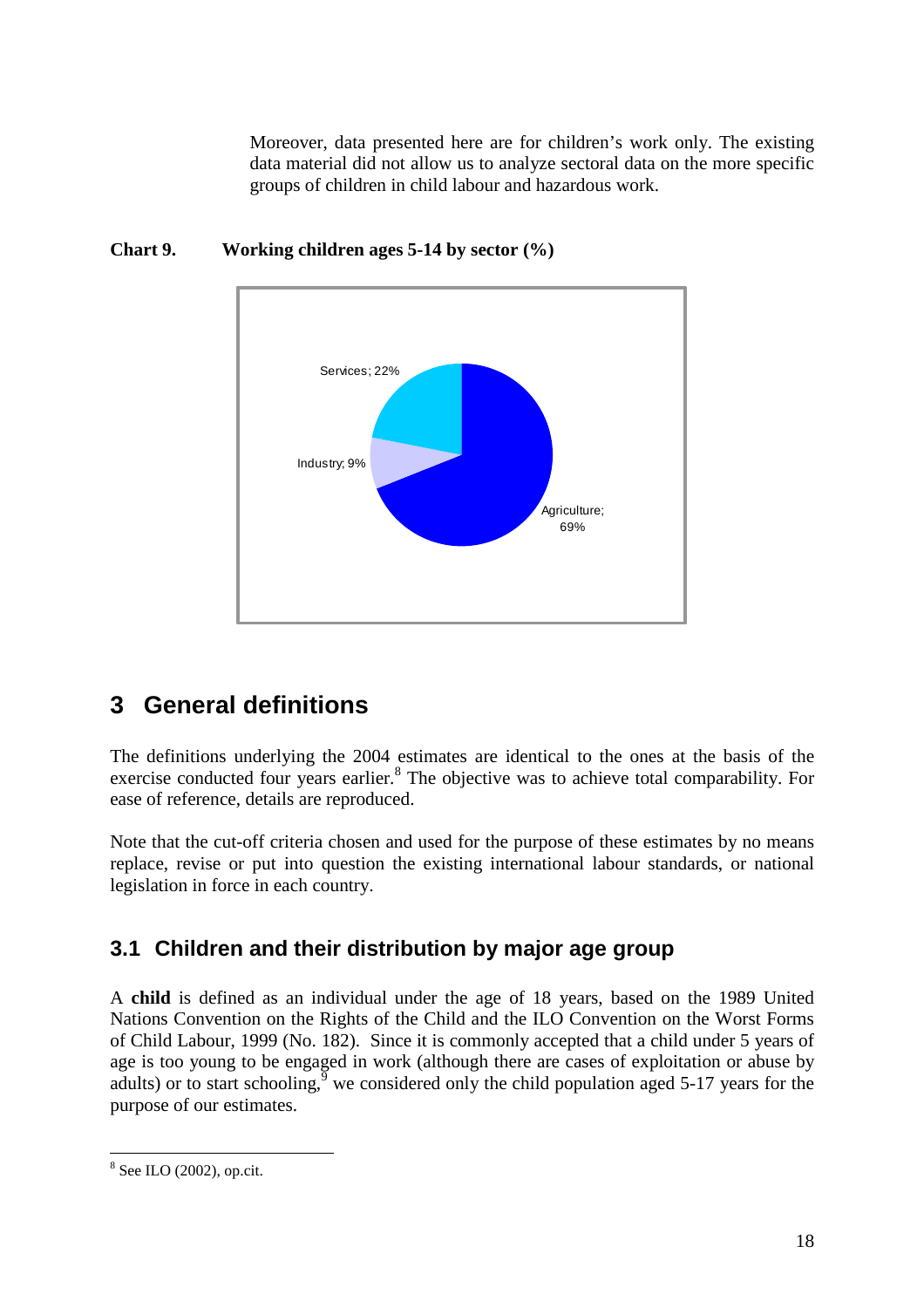Moreover, data presented here are for children's work only. The existing data material did not allow us to analyze sectoral data on the more specific groups of children in child labour and hazardous work.

**Chart 9. Working children ages 5-14 by sector (%)**

Services; 22%

Industry; 9%

Agriculture; 69%

# 3 General definitions

The definitions underlying the 2004 estimates are identical to the ones at the basis of the exercise conducted four years earlier.[8] The objective was to achieve total comparability. For ease of reference, details are reproduced.

Note that the cut-off criteria chosen and used for the purpose of these estimates by no means replace, revise or put into question the existing international labour standards, or national legislation in force in each country.

## 3.1 Children and their distribution by major age group

A **child** is defined as an individual under the age of 18 years, based on the 1989 United Nations Convention on the Rights of the Child and the ILO Convention on the Worst Forms of Child Labour, 1999 (No. 182). Since it is commonly accepted that a child under 5 years of age is too young to be engaged in work (although there are cases of exploitation or abuse by adults) or to start schooling,[9] we considered only the child population aged 5-17 years for the purpose of our estimates.

---

[8] See ILO (2002), op.cit.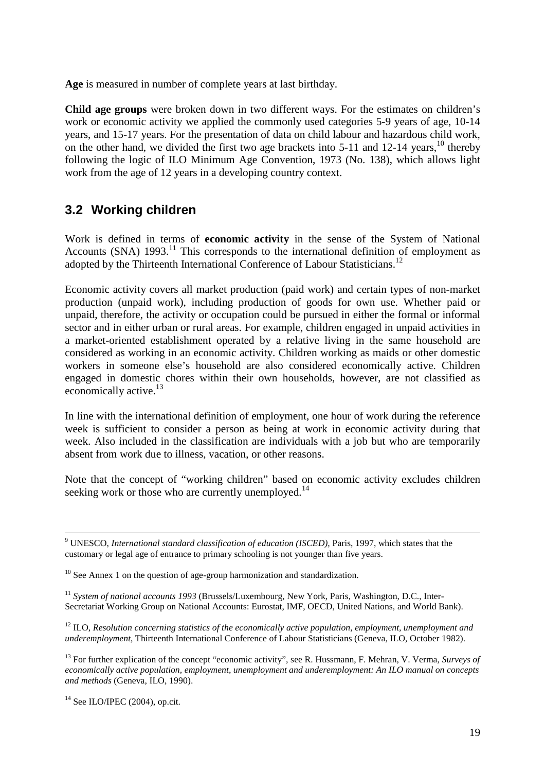**Age** is measured in number of complete years at last birthday.

**Child age groups** were broken down in two different ways. For the estimates on children's work or economic activity we applied the commonly used categories 5-9 years of age, 10-14 years, and 15-17 years. For the presentation of data on child labour and hazardous child work, on the other hand, we divided the first two age brackets into 5-11 and 12-14 years,[10] thereby following the logic of ILO Minimum Age Convention, 1973 (No. 138), which allows light work from the age of 12 years in a developing country context.

## 3.2 Working children

Work is defined in terms of **economic activity** in the sense of the System of National Accounts (SNA) 1993.[11] This corresponds to the international definition of employment as adopted by the Thirteenth International Conference of Labour Statisticians.[12]

Economic activity covers all market production (paid work) and certain types of non-market production (unpaid work), including production of goods for own use. Whether paid or unpaid, therefore, the activity or occupation could be pursued in either the formal or informal sector and in either urban or rural areas. For example, children engaged in unpaid activities in a market-oriented establishment operated by a relative living in the same household are considered as working in an economic activity. Children working as maids or other domestic workers in someone else's household are also considered economically active. Children engaged in domestic chores within their own households, however, are not classified as economically active.[13]

In line with the international definition of employment, one hour of work during the reference week is sufficient to consider a person as being at work in economic activity during that week. Also included in the classification are individuals with a job but who are temporarily absent from work due to illness, vacation, or other reasons.

Note that the concept of "working children" based on economic activity excludes children seeking work or those who are currently unemployed.[14]

---

[9] UNESCO, *International standard classification of education (ISCED)*, Paris, 1997, which states that the customary or legal age of entrance to primary schooling is not younger than five years.

[10] See Annex 1 on the question of age-group harmonization and standardization.

[11] *System of national accounts 1993* (Brussels/Luxembourg, New York, Paris, Washington, D.C., Inter-Secretariat Working Group on National Accounts: Eurostat, IMF, OECD, United Nations, and World Bank).

[12] ILO, *Resolution concerning statistics of the economically active population, employment, unemployment and underemployment*, Thirteenth International Conference of Labour Statisticians (Geneva, ILO, October 1982).

[13] For further explication of the concept "economic activity", see R. Hussmann, F. Mehran, V. Verma, *Surveys of economically active population, employment, unemployment and underemployment: An ILO manual on concepts and methods* (Geneva, ILO, 1990).

[14] See ILO/IPEC (2004), op.cit.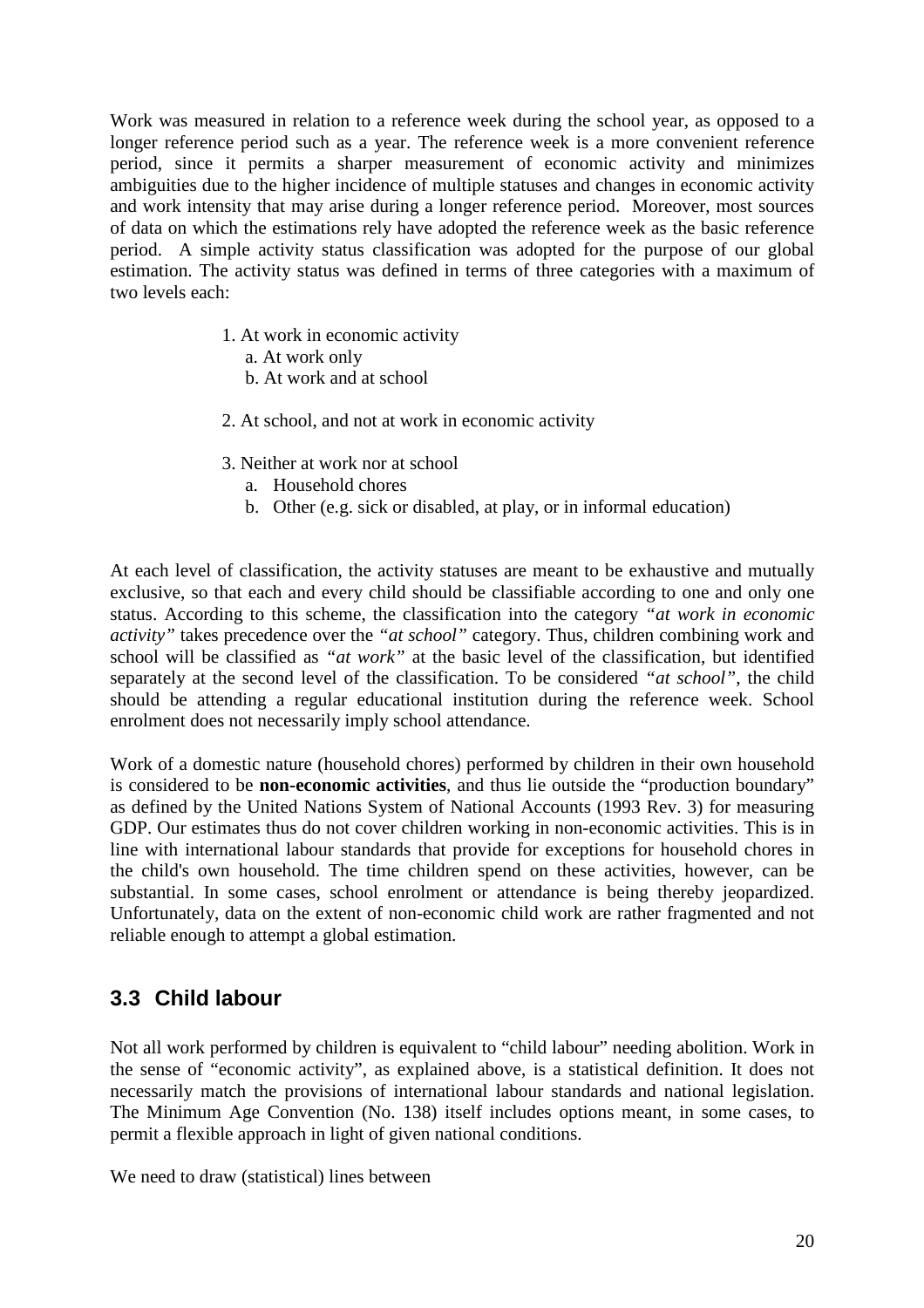Work was measured in relation to a reference week during the school year, as opposed to a longer reference period such as a year. The reference week is a more convenient reference period, since it permits a sharper measurement of economic activity and minimizes ambiguities due to the higher incidence of multiple statuses and changes in economic activity and work intensity that may arise during a longer reference period. Moreover, most sources of data on which the estimations rely have adopted the reference week as the basic reference period. A simple activity status classification was adopted for the purpose of our global estimation. The activity status was defined in terms of three categories with a maximum of two levels each:

1. At work in economic activity
   a. At work only
   b. At work and at school

2. At school, and not at work in economic activity

3. Neither at work nor at school
   a. Household chores
   b. Other (e.g. sick or disabled, at play, or in informal education)

At each level of classification, the activity statuses are meant to be exhaustive and mutually exclusive, so that each and every child should be classifiable according to one and only one status. According to this scheme, the classification into the category *"at work in economic activity"* takes precedence over the *"at school"* category. Thus, children combining work and school will be classified as *"at work"* at the basic level of the classification, but identified separately at the second level of the classification. To be considered *"at school"*, the child should be attending a regular educational institution during the reference week. School enrolment does not necessarily imply school attendance.

Work of a domestic nature (household chores) performed by children in their own household is considered to be **non-economic activities**, and thus lie outside the "production boundary" as defined by the United Nations System of National Accounts (1993 Rev. 3) for measuring GDP. Our estimates thus do not cover children working in non-economic activities. This is in line with international labour standards that provide for exceptions for household chores in the child's own household. The time children spend on these activities, however, can be substantial. In some cases, school enrolment or attendance is being thereby jeopardized. Unfortunately, data on the extent of non-economic child work are rather fragmented and not reliable enough to attempt a global estimation.

## 3.3 Child labour

Not all work performed by children is equivalent to "child labour" needing abolition. Work in the sense of "economic activity", as explained above, is a statistical definition. It does not necessarily match the provisions of international labour standards and national legislation. The Minimum Age Convention (No. 138) itself includes options meant, in some cases, to permit a flexible approach in light of given national conditions.

We need to draw (statistical) lines between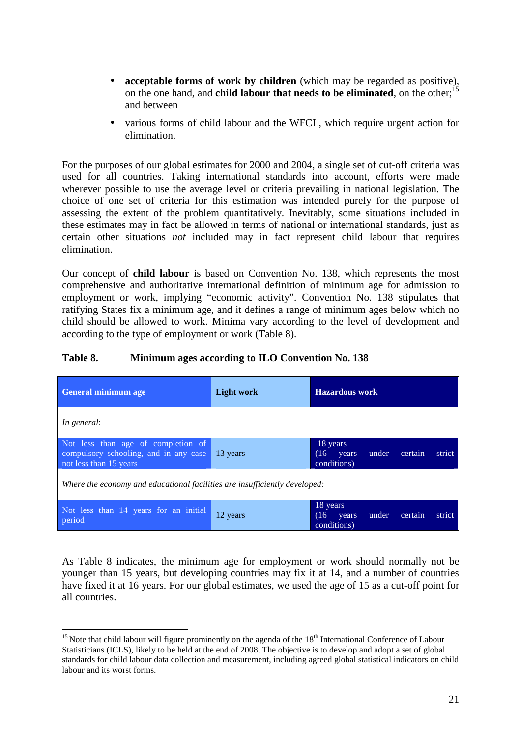- **acceptable forms of work by children** (which may be regarded as positive), on the one hand, and **child labour that needs to be eliminated**, on the other;[15] and between
- various forms of child labour and the WFCL, which require urgent action for elimination.

For the purposes of our global estimates for 2000 and 2004, a single set of cut-off criteria was used for all countries. Taking international standards into account, efforts were made wherever possible to use the average level or criteria prevailing in national legislation. The choice of one set of criteria for this estimation was intended purely for the purpose of assessing the extent of the problem quantitatively. Inevitably, some situations included in these estimates may in fact be allowed in terms of national or international standards, just as certain other situations *not* included may in fact represent child labour that requires elimination.

Our concept of **child labour** is based on Convention No. 138, which represents the most comprehensive and authoritative international definition of minimum age for admission to employment or work, implying "economic activity". Convention No. 138 stipulates that ratifying States fix a minimum age, and it defines a range of minimum ages below which no child should be allowed to work. Minima vary according to the level of development and according to the type of employment or work (Table 8).

**Table 8. Minimum ages according to ILO Convention No. 138**

| General minimum age | Light work | Hazardous work |
|---|---|---|
| *In general*: | | |
| Not less than age of completion of compulsory schooling, and in any case not less than 15 years | 13 years | 18 years (16 years under certain strict conditions) |
| *Where the economy and educational facilities are insufficiently developed:* | | |
| Not less than 14 years for an initial period | 12 years | 18 years (16 years under certain strict conditions) |

As Table 8 indicates, the minimum age for employment or work should normally not be younger than 15 years, but developing countries may fix it at 14, and a number of countries have fixed it at 16 years. For our global estimates, we used the age of 15 as a cut-off point for all countries.

[15] Note that child labour will figure prominently on the agenda of the 18th International Conference of Labour Statisticians (ICLS), likely to be held at the end of 2008. The objective is to develop and adopt a set of global standards for child labour data collection and measurement, including agreed global statistical indicators on child labour and its worst forms.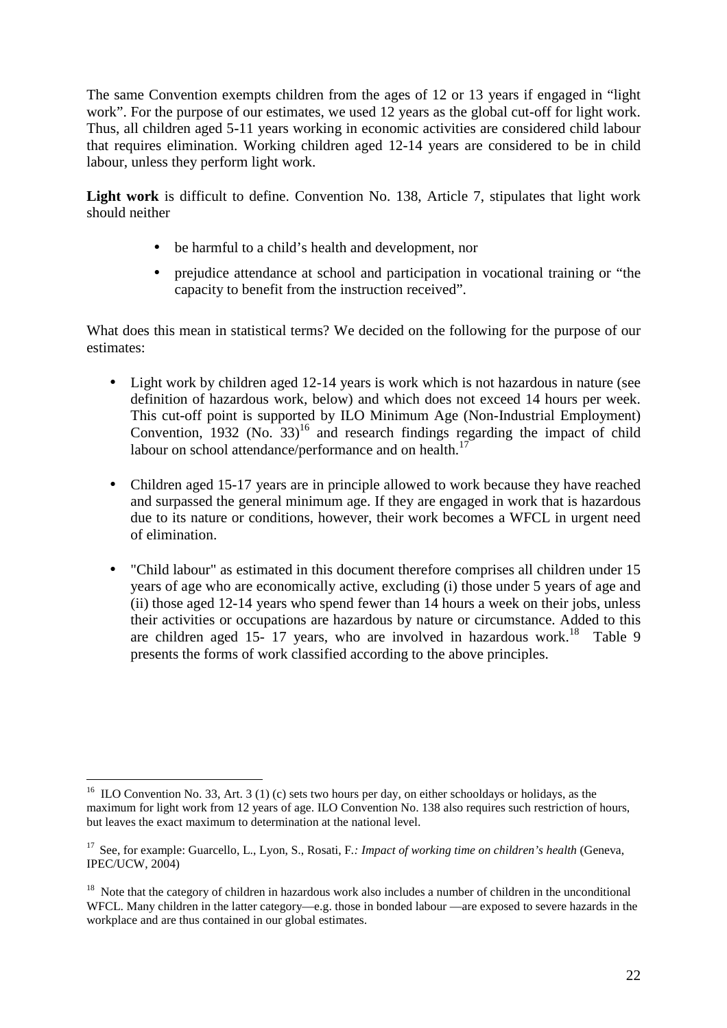The same Convention exempts children from the ages of 12 or 13 years if engaged in "light work". For the purpose of our estimates, we used 12 years as the global cut-off for light work. Thus, all children aged 5-11 years working in economic activities are considered child labour that requires elimination. Working children aged 12-14 years are considered to be in child labour, unless they perform light work.

**Light work** is difficult to define. Convention No. 138, Article 7, stipulates that light work should neither

- be harmful to a child's health and development, nor
- prejudice attendance at school and participation in vocational training or "the capacity to benefit from the instruction received".

What does this mean in statistical terms? We decided on the following for the purpose of our estimates:

- Light work by children aged 12-14 years is work which is not hazardous in nature (see definition of hazardous work, below) and which does not exceed 14 hours per week. This cut-off point is supported by ILO Minimum Age (Non-Industrial Employment) Convention, 1932 (No. 33)[16] and research findings regarding the impact of child labour on school attendance/performance and on health.[17]
- Children aged 15-17 years are in principle allowed to work because they have reached and surpassed the general minimum age. If they are engaged in work that is hazardous due to its nature or conditions, however, their work becomes a WFCL in urgent need of elimination.
- "Child labour" as estimated in this document therefore comprises all children under 15 years of age who are economically active, excluding (i) those under 5 years of age and (ii) those aged 12-14 years who spend fewer than 14 hours a week on their jobs, unless their activities or occupations are hazardous by nature or circumstance. Added to this are children aged 15- 17 years, who are involved in hazardous work.[18] Table 9 presents the forms of work classified according to the above principles.

---

[16] ILO Convention No. 33, Art. 3 (1) (c) sets two hours per day, on either schooldays or holidays, as the maximum for light work from 12 years of age. ILO Convention No. 138 also requires such restriction of hours, but leaves the exact maximum to determination at the national level.

[17] See, for example: Guarcello, L., Lyon, S., Rosati, F.*: Impact of working time on children's health* (Geneva, IPEC/UCW, 2004)

[18] Note that the category of children in hazardous work also includes a number of children in the unconditional WFCL. Many children in the latter category—e.g. those in bonded labour —are exposed to severe hazards in the workplace and are thus contained in our global estimates.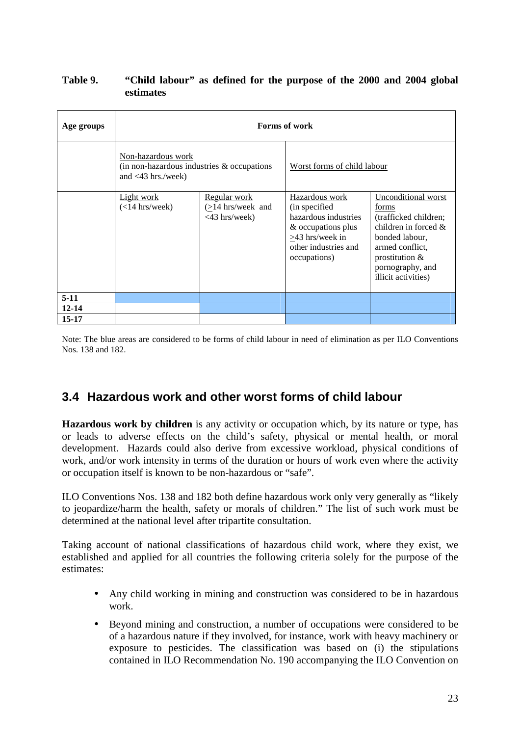**Table 9. "Child labour" as defined for the purpose of the 2000 and 2004 global estimates**

| Age groups | Forms of work | | | |
|---|---|---|---|---|
| | Non-hazardous work (in non-hazardous industries & occupations and <43 hrs./week) | | Worst forms of child labour | |
| | Light work (<14 hrs/week) | Regular work (≥14 hrs/week and <43 hrs/week) | Hazardous work (in specified hazardous industries & occupations plus ≥43 hrs/week in other industries and occupations) | Unconditional worst forms (trafficked children; children in forced & bonded labour, armed conflict, prostitution & pornography, and illicit activities) |
| **5-11** | | | | |
| **12-14** | | | | |
| **15-17** | | | | |

Note: The blue areas are considered to be forms of child labour in need of elimination as per ILO Conventions Nos. 138 and 182.

## 3.4 Hazardous work and other worst forms of child labour

**Hazardous work by children** is any activity or occupation which, by its nature or type, has or leads to adverse effects on the child's safety, physical or mental health, or moral development. Hazards could also derive from excessive workload, physical conditions of work, and/or work intensity in terms of the duration or hours of work even where the activity or occupation itself is known to be non-hazardous or "safe".

ILO Conventions Nos. 138 and 182 both define hazardous work only very generally as "likely to jeopardize/harm the health, safety or morals of children." The list of such work must be determined at the national level after tripartite consultation.

Taking account of national classifications of hazardous child work, where they exist, we established and applied for all countries the following criteria solely for the purpose of the estimates:

- Any child working in mining and construction was considered to be in hazardous work.
- Beyond mining and construction, a number of occupations were considered to be of a hazardous nature if they involved, for instance, work with heavy machinery or exposure to pesticides. The classification was based on (i) the stipulations contained in ILO Recommendation No. 190 accompanying the ILO Convention on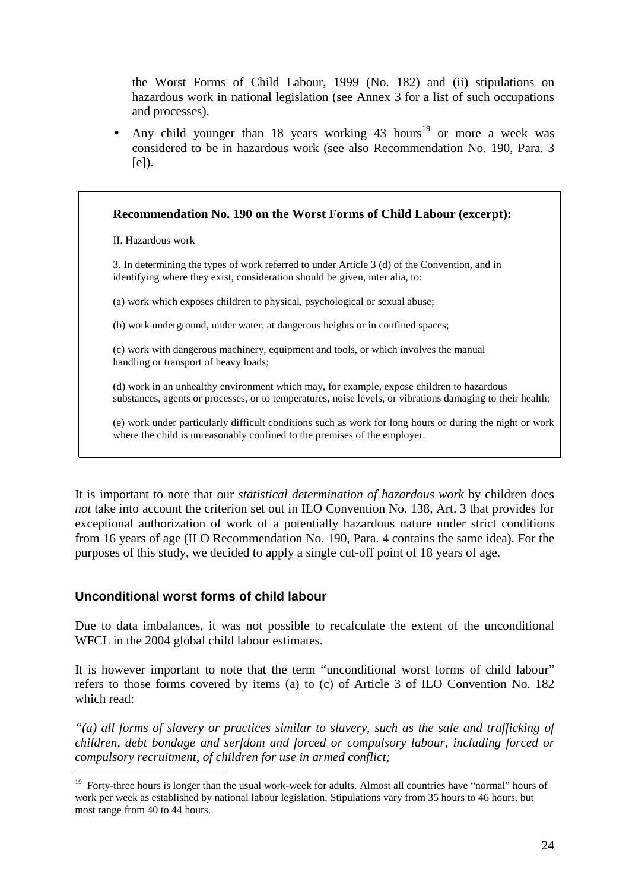the Worst Forms of Child Labour, 1999 (No. 182) and (ii) stipulations on hazardous work in national legislation (see Annex 3 for a list of such occupations and processes).

- Any child younger than 18 years working 43 hours[19] or more a week was considered to be in hazardous work (see also Recommendation No. 190, Para. 3 [e]).

> **Recommendation No. 190 on the Worst Forms of Child Labour (excerpt):**
>
> II. Hazardous work
>
> 3. In determining the types of work referred to under Article 3 (d) of the Convention, and in identifying where they exist, consideration should be given, inter alia, to:
>
> (a) work which exposes children to physical, psychological or sexual abuse;
>
> (b) work underground, under water, at dangerous heights or in confined spaces;
>
> (c) work with dangerous machinery, equipment and tools, or which involves the manual handling or transport of heavy loads;
>
> (d) work in an unhealthy environment which may, for example, expose children to hazardous substances, agents or processes, or to temperatures, noise levels, or vibrations damaging to their health;
>
> (e) work under particularly difficult conditions such as work for long hours or during the night or work where the child is unreasonably confined to the premises of the employer.

It is important to note that our *statistical determination of hazardous work* by children does *not* take into account the criterion set out in ILO Convention No. 138, Art. 3 that provides for exceptional authorization of work of a potentially hazardous nature under strict conditions from 16 years of age (ILO Recommendation No. 190, Para. 4 contains the same idea). For the purposes of this study, we decided to apply a single cut-off point of 18 years of age.

### Unconditional worst forms of child labour

Due to data imbalances, it was not possible to recalculate the extent of the unconditional WFCL in the 2004 global child labour estimates.

It is however important to note that the term "unconditional worst forms of child labour" refers to those forms covered by items (a) to (c) of Article 3 of ILO Convention No. 182 which read:

*"(a) all forms of slavery or practices similar to slavery, such as the sale and trafficking of children, debt bondage and serfdom and forced or compulsory labour, including forced or compulsory recruitment, of children for use in armed conflict;*

---

[19] Forty-three hours is longer than the usual work-week for adults. Almost all countries have "normal" hours of work per week as established by national labour legislation. Stipulations vary from 35 hours to 46 hours, but most range from 40 to 44 hours.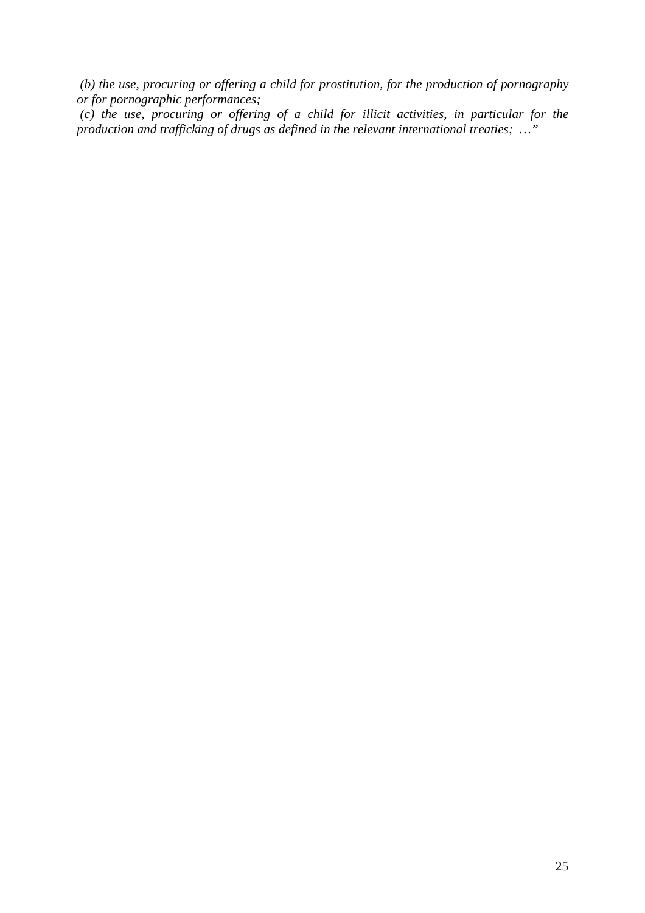*(b) the use, procuring or offering a child for prostitution, for the production of pornography or for pornographic performances;*

*(c) the use, procuring or offering of a child for illicit activities, in particular for the production and trafficking of drugs as defined in the relevant international treaties; …"*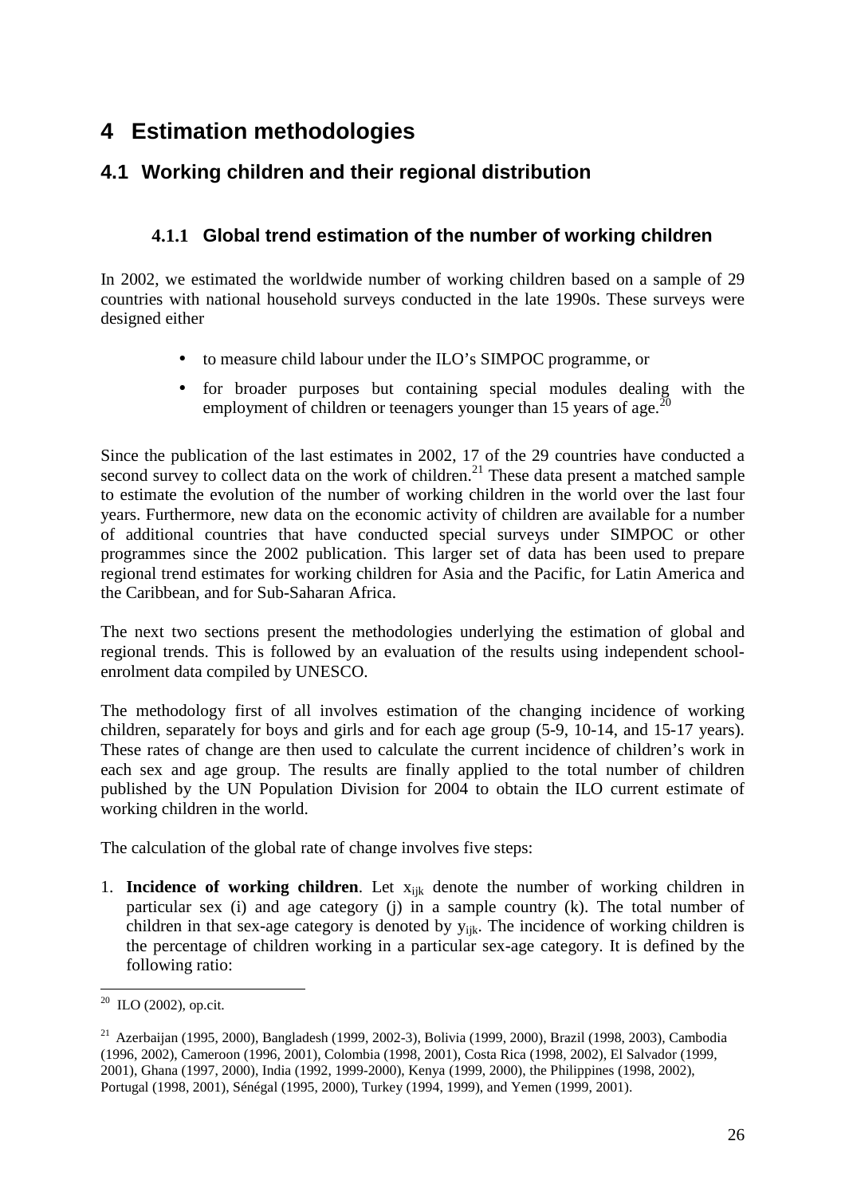# 4 Estimation methodologies

## 4.1 Working children and their regional distribution

### 4.1.1 Global trend estimation of the number of working children

In 2002, we estimated the worldwide number of working children based on a sample of 29 countries with national household surveys conducted in the late 1990s. These surveys were designed either

- to measure child labour under the ILO's SIMPOC programme, or
- for broader purposes but containing special modules dealing with the employment of children or teenagers younger than 15 years of age.[20]

Since the publication of the last estimates in 2002, 17 of the 29 countries have conducted a second survey to collect data on the work of children.[21] These data present a matched sample to estimate the evolution of the number of working children in the world over the last four years. Furthermore, new data on the economic activity of children are available for a number of additional countries that have conducted special surveys under SIMPOC or other programmes since the 2002 publication. This larger set of data has been used to prepare regional trend estimates for working children for Asia and the Pacific, for Latin America and the Caribbean, and for Sub-Saharan Africa.

The next two sections present the methodologies underlying the estimation of global and regional trends. This is followed by an evaluation of the results using independent school-enrolment data compiled by UNESCO.

The methodology first of all involves estimation of the changing incidence of working children, separately for boys and girls and for each age group (5-9, 10-14, and 15-17 years). These rates of change are then used to calculate the current incidence of children's work in each sex and age group. The results are finally applied to the total number of children published by the UN Population Division for 2004 to obtain the ILO current estimate of working children in the world.

The calculation of the global rate of change involves five steps:

1. **Incidence of working children**. Let $x_{ijk}$ denote the number of working children in particular sex (i) and age category (j) in a sample country (k). The total number of children in that sex-age category is denoted by $y_{ijk}$. The incidence of working children is the percentage of children working in a particular sex-age category. It is defined by the following ratio:

---

[20] ILO (2002), op.cit.

[21] Azerbaijan (1995, 2000), Bangladesh (1999, 2002-3), Bolivia (1999, 2000), Brazil (1998, 2003), Cambodia (1996, 2002), Cameroon (1996, 2001), Colombia (1998, 2001), Costa Rica (1998, 2002), El Salvador (1999, 2001), Ghana (1997, 2000), India (1992, 1999-2000), Kenya (1999, 2000), the Philippines (1998, 2002), Portugal (1998, 2001), Sénégal (1995, 2000), Turkey (1994, 1999), and Yemen (1999, 2001).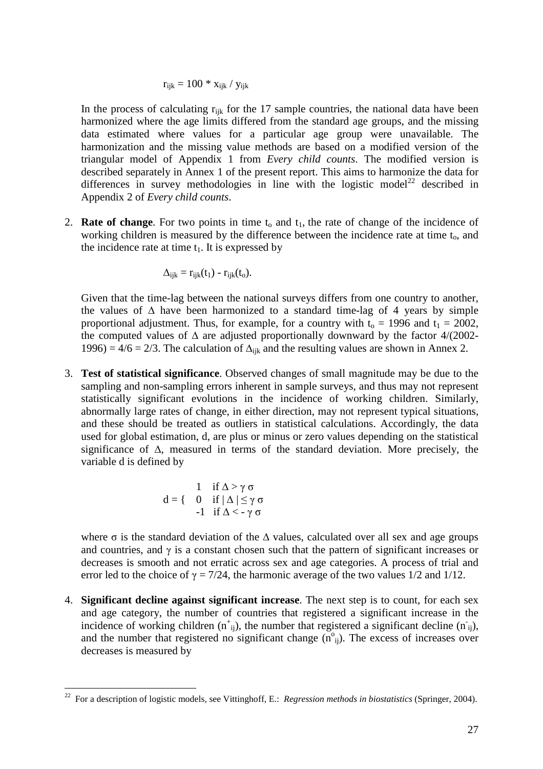$$r_{ijk} = 100 * x_{ijk} / y_{ijk}$$

In the process of calculating $r_{ijk}$ for the 17 sample countries, the national data have been harmonized where the age limits differed from the standard age groups, and the missing data estimated where values for a particular age group were unavailable. The harmonization and the missing value methods are based on a modified version of the triangular model of Appendix 1 from *Every child counts*. The modified version is described separately in Annex 1 of the present report. This aims to harmonize the data for differences in survey methodologies in line with the logistic model[22] described in Appendix 2 of *Every child counts*.

2. **Rate of change**. For two points in time $t_o$ and $t_1$, the rate of change of the incidence of working children is measured by the difference between the incidence rate at time $t_o$, and the incidence rate at time $t_1$. It is expressed by

$$\Delta_{ijk} = r_{ijk}(t_1) - r_{ijk}(t_o).$$

Given that the time-lag between the national surveys differs from one country to another, the values of $\Delta$ have been harmonized to a standard time-lag of 4 years by simple proportional adjustment. Thus, for example, for a country with $t_o = 1996$ and $t_1 = 2002$, the computed values of $\Delta$ are adjusted proportionally downward by the factor $4/(2002-1996) = 4/6 = 2/3$. The calculation of $\Delta_{ijk}$ and the resulting values are shown in Annex 2.

3. **Test of statistical significance**. Observed changes of small magnitude may be due to the sampling and non-sampling errors inherent in sample surveys, and thus may not represent statistically significant evolutions in the incidence of working children. Similarly, abnormally large rates of change, in either direction, may not represent typical situations, and these should be treated as outliers in statistical calculations. Accordingly, the data used for global estimation, d, are plus or minus or zero values depending on the statistical significance of $\Delta$, measured in terms of the standard deviation. More precisely, the variable d is defined by

$$d = \begin{cases} 1 & \text{if } \Delta > \gamma\,\sigma \\ 0 & \text{if } |\Delta| \leq \gamma\,\sigma \\ -1 & \text{if } \Delta < -\gamma\,\sigma \end{cases}$$

where $\sigma$ is the standard deviation of the $\Delta$ values, calculated over all sex and age groups and countries, and $\gamma$ is a constant chosen such that the pattern of significant increases or decreases is smooth and not erratic across sex and age categories. A process of trial and error led to the choice of $\gamma = 7/24$, the harmonic average of the two values 1/2 and 1/12.

4. **Significant decline against significant increase**. The next step is to count, for each sex and age category, the number of countries that registered a significant increase in the incidence of working children ($n^{+}_{ij}$), the number that registered a significant decline ($n^{-}_{ij}$), and the number that registered no significant change ($n^{o}_{ij}$). The excess of increases over decreases is measured by

[22] For a description of logistic models, see Vittinghoff, E.: *Regression methods in biostatistics* (Springer, 2004).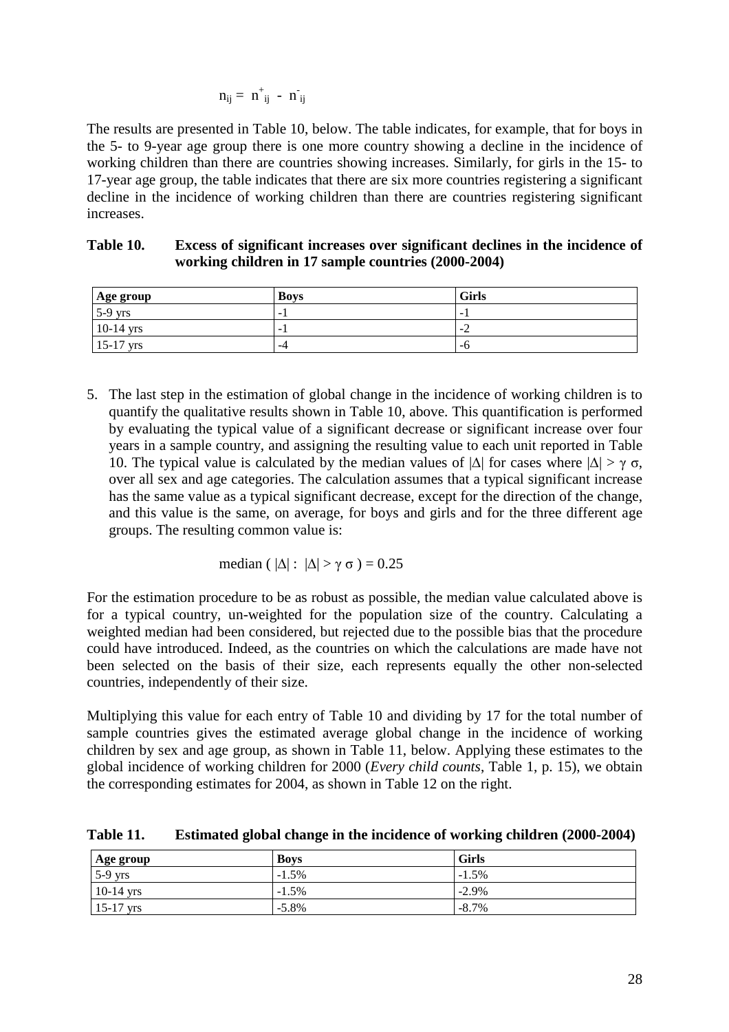$$n_{ij} = n^{+}_{ij} - n^{-}_{ij}$$

The results are presented in Table 10, below. The table indicates, for example, that for boys in the 5- to 9-year age group there is one more country showing a decline in the incidence of working children than there are countries showing increases. Similarly, for girls in the 15- to 17-year age group, the table indicates that there are six more countries registering a significant decline in the incidence of working children than there are countries registering significant increases.

**Table 10. Excess of significant increases over significant declines in the incidence of working children in 17 sample countries (2000-2004)**

| Age group | Boys | Girls |
|---|---|---|
| 5-9 yrs | -1 | -1 |
| 10-14 yrs | -1 | -2 |
| 15-17 yrs | -4 | -6 |

5. The last step in the estimation of global change in the incidence of working children is to quantify the qualitative results shown in Table 10, above. This quantification is performed by evaluating the typical value of a significant decrease or significant increase over four years in a sample country, and assigning the resulting value to each unit reported in Table 10. The typical value is calculated by the median values of $|\Delta|$ for cases where $|\Delta| > \gamma\, \sigma$, over all sex and age categories. The calculation assumes that a typical significant increase has the same value as a typical significant decrease, except for the direction of the change, and this value is the same, on average, for boys and girls and for the three different age groups. The resulting common value is:

$$\text{median} ( |\Delta| : \ |\Delta| > \gamma\, \sigma ) = 0.25$$

For the estimation procedure to be as robust as possible, the median value calculated above is for a typical country, un-weighted for the population size of the country. Calculating a weighted median had been considered, but rejected due to the possible bias that the procedure could have introduced. Indeed, as the countries on which the calculations are made have not been selected on the basis of their size, each represents equally the other non-selected countries, independently of their size.

Multiplying this value for each entry of Table 10 and dividing by 17 for the total number of sample countries gives the estimated average global change in the incidence of working children by sex and age group, as shown in Table 11, below. Applying these estimates to the global incidence of working children for 2000 (*Every child counts*, Table 1, p. 15), we obtain the corresponding estimates for 2004, as shown in Table 12 on the right.

**Table 11. Estimated global change in the incidence of working children (2000-2004)**

| Age group | Boys | Girls |
|---|---|---|
| 5-9 yrs | -1.5% | -1.5% |
| 10-14 yrs | -1.5% | -2.9% |
| 15-17 yrs | -5.8% | -8.7% |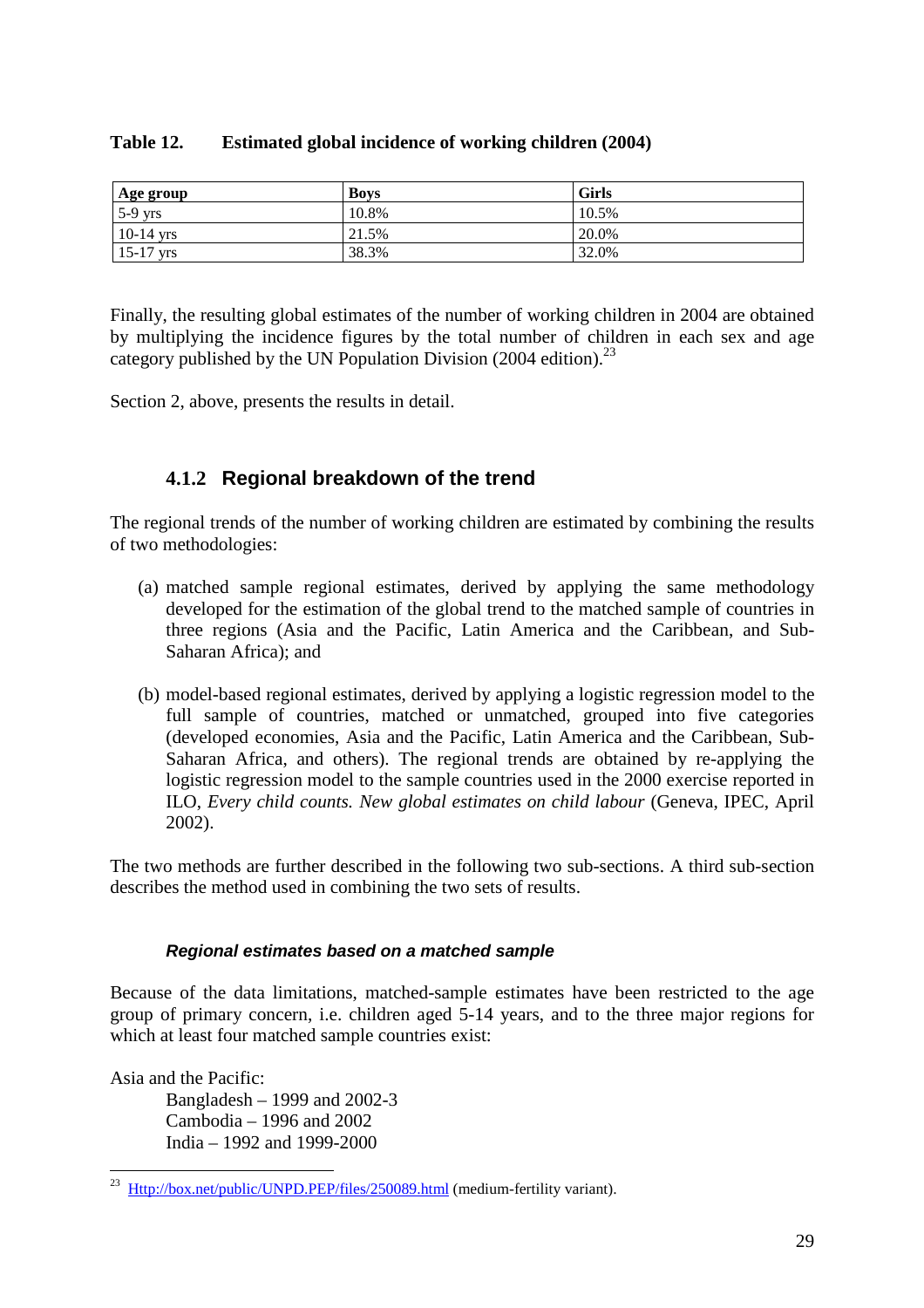**Table 12. Estimated global incidence of working children (2004)**

| Age group | Boys | Girls |
|---|---|---|
| 5-9 yrs | 10.8% | 10.5% |
| 10-14 yrs | 21.5% | 20.0% |
| 15-17 yrs | 38.3% | 32.0% |

Finally, the resulting global estimates of the number of working children in 2004 are obtained by multiplying the incidence figures by the total number of children in each sex and age category published by the UN Population Division (2004 edition).[23]

Section 2, above, presents the results in detail.

### 4.1.2 Regional breakdown of the trend

The regional trends of the number of working children are estimated by combining the results of two methodologies:

(a) matched sample regional estimates, derived by applying the same methodology developed for the estimation of the global trend to the matched sample of countries in three regions (Asia and the Pacific, Latin America and the Caribbean, and Sub-Saharan Africa); and

(b) model-based regional estimates, derived by applying a logistic regression model to the full sample of countries, matched or unmatched, grouped into five categories (developed economies, Asia and the Pacific, Latin America and the Caribbean, Sub-Saharan Africa, and others). The regional trends are obtained by re-applying the logistic regression model to the sample countries used in the 2000 exercise reported in ILO, *Every child counts. New global estimates on child labour* (Geneva, IPEC, April 2002).

The two methods are further described in the following two sub-sections. A third sub-section describes the method used in combining the two sets of results.

#### *Regional estimates based on a matched sample*

Because of the data limitations, matched-sample estimates have been restricted to the age group of primary concern, i.e. children aged 5-14 years, and to the three major regions for which at least four matched sample countries exist:

Asia and the Pacific:
- Bangladesh – 1999 and 2002-3
- Cambodia – 1996 and 2002
- India – 1992 and 1999-2000

[23] Http://box.net/public/UNPD.PEP/files/250089.html (medium-fertility variant).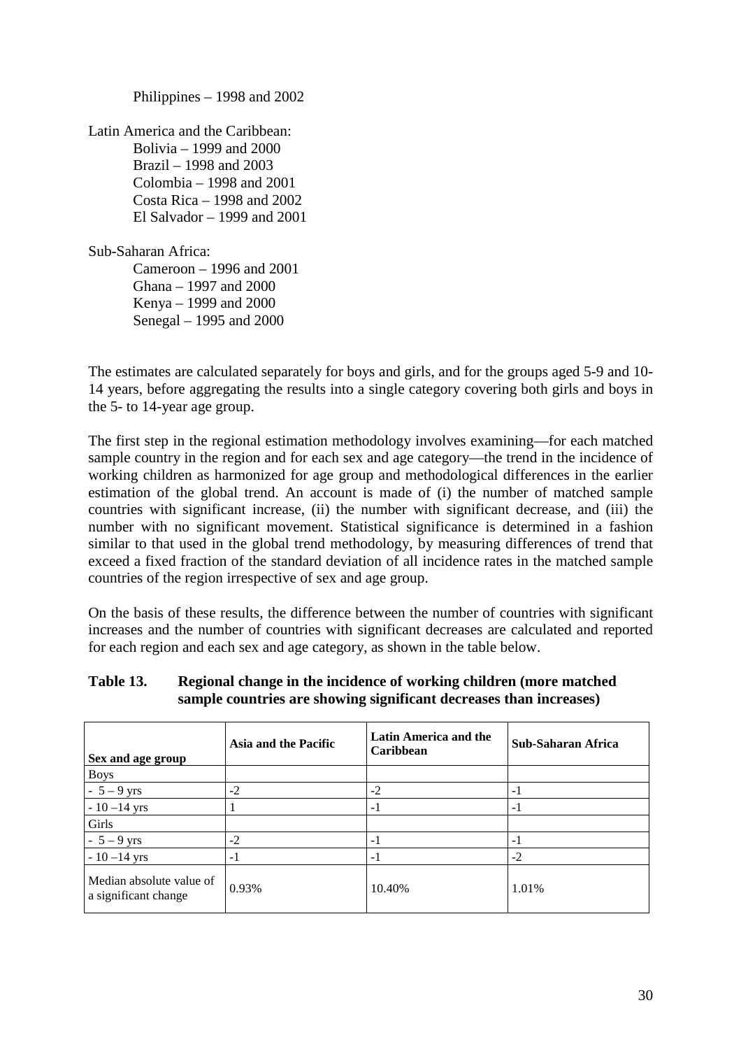Philippines – 1998 and 2002

Latin America and the Caribbean:
- Bolivia – 1999 and 2000
- Brazil – 1998 and 2003
- Colombia – 1998 and 2001
- Costa Rica – 1998 and 2002
- El Salvador – 1999 and 2001

Sub-Saharan Africa:
- Cameroon – 1996 and 2001
- Ghana – 1997 and 2000
- Kenya – 1999 and 2000
- Senegal – 1995 and 2000

The estimates are calculated separately for boys and girls, and for the groups aged 5-9 and 10-14 years, before aggregating the results into a single category covering both girls and boys in the 5- to 14-year age group.

The first step in the regional estimation methodology involves examining—for each matched sample country in the region and for each sex and age category—the trend in the incidence of working children as harmonized for age group and methodological differences in the earlier estimation of the global trend. An account is made of (i) the number of matched sample countries with significant increase, (ii) the number with significant decrease, and (iii) the number with no significant movement. Statistical significance is determined in a fashion similar to that used in the global trend methodology, by measuring differences of trend that exceed a fixed fraction of the standard deviation of all incidence rates in the matched sample countries of the region irrespective of sex and age group.

On the basis of these results, the difference between the number of countries with significant increases and the number of countries with significant decreases are calculated and reported for each region and each sex and age category, as shown in the table below.

**Table 13. Regional change in the incidence of working children (more matched sample countries are showing significant decreases than increases)**

| Sex and age group | Asia and the Pacific | Latin America and the Caribbean | Sub-Saharan Africa |
|---|---|---|---|
| Boys | | | |
| - 5 – 9 yrs | -2 | -2 | -1 |
| - 10 –14 yrs | 1 | -1 | -1 |
| Girls | | | |
| - 5 – 9 yrs | -2 | -1 | -1 |
| - 10 –14 yrs | -1 | -1 | -2 |
| Median absolute value of a significant change | 0.93% | 10.40% | 1.01% |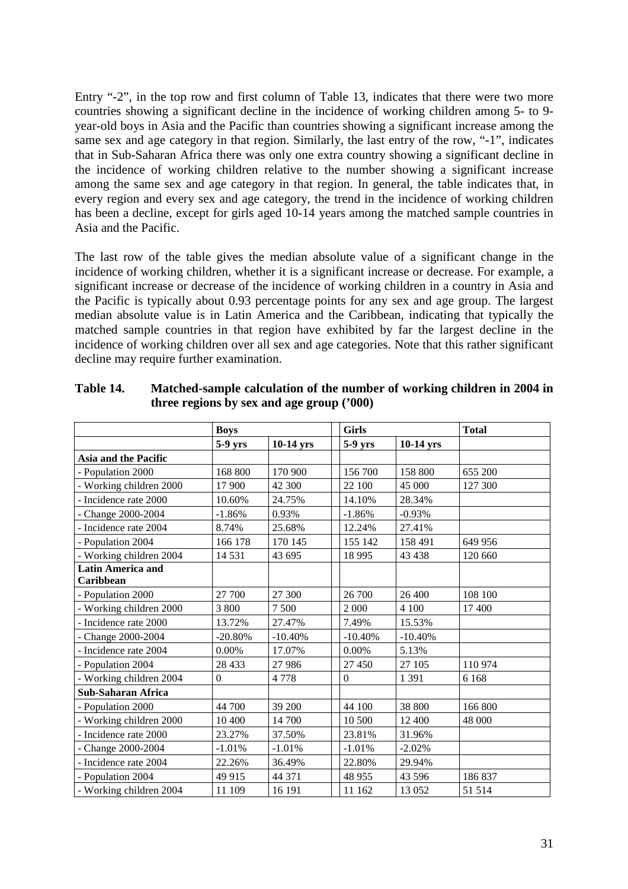Entry "-2", in the top row and first column of Table 13, indicates that there were two more countries showing a significant decline in the incidence of working children among 5- to 9-year-old boys in Asia and the Pacific than countries showing a significant increase among the same sex and age category in that region. Similarly, the last entry of the row, "-1", indicates that in Sub-Saharan Africa there was only one extra country showing a significant decline in the incidence of working children relative to the number showing a significant increase among the same sex and age category in that region. In general, the table indicates that, in every region and every sex and age category, the trend in the incidence of working children has been a decline, except for girls aged 10-14 years among the matched sample countries in Asia and the Pacific.

The last row of the table gives the median absolute value of a significant change in the incidence of working children, whether it is a significant increase or decrease. For example, a significant increase or decrease of the incidence of working children in a country in Asia and the Pacific is typically about 0.93 percentage points for any sex and age group. The largest median absolute value is in Latin America and the Caribbean, indicating that typically the matched sample countries in that region have exhibited by far the largest decline in the incidence of working children over all sex and age categories. Note that this rather significant decline may require further examination.

**Table 14. Matched-sample calculation of the number of working children in 2004 in three regions by sex and age group ('000)**

| | Boys | | Girls | | Total |
|---|---|---|---|---|---|
| | 5-9 yrs | 10-14 yrs | 5-9 yrs | 10-14 yrs | |
| **Asia and the Pacific** | | | | | |
| - Population 2000 | 168 800 | 170 900 | 156 700 | 158 800 | 655 200 |
| - Working children 2000 | 17 900 | 42 300 | 22 100 | 45 000 | 127 300 |
| - Incidence rate 2000 | 10.60% | 24.75% | 14.10% | 28.34% | |
| - Change 2000-2004 | -1.86% | 0.93% | -1.86% | -0.93% | |
| - Incidence rate 2004 | 8.74% | 25.68% | 12.24% | 27.41% | |
| - Population 2004 | 166 178 | 170 145 | 155 142 | 158 491 | 649 956 |
| - Working children 2004 | 14 531 | 43 695 | 18 995 | 43 438 | 120 660 |
| **Latin America and Caribbean** | | | | | |
| - Population 2000 | 27 700 | 27 300 | 26 700 | 26 400 | 108 100 |
| - Working children 2000 | 3 800 | 7 500 | 2 000 | 4 100 | 17 400 |
| - Incidence rate 2000 | 13.72% | 27.47% | 7.49% | 15.53% | |
| - Change 2000-2004 | -20.80% | -10.40% | -10.40% | -10.40% | |
| - Incidence rate 2004 | 0.00% | 17.07% | 0.00% | 5.13% | |
| - Population 2004 | 28 433 | 27 986 | 27 450 | 27 105 | 110 974 |
| - Working children 2004 | 0 | 4 778 | 0 | 1 391 | 6 168 |
| **Sub-Saharan Africa** | | | | | |
| - Population 2000 | 44 700 | 39 200 | 44 100 | 38 800 | 166 800 |
| - Working children 2000 | 10 400 | 14 700 | 10 500 | 12 400 | 48 000 |
| - Incidence rate 2000 | 23.27% | 37.50% | 23.81% | 31.96% | |
| - Change 2000-2004 | -1.01% | -1.01% | -1.01% | -2.02% | |
| - Incidence rate 2004 | 22.26% | 36.49% | 22.80% | 29.94% | |
| - Population 2004 | 49 915 | 44 371 | 48 955 | 43 596 | 186 837 |
| - Working children 2004 | 11 109 | 16 191 | 11 162 | 13 052 | 51 514 |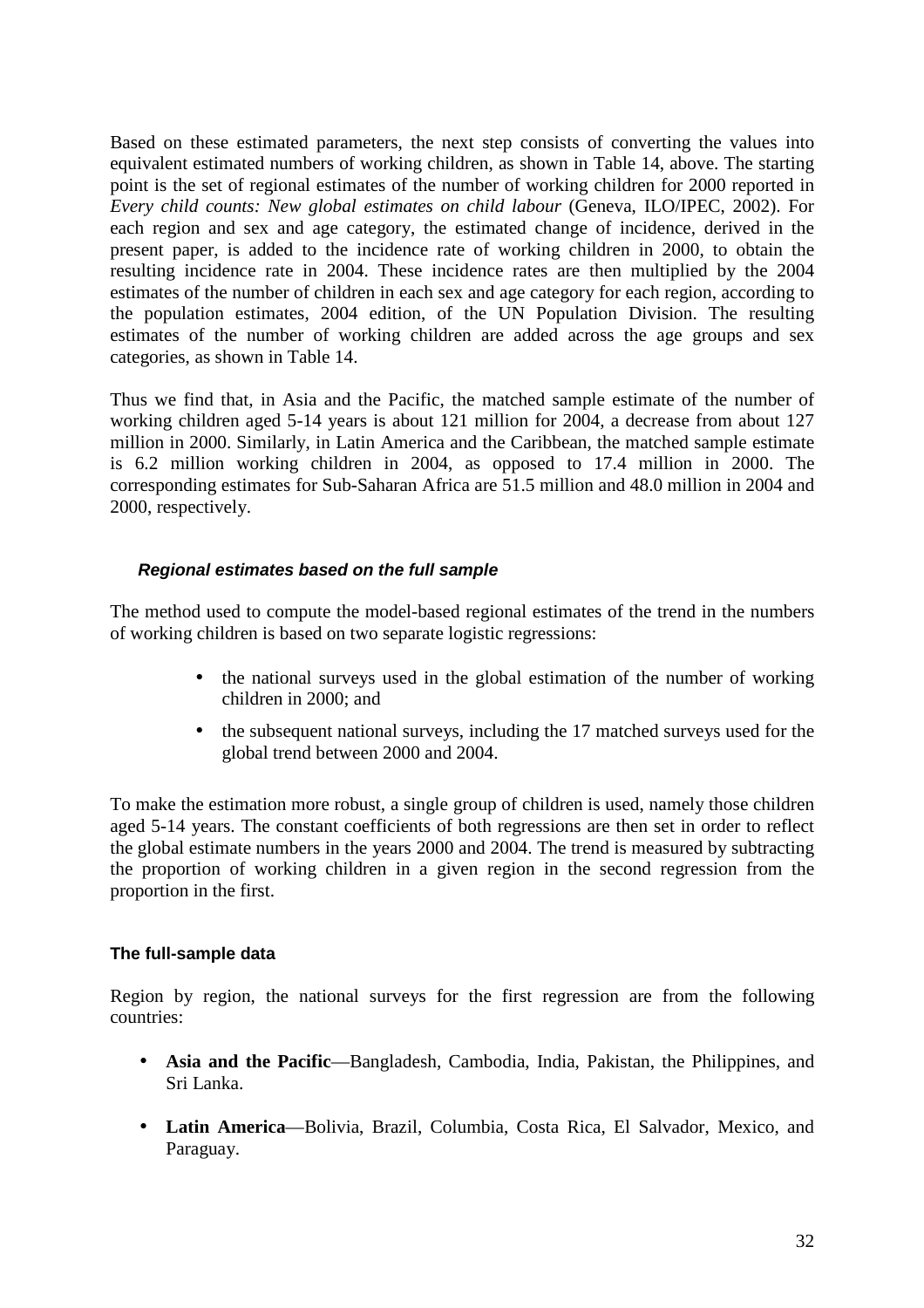Based on these estimated parameters, the next step consists of converting the values into equivalent estimated numbers of working children, as shown in Table 14, above. The starting point is the set of regional estimates of the number of working children for 2000 reported in *Every child counts: New global estimates on child labour* (Geneva, ILO/IPEC, 2002). For each region and sex and age category, the estimated change of incidence, derived in the present paper, is added to the incidence rate of working children in 2000, to obtain the resulting incidence rate in 2004. These incidence rates are then multiplied by the 2004 estimates of the number of children in each sex and age category for each region, according to the population estimates, 2004 edition, of the UN Population Division. The resulting estimates of the number of working children are added across the age groups and sex categories, as shown in Table 14.

Thus we find that, in Asia and the Pacific, the matched sample estimate of the number of working children aged 5-14 years is about 121 million for 2004, a decrease from about 127 million in 2000. Similarly, in Latin America and the Caribbean, the matched sample estimate is 6.2 million working children in 2004, as opposed to 17.4 million in 2000. The corresponding estimates for Sub-Saharan Africa are 51.5 million and 48.0 million in 2004 and 2000, respectively.

#### *Regional estimates based on the full sample*

The method used to compute the model-based regional estimates of the trend in the numbers of working children is based on two separate logistic regressions:

- the national surveys used in the global estimation of the number of working children in 2000; and
- the subsequent national surveys, including the 17 matched surveys used for the global trend between 2000 and 2004.

To make the estimation more robust, a single group of children is used, namely those children aged 5-14 years. The constant coefficients of both regressions are then set in order to reflect the global estimate numbers in the years 2000 and 2004. The trend is measured by subtracting the proportion of working children in a given region in the second regression from the proportion in the first.

#### The full-sample data

Region by region, the national surveys for the first regression are from the following countries:

- **Asia and the Pacific**—Bangladesh, Cambodia, India, Pakistan, the Philippines, and Sri Lanka.
- **Latin America**—Bolivia, Brazil, Columbia, Costa Rica, El Salvador, Mexico, and Paraguay.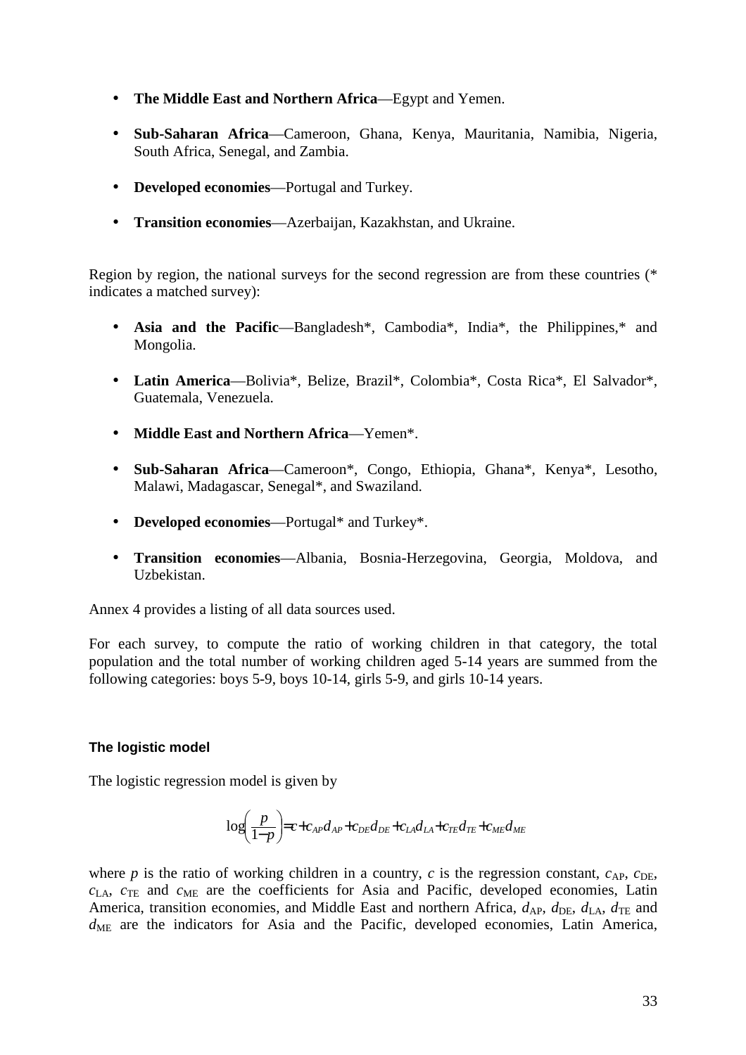- **The Middle East and Northern Africa**—Egypt and Yemen.
- **Sub-Saharan Africa**—Cameroon, Ghana, Kenya, Mauritania, Namibia, Nigeria, South Africa, Senegal, and Zambia.
- **Developed economies**—Portugal and Turkey.
- **Transition economies**—Azerbaijan, Kazakhstan, and Ukraine.

Region by region, the national surveys for the second regression are from these countries (* indicates a matched survey):

- **Asia and the Pacific**—Bangladesh*, Cambodia*, India*, the Philippines,* and Mongolia.
- **Latin America**—Bolivia*, Belize, Brazil*, Colombia*, Costa Rica*, El Salvador*, Guatemala, Venezuela.
- **Middle East and Northern Africa**—Yemen*.
- **Sub-Saharan Africa**—Cameroon*, Congo, Ethiopia, Ghana*, Kenya*, Lesotho, Malawi, Madagascar, Senegal*, and Swaziland.
- **Developed economies**—Portugal* and Turkey*.
- **Transition economies**—Albania, Bosnia-Herzegovina, Georgia, Moldova, and Uzbekistan.

Annex 4 provides a listing of all data sources used.

For each survey, to compute the ratio of working children in that category, the total population and the total number of working children aged 5-14 years are summed from the following categories: boys 5-9, boys 10-14, girls 5-9, and girls 10-14 years.

### The logistic model

The logistic regression model is given by

$$\log\left(\frac{p}{1-p}\right) = c + c_{AP}d_{AP} + c_{DE}d_{DE} + c_{LA}d_{LA} + c_{TE}d_{TE} + c_{ME}d_{ME}$$

where $p$ is the ratio of working children in a country, $c$ is the regression constant, $c_{AP}$, $c_{DE}$, $c_{LA}$, $c_{TE}$ and $c_{ME}$ are the coefficients for Asia and Pacific, developed economies, Latin America, transition economies, and Middle East and northern Africa, $d_{AP}$, $d_{DE}$, $d_{LA}$, $d_{TE}$ and $d_{ME}$ are the indicators for Asia and the Pacific, developed economies, Latin America,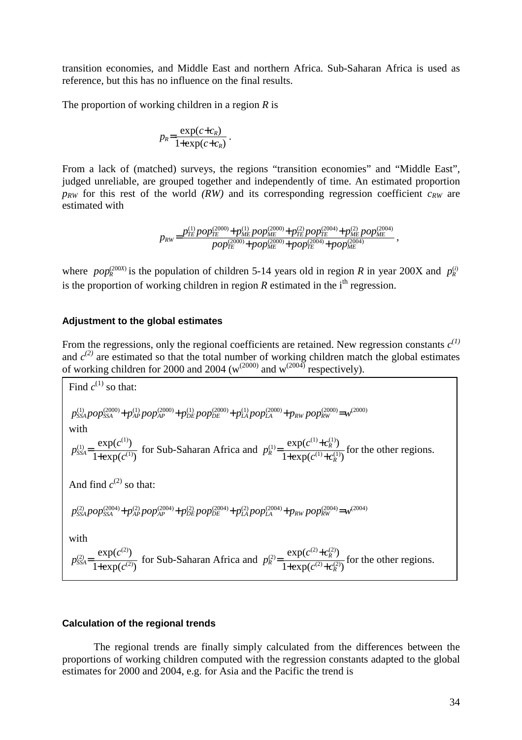transition economies, and Middle East and northern Africa. Sub-Saharan Africa is used as reference, but this has no influence on the final results.

The proportion of working children in a region $R$ is

$$p_R = \frac{\exp(c + c_R)}{1 + \exp(c + c_R)}\,.$$

From a lack of (matched) surveys, the regions "transition economies" and "Middle East", judged unreliable, are grouped together and independently of time. An estimated proportion $p_{RW}$ for this rest of the world *(RW)* and its corresponding regression coefficient $c_{RW}$ are estimated with

$$p_{RW} = \frac{p_{TE}^{(1)} pop_{TE}^{(2000)} + p_{ME}^{(1)} pop_{ME}^{(2000)} + p_{TE}^{(2)} pop_{TE}^{(2004)} + p_{ME}^{(2)} pop_{ME}^{(2004)}}{pop_{TE}^{(2000)} + pop_{ME}^{(2000)} + pop_{TE}^{(2004)} + pop_{ME}^{(2004)}}\,,$$

where $pop_R^{(200X)}$ is the population of children 5-14 years old in region $R$ in year 200X and $p_R^{(i)}$ is the proportion of working children in region $R$ estimated in the i[th] regression.

#### Adjustment to the global estimates

From the regressions, only the regional coefficients are retained. New regression constants $c^{(1)}$ and $c^{(2)}$ are estimated so that the total number of working children match the global estimates of working children for 2000 and 2004 ($w^{(2000)}$ and $w^{(2004)}$ respectively).

Find $c^{(1)}$ so that:

$$p_{SSA}^{(1)} pop_{SSA}^{(2000)} + p_{AP}^{(1)} pop_{AP}^{(2000)} + p_{DE}^{(1)} pop_{DE}^{(2000)} + p_{LA}^{(1)} pop_{LA}^{(2000)} + p_{RW}\, pop_{RW}^{(2000)} = w^{(2000)}$$

with

$p_{SSA}^{(1)} = \dfrac{\exp(c^{(1)})}{1 + \exp(c^{(1)})}$ for Sub-Saharan Africa and $p_R^{(1)} = \dfrac{\exp(c^{(1)} + c_R^{(1)})}{1 + \exp(c^{(1)} + c_R^{(1)})}$ for the other regions.

And find $c^{(2)}$ so that:

$$p_{SSA}^{(2)} pop_{SSA}^{(2004)} + p_{AP}^{(2)} pop_{AP}^{(2004)} + p_{DE}^{(2)} pop_{DE}^{(2004)} + p_{LA}^{(2)} pop_{LA}^{(2004)} + p_{RW}\, pop_{RW}^{(2004)} = w^{(2004)}$$

with

$p_{SSA}^{(2)} = \dfrac{\exp(c^{(2)})}{1 + \exp(c^{(2)})}$ for Sub-Saharan Africa and $p_R^{(2)} = \dfrac{\exp(c^{(2)} + c_R^{(2)})}{1 + \exp(c^{(2)} + c_R^{(2)})}$ for the other regions.

#### Calculation of the regional trends

The regional trends are finally simply calculated from the differences between the proportions of working children computed with the regression constants adapted to the global estimates for 2000 and 2004, e.g. for Asia and the Pacific the trend is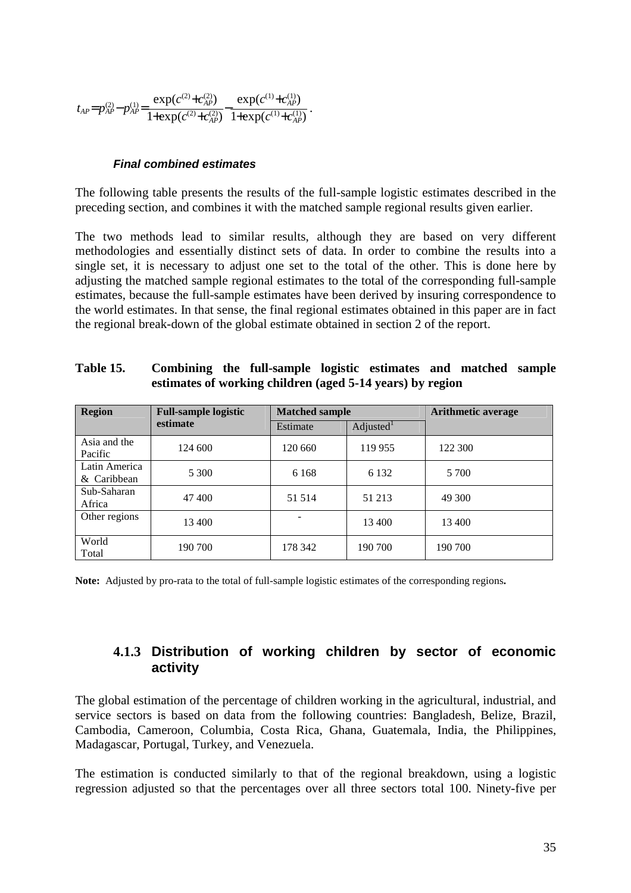$$t_{AP} = p_{AP}^{(2)} - p_{AP}^{(1)} = \frac{\exp(c^{(2)} + c_{AP}^{(2)})}{1 + \exp(c^{(2)} + c_{AP}^{(2)})} - \frac{\exp(c^{(1)} + c_{AP}^{(1)})}{1 + \exp(c^{(1)} + c_{AP}^{(1)})}.$$

#### *Final combined estimates*

The following table presents the results of the full-sample logistic estimates described in the preceding section, and combines it with the matched sample regional results given earlier.

The two methods lead to similar results, although they are based on very different methodologies and essentially distinct sets of data. In order to combine the results into a single set, it is necessary to adjust one set to the total of the other. This is done here by adjusting the matched sample regional estimates to the total of the corresponding full-sample estimates, because the full-sample estimates have been derived by insuring correspondence to the world estimates. In that sense, the final regional estimates obtained in this paper are in fact the regional break-down of the global estimate obtained in section 2 of the report.

**Table 15. Combining the full-sample logistic estimates and matched sample estimates of working children (aged 5-14 years) by region**

| Region | Full-sample logistic estimate | Matched sample | | Arithmetic average |
|---|---|---|---|---|
| | | Estimate | Adjusted[1] | |
| Asia and the Pacific | 124 600 | 120 660 | 119 955 | 122 300 |
| Latin America & Caribbean | 5 300 | 6 168 | 6 132 | 5 700 |
| Sub-Saharan Africa | 47 400 | 51 514 | 51 213 | 49 300 |
| Other regions | 13 400 | - | 13 400 | 13 400 |
| World Total | 190 700 | 178 342 | 190 700 | 190 700 |

**Note:** Adjusted by pro-rata to the total of full-sample logistic estimates of the corresponding regions**.**

### 4.1.3 Distribution of working children by sector of economic activity

The global estimation of the percentage of children working in the agricultural, industrial, and service sectors is based on data from the following countries: Bangladesh, Belize, Brazil, Cambodia, Cameroon, Columbia, Costa Rica, Ghana, Guatemala, India, the Philippines, Madagascar, Portugal, Turkey, and Venezuela.

The estimation is conducted similarly to that of the regional breakdown, using a logistic regression adjusted so that the percentages over all three sectors total 100. Ninety-five per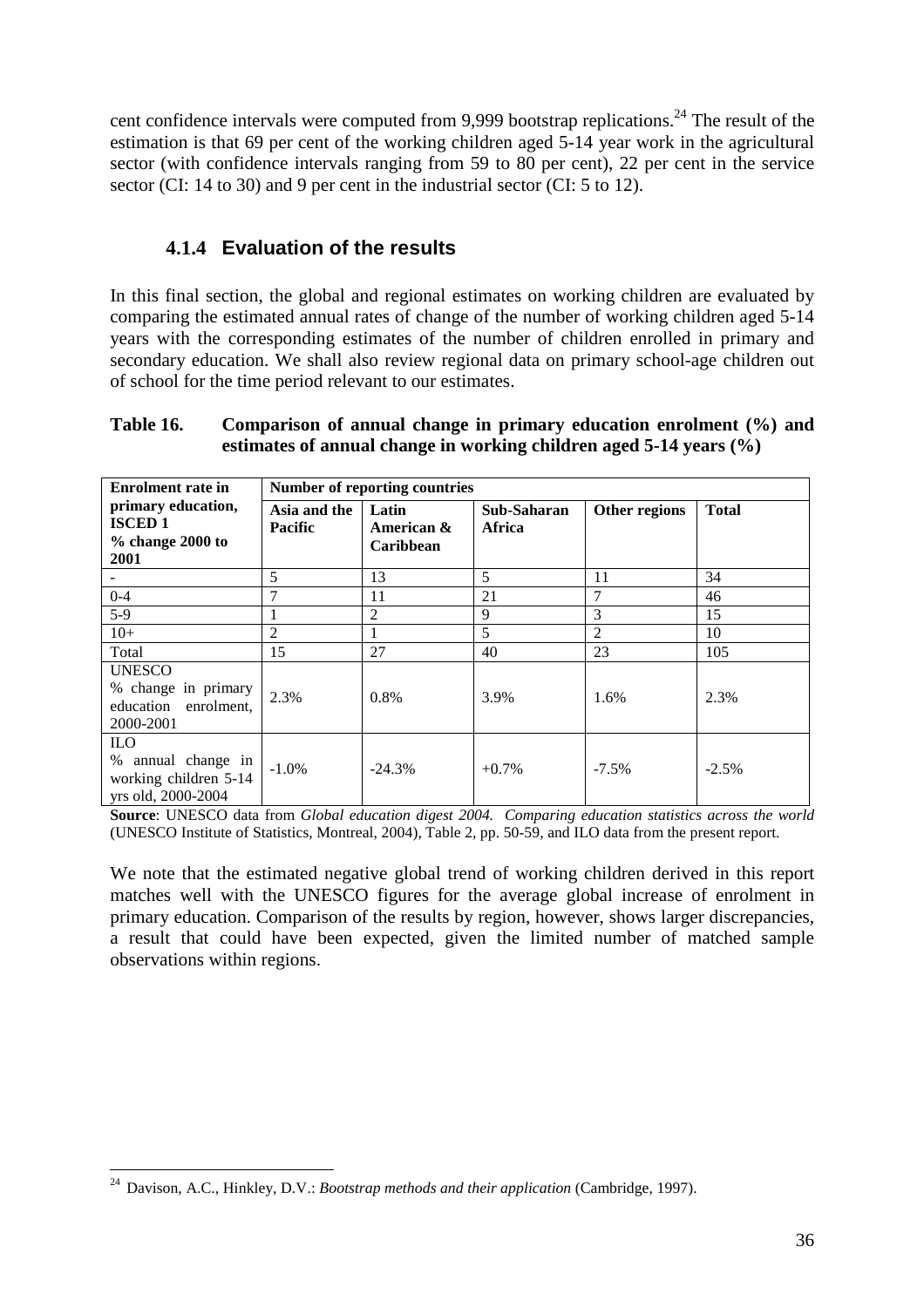cent confidence intervals were computed from 9,999 bootstrap replications.[24] The result of the estimation is that 69 per cent of the working children aged 5-14 year work in the agricultural sector (with confidence intervals ranging from 59 to 80 per cent), 22 per cent in the service sector (CI: 14 to 30) and 9 per cent in the industrial sector (CI: 5 to 12).

### 4.1.4 Evaluation of the results

In this final section, the global and regional estimates on working children are evaluated by comparing the estimated annual rates of change of the number of working children aged 5-14 years with the corresponding estimates of the number of children enrolled in primary and secondary education. We shall also review regional data on primary school-age children out of school for the time period relevant to our estimates.

**Table 16. Comparison of annual change in primary education enrolment (%) and estimates of annual change in working children aged 5-14 years (%)**

| **Enrolment rate in primary education, ISCED 1 % change 2000 to 2001** | **Number of reporting countries** | | | | |
|---|---|---|---|---|---|
| | **Asia and the Pacific** | **Latin American & Caribbean** | **Sub-Saharan Africa** | **Other regions** | **Total** |
| - | 5 | 13 | 5 | 11 | 34 |
| 0-4 | 7 | 11 | 21 | 7 | 46 |
| 5-9 | 1 | 2 | 9 | 3 | 15 |
| 10+ | 2 | 1 | 5 | 2 | 10 |
| Total | 15 | 27 | 40 | 23 | 105 |
| UNESCO % change in primary education enrolment, 2000-2001 | 2.3% | 0.8% | 3.9% | 1.6% | 2.3% |
| ILO % annual change in working children 5-14 yrs old, 2000-2004 | -1.0% | -24.3% | +0.7% | -7.5% | -2.5% |

**Source**: UNESCO data from *Global education digest 2004. Comparing education statistics across the world* (UNESCO Institute of Statistics, Montreal, 2004), Table 2, pp. 50-59, and ILO data from the present report.

We note that the estimated negative global trend of working children derived in this report matches well with the UNESCO figures for the average global increase of enrolment in primary education. Comparison of the results by region, however, shows larger discrepancies, a result that could have been expected, given the limited number of matched sample observations within regions.

---

[24] Davison, A.C., Hinkley, D.V.: *Bootstrap methods and their application* (Cambridge, 1997).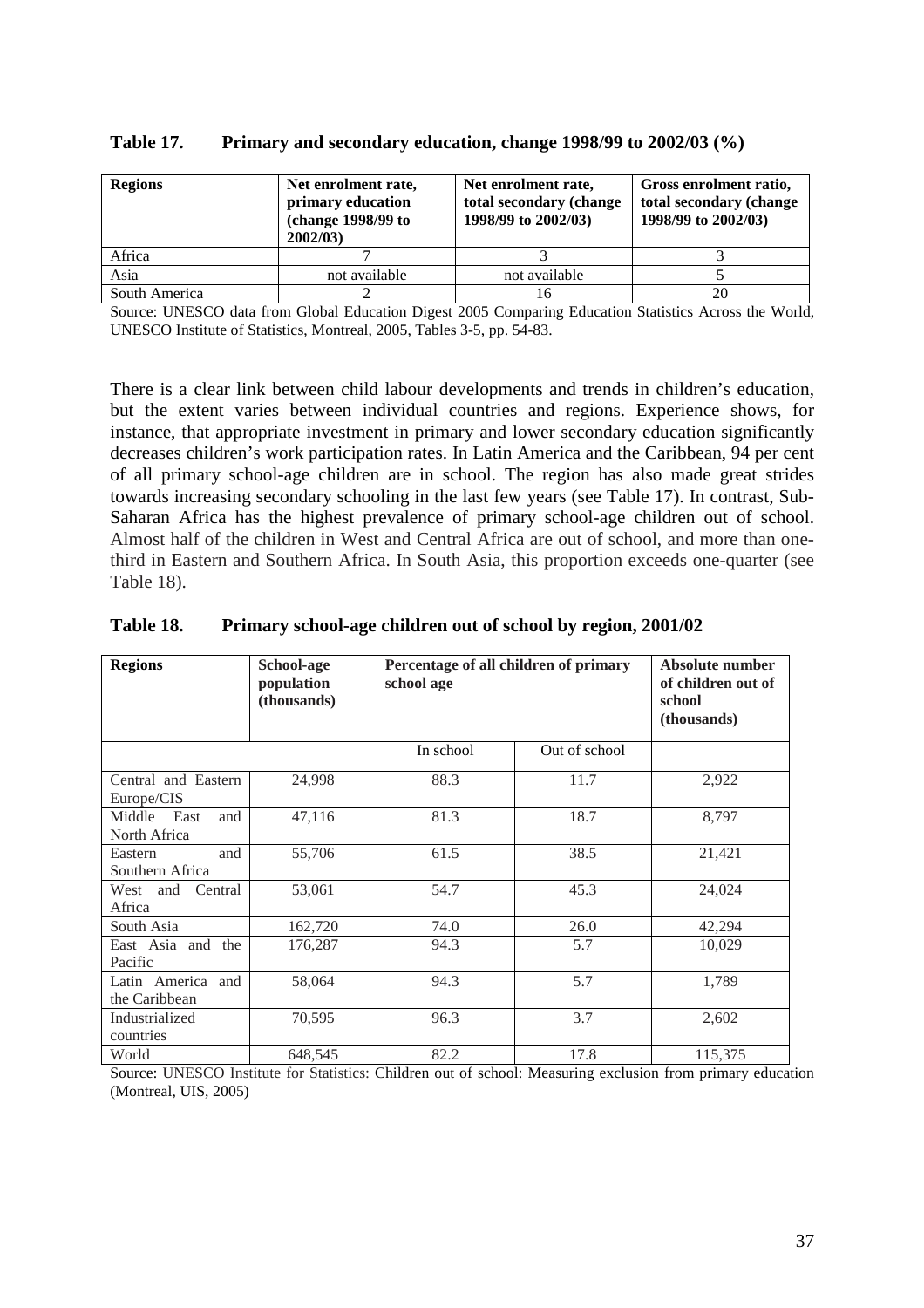**Table 17. Primary and secondary education, change 1998/99 to 2002/03 (%)**

| Regions | Net enrolment rate, primary education (change 1998/99 to 2002/03) | Net enrolment rate, total secondary (change 1998/99 to 2002/03) | Gross enrolment ratio, total secondary (change 1998/99 to 2002/03) |
|---|---|---|---|
| Africa | 7 | 3 | 3 |
| Asia | not available | not available | 5 |
| South America | 2 | 16 | 20 |

Source: UNESCO data from Global Education Digest 2005 Comparing Education Statistics Across the World, UNESCO Institute of Statistics, Montreal, 2005, Tables 3-5, pp. 54-83.

There is a clear link between child labour developments and trends in children's education, but the extent varies between individual countries and regions. Experience shows, for instance, that appropriate investment in primary and lower secondary education significantly decreases children's work participation rates. In Latin America and the Caribbean, 94 per cent of all primary school-age children are in school. The region has also made great strides towards increasing secondary schooling in the last few years (see Table 17). In contrast, Sub-Saharan Africa has the highest prevalence of primary school-age children out of school. Almost half of the children in West and Central Africa are out of school, and more than one-third in Eastern and Southern Africa. In South Asia, this proportion exceeds one-quarter (see Table 18).

**Table 18. Primary school-age children out of school by region, 2001/02**

| Regions | School-age population (thousands) | Percentage of all children of primary school age | | Absolute number of children out of school (thousands) |
|---|---|---|---|---|
| | | In school | Out of school | |
| Central and Eastern Europe/CIS | 24,998 | 88.3 | 11.7 | 2,922 |
| Middle East and North Africa | 47,116 | 81.3 | 18.7 | 8,797 |
| Eastern and Southern Africa | 55,706 | 61.5 | 38.5 | 21,421 |
| West and Central Africa | 53,061 | 54.7 | 45.3 | 24,024 |
| South Asia | 162,720 | 74.0 | 26.0 | 42,294 |
| East Asia and the Pacific | 176,287 | 94.3 | 5.7 | 10,029 |
| Latin America and the Caribbean | 58,064 | 94.3 | 5.7 | 1,789 |
| Industrialized countries | 70,595 | 96.3 | 3.7 | 2,602 |
| World | 648,545 | 82.2 | 17.8 | 115,375 |

Source: UNESCO Institute for Statistics: Children out of school: Measuring exclusion from primary education (Montreal, UIS, 2005)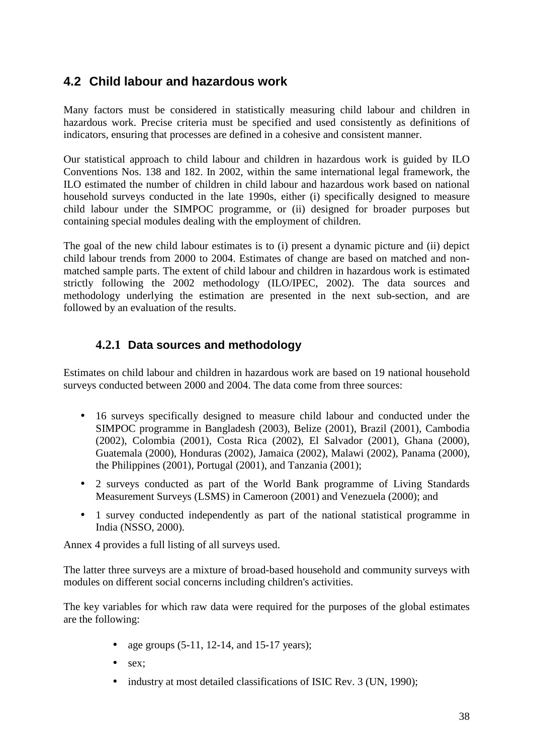## 4.2 Child labour and hazardous work

Many factors must be considered in statistically measuring child labour and children in hazardous work. Precise criteria must be specified and used consistently as definitions of indicators, ensuring that processes are defined in a cohesive and consistent manner.

Our statistical approach to child labour and children in hazardous work is guided by ILO Conventions Nos. 138 and 182. In 2002, within the same international legal framework, the ILO estimated the number of children in child labour and hazardous work based on national household surveys conducted in the late 1990s, either (i) specifically designed to measure child labour under the SIMPOC programme, or (ii) designed for broader purposes but containing special modules dealing with the employment of children.

The goal of the new child labour estimates is to (i) present a dynamic picture and (ii) depict child labour trends from 2000 to 2004. Estimates of change are based on matched and non-matched sample parts. The extent of child labour and children in hazardous work is estimated strictly following the 2002 methodology (ILO/IPEC, 2002). The data sources and methodology underlying the estimation are presented in the next sub-section, and are followed by an evaluation of the results.

### 4.2.1 Data sources and methodology

Estimates on child labour and children in hazardous work are based on 19 national household surveys conducted between 2000 and 2004. The data come from three sources:

- 16 surveys specifically designed to measure child labour and conducted under the SIMPOC programme in Bangladesh (2003), Belize (2001), Brazil (2001), Cambodia (2002), Colombia (2001), Costa Rica (2002), El Salvador (2001), Ghana (2000), Guatemala (2000), Honduras (2002), Jamaica (2002), Malawi (2002), Panama (2000), the Philippines (2001), Portugal (2001), and Tanzania (2001);
- 2 surveys conducted as part of the World Bank programme of Living Standards Measurement Surveys (LSMS) in Cameroon (2001) and Venezuela (2000); and
- 1 survey conducted independently as part of the national statistical programme in India (NSSO, 2000).

Annex 4 provides a full listing of all surveys used.

The latter three surveys are a mixture of broad-based household and community surveys with modules on different social concerns including children's activities.

The key variables for which raw data were required for the purposes of the global estimates are the following:

- age groups (5-11, 12-14, and 15-17 years);
- sex;
- industry at most detailed classifications of ISIC Rev. 3 (UN, 1990);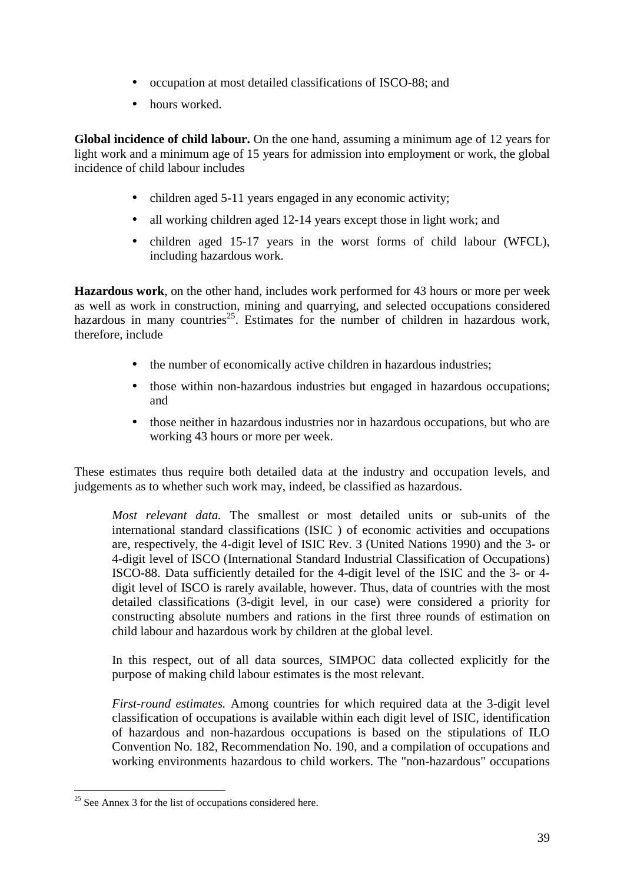- occupation at most detailed classifications of ISCO-88; and
- hours worked.

**Global incidence of child labour.** On the one hand, assuming a minimum age of 12 years for light work and a minimum age of 15 years for admission into employment or work, the global incidence of child labour includes

- children aged 5-11 years engaged in any economic activity;
- all working children aged 12-14 years except those in light work; and
- children aged 15-17 years in the worst forms of child labour (WFCL), including hazardous work.

**Hazardous work**, on the other hand, includes work performed for 43 hours or more per week as well as work in construction, mining and quarrying, and selected occupations considered hazardous in many countries[25]. Estimates for the number of children in hazardous work, therefore, include

- the number of economically active children in hazardous industries;
- those within non-hazardous industries but engaged in hazardous occupations; and
- those neither in hazardous industries nor in hazardous occupations, but who are working 43 hours or more per week.

These estimates thus require both detailed data at the industry and occupation levels, and judgements as to whether such work may, indeed, be classified as hazardous.

> *Most relevant data.* The smallest or most detailed units or sub-units of the international standard classifications (ISIC ) of economic activities and occupations are, respectively, the 4-digit level of ISIC Rev. 3 (United Nations 1990) and the 3- or 4-digit level of ISCO (International Standard Industrial Classification of Occupations) ISCO-88. Data sufficiently detailed for the 4-digit level of the ISIC and the 3- or 4-digit level of ISCO is rarely available, however. Thus, data of countries with the most detailed classifications (3-digit level, in our case) were considered a priority for constructing absolute numbers and rations in the first three rounds of estimation on child labour and hazardous work by children at the global level.
>
> In this respect, out of all data sources, SIMPOC data collected explicitly for the purpose of making child labour estimates is the most relevant.
>
> *First-round estimates.* Among countries for which required data at the 3-digit level classification of occupations is available within each digit level of ISIC, identification of hazardous and non-hazardous occupations is based on the stipulations of ILO Convention No. 182, Recommendation No. 190, and a compilation of occupations and working environments hazardous to child workers. The "non-hazardous" occupations

[25] See Annex 3 for the list of occupations considered here.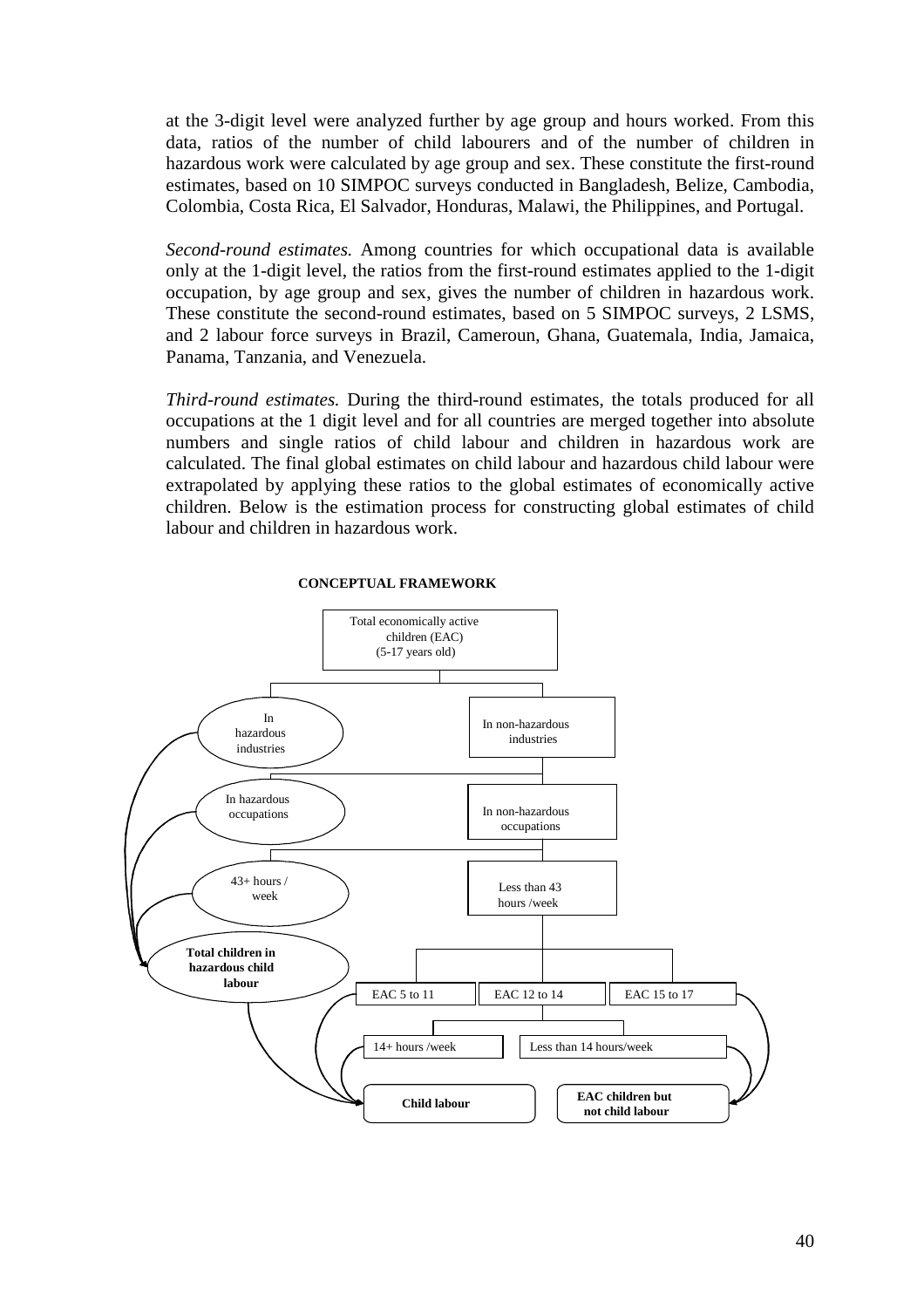at the 3-digit level were analyzed further by age group and hours worked. From this data, ratios of the number of child labourers and of the number of children in hazardous work were calculated by age group and sex. These constitute the first-round estimates, based on 10 SIMPOC surveys conducted in Bangladesh, Belize, Cambodia, Colombia, Costa Rica, El Salvador, Honduras, Malawi, the Philippines, and Portugal.

*Second-round estimates.* Among countries for which occupational data is available only at the 1-digit level, the ratios from the first-round estimates applied to the 1-digit occupation, by age group and sex, gives the number of children in hazardous work. These constitute the second-round estimates, based on 5 SIMPOC surveys, 2 LSMS, and 2 labour force surveys in Brazil, Cameroun, Ghana, Guatemala, India, Jamaica, Panama, Tanzania, and Venezuela.

*Third-round estimates.* During the third-round estimates, the totals produced for all occupations at the 1 digit level and for all countries are merged together into absolute numbers and single ratios of child labour and children in hazardous work are calculated. The final global estimates on child labour and hazardous child labour were extrapolated by applying these ratios to the global estimates of economically active children. Below is the estimation process for constructing global estimates of child labour and children in hazardous work.

**CONCEPTUAL FRAMEWORK**

Total economically active children (EAC) (5-17 years old)

In hazardous industries | In non-hazardous industries

In hazardous occupations | In non-hazardous occupations

43+ hours / week | Less than 43 hours /week

**Total children in hazardous child labour**

EAC 5 to 11 | EAC 12 to 14 | EAC 15 to 17

14+ hours /week | Less than 14 hours/week

**Child labour** | **EAC children but not child labour**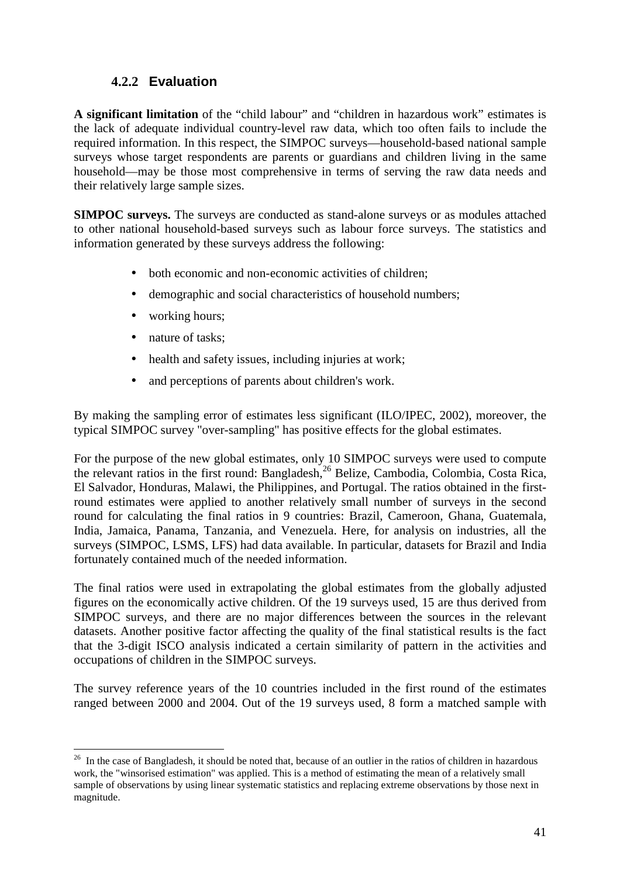### 4.2.2 Evaluation

**A significant limitation** of the "child labour" and "children in hazardous work" estimates is the lack of adequate individual country-level raw data, which too often fails to include the required information. In this respect, the SIMPOC surveys—household-based national sample surveys whose target respondents are parents or guardians and children living in the same household—may be those most comprehensive in terms of serving the raw data needs and their relatively large sample sizes.

**SIMPOC surveys.** The surveys are conducted as stand-alone surveys or as modules attached to other national household-based surveys such as labour force surveys. The statistics and information generated by these surveys address the following:

- both economic and non-economic activities of children;
- demographic and social characteristics of household numbers;
- working hours;
- nature of tasks;
- health and safety issues, including injuries at work;
- and perceptions of parents about children's work.

By making the sampling error of estimates less significant (ILO/IPEC, 2002), moreover, the typical SIMPOC survey "over-sampling" has positive effects for the global estimates.

For the purpose of the new global estimates, only 10 SIMPOC surveys were used to compute the relevant ratios in the first round: Bangladesh,[26] Belize, Cambodia, Colombia, Costa Rica, El Salvador, Honduras, Malawi, the Philippines, and Portugal. The ratios obtained in the first-round estimates were applied to another relatively small number of surveys in the second round for calculating the final ratios in 9 countries: Brazil, Cameroon, Ghana, Guatemala, India, Jamaica, Panama, Tanzania, and Venezuela. Here, for analysis on industries, all the surveys (SIMPOC, LSMS, LFS) had data available. In particular, datasets for Brazil and India fortunately contained much of the needed information.

The final ratios were used in extrapolating the global estimates from the globally adjusted figures on the economically active children. Of the 19 surveys used, 15 are thus derived from SIMPOC surveys, and there are no major differences between the sources in the relevant datasets. Another positive factor affecting the quality of the final statistical results is the fact that the 3-digit ISCO analysis indicated a certain similarity of pattern in the activities and occupations of children in the SIMPOC surveys.

The survey reference years of the 10 countries included in the first round of the estimates ranged between 2000 and 2004. Out of the 19 surveys used, 8 form a matched sample with

---

[26] In the case of Bangladesh, it should be noted that, because of an outlier in the ratios of children in hazardous work, the "winsorised estimation" was applied. This is a method of estimating the mean of a relatively small sample of observations by using linear systematic statistics and replacing extreme observations by those next in magnitude.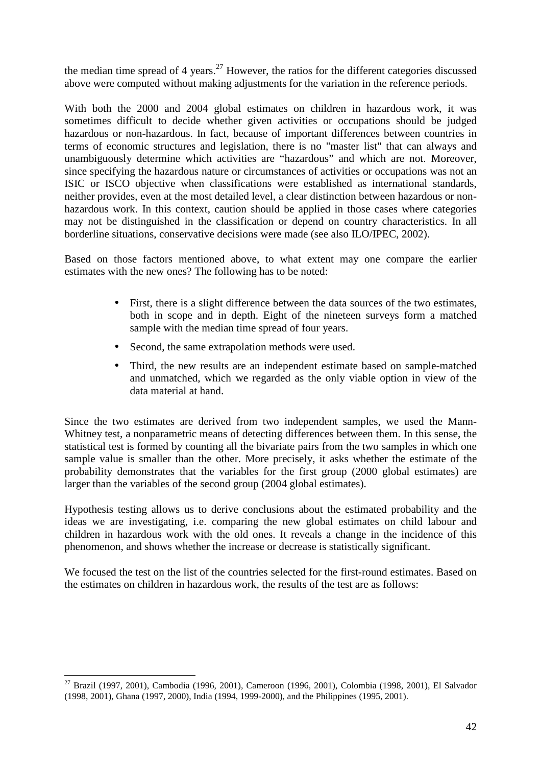the median time spread of 4 years.[27] However, the ratios for the different categories discussed above were computed without making adjustments for the variation in the reference periods.

With both the 2000 and 2004 global estimates on children in hazardous work, it was sometimes difficult to decide whether given activities or occupations should be judged hazardous or non-hazardous. In fact, because of important differences between countries in terms of economic structures and legislation, there is no "master list" that can always and unambiguously determine which activities are "hazardous" and which are not. Moreover, since specifying the hazardous nature or circumstances of activities or occupations was not an ISIC or ISCO objective when classifications were established as international standards, neither provides, even at the most detailed level, a clear distinction between hazardous or non-hazardous work. In this context, caution should be applied in those cases where categories may not be distinguished in the classification or depend on country characteristics. In all borderline situations, conservative decisions were made (see also ILO/IPEC, 2002).

Based on those factors mentioned above, to what extent may one compare the earlier estimates with the new ones? The following has to be noted:

- First, there is a slight difference between the data sources of the two estimates, both in scope and in depth. Eight of the nineteen surveys form a matched sample with the median time spread of four years.
- Second, the same extrapolation methods were used.
- Third, the new results are an independent estimate based on sample-matched and unmatched, which we regarded as the only viable option in view of the data material at hand.

Since the two estimates are derived from two independent samples, we used the Mann-Whitney test, a nonparametric means of detecting differences between them. In this sense, the statistical test is formed by counting all the bivariate pairs from the two samples in which one sample value is smaller than the other. More precisely, it asks whether the estimate of the probability demonstrates that the variables for the first group (2000 global estimates) are larger than the variables of the second group (2004 global estimates).

Hypothesis testing allows us to derive conclusions about the estimated probability and the ideas we are investigating, i.e. comparing the new global estimates on child labour and children in hazardous work with the old ones. It reveals a change in the incidence of this phenomenon, and shows whether the increase or decrease is statistically significant.

We focused the test on the list of the countries selected for the first-round estimates. Based on the estimates on children in hazardous work, the results of the test are as follows:

[27] Brazil (1997, 2001), Cambodia (1996, 2001), Cameroon (1996, 2001), Colombia (1998, 2001), El Salvador (1998, 2001), Ghana (1997, 2000), India (1994, 1999-2000), and the Philippines (1995, 2001).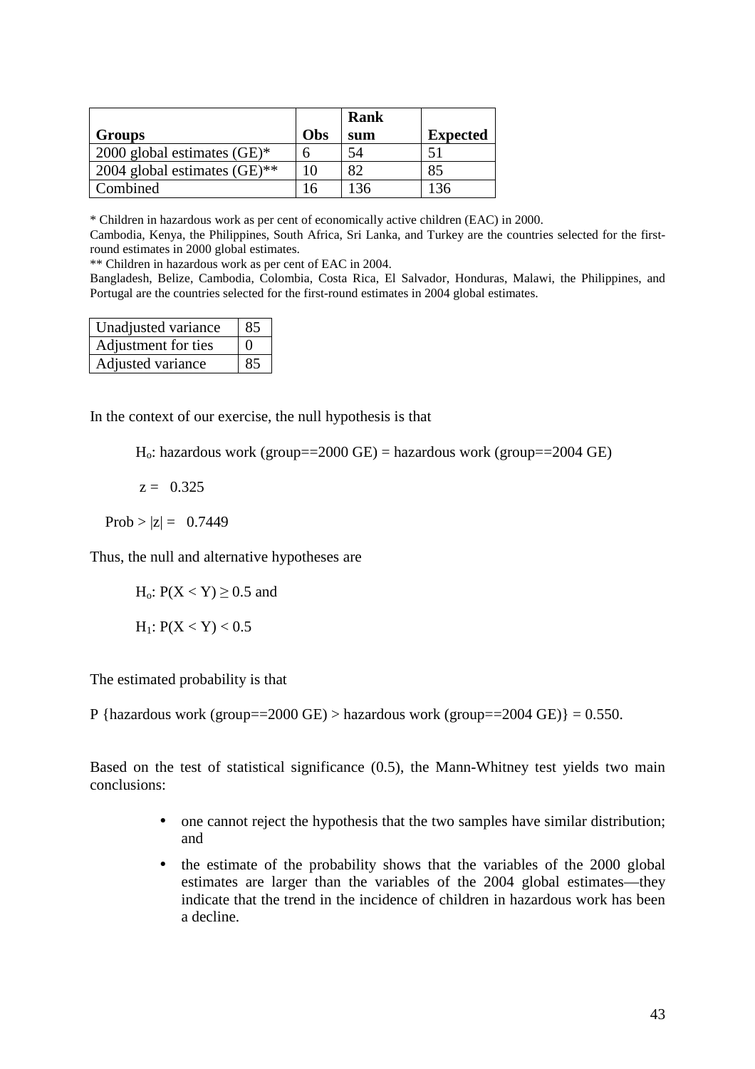| Groups | Obs | Rank sum | Expected |
|---|---|---|---|
| 2000 global estimates (GE)* | 6 | 54 | 51 |
| 2004 global estimates (GE)** | 10 | 82 | 85 |
| Combined | 16 | 136 | 136 |

* Children in hazardous work as per cent of economically active children (EAC) in 2000.

Cambodia, Kenya, the Philippines, South Africa, Sri Lanka, and Turkey are the countries selected for the first-round estimates in 2000 global estimates.

** Children in hazardous work as per cent of EAC in 2004.

Bangladesh, Belize, Cambodia, Colombia, Costa Rica, El Salvador, Honduras, Malawi, the Philippines, and Portugal are the countries selected for the first-round estimates in 2004 global estimates.

| Unadjusted variance | 85 |
|---|---|
| Adjustment for ties | 0 |
| Adjusted variance | 85 |

In the context of our exercise, the null hypothesis is that

$H_o$: hazardous work (group==2000 GE) = hazardous work (group==2004 GE)

$z = 0.325$

$\text{Prob} > |z| = 0.7449$

Thus, the null and alternative hypotheses are

$H_o$: $P(X < Y) \geq 0.5$ and

$H_1$: $P(X < Y) < 0.5$

The estimated probability is that

P {hazardous work (group==2000 GE) > hazardous work (group==2004 GE)} = 0.550.

Based on the test of statistical significance (0.5), the Mann-Whitney test yields two main conclusions:

- one cannot reject the hypothesis that the two samples have similar distribution; and
- the estimate of the probability shows that the variables of the 2000 global estimates are larger than the variables of the 2004 global estimates—they indicate that the trend in the incidence of children in hazardous work has been a decline.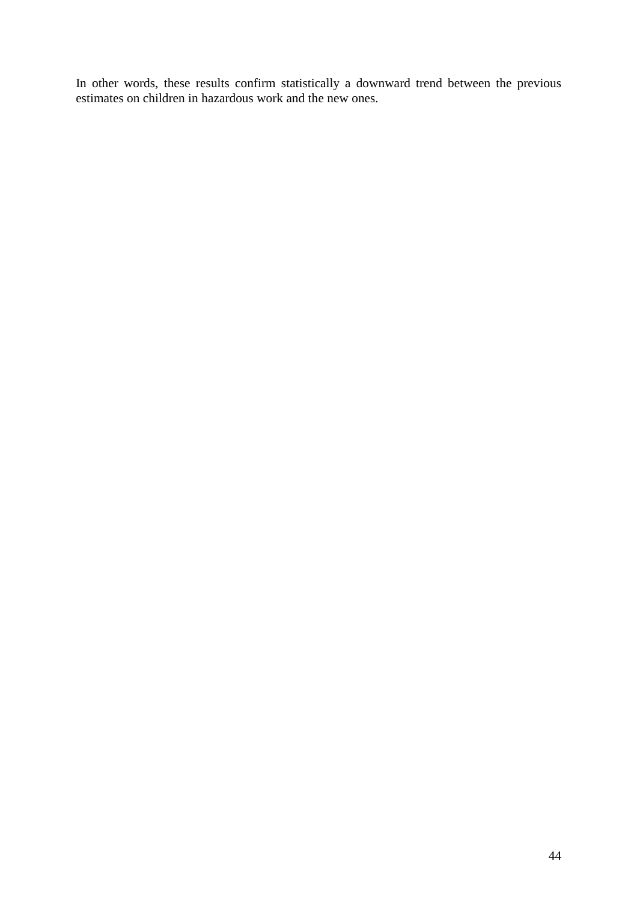In other words, these results confirm statistically a downward trend between the previous estimates on children in hazardous work and the new ones.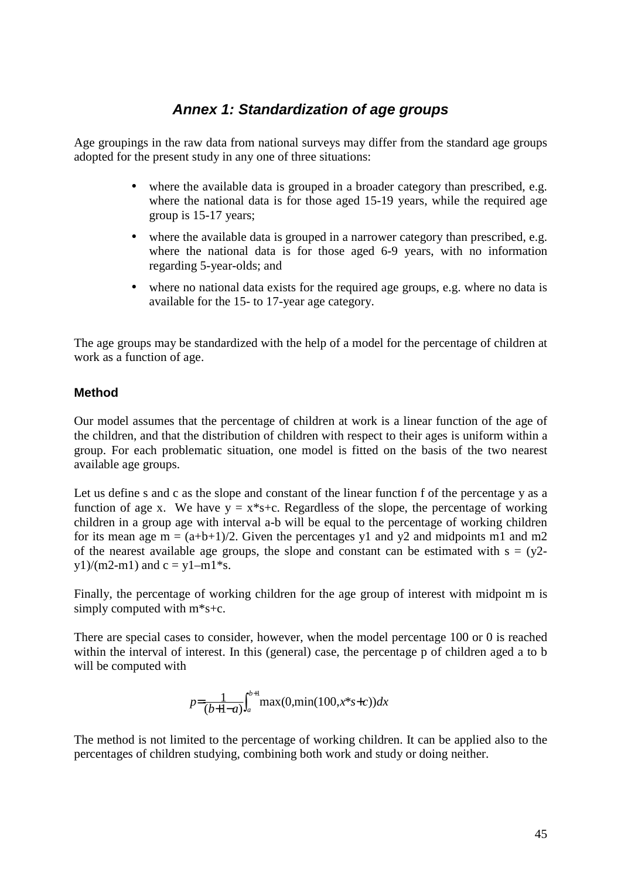# *Annex 1: Standardization of age groups*

Age groupings in the raw data from national surveys may differ from the standard age groups adopted for the present study in any one of three situations:

- where the available data is grouped in a broader category than prescribed, e.g. where the national data is for those aged 15-19 years, while the required age group is 15-17 years;
- where the available data is grouped in a narrower category than prescribed, e.g. where the national data is for those aged 6-9 years, with no information regarding 5-year-olds; and
- where no national data exists for the required age groups, e.g. where no data is available for the 15- to 17-year age category.

The age groups may be standardized with the help of a model for the percentage of children at work as a function of age.

### Method

Our model assumes that the percentage of children at work is a linear function of the age of the children, and that the distribution of children with respect to their ages is uniform within a group. For each problematic situation, one model is fitted on the basis of the two nearest available age groups.

Let us define s and c as the slope and constant of the linear function f of the percentage y as a function of age x. We have $y = x*s+c$. Regardless of the slope, the percentage of working children in a group age with interval a-b will be equal to the percentage of working children for its mean age $m = (a+b+1)/2$. Given the percentages y1 and y2 and midpoints m1 and m2 of the nearest available age groups, the slope and constant can be estimated with $s = (y2-y1)/(m2-m1)$ and $c = y1–m1*s$.

Finally, the percentage of working children for the age group of interest with midpoint m is simply computed with $m*s+c$.

There are special cases to consider, however, when the model percentage 100 or 0 is reached within the interval of interest. In this (general) case, the percentage p of children aged a to b will be computed with

$$p = \frac{1}{(b+1-a)} \int_{a}^{b+1} \max(0, \min(100, x*s+c))dx$$

The method is not limited to the percentage of working children. It can be applied also to the percentages of children studying, combining both work and study or doing neither.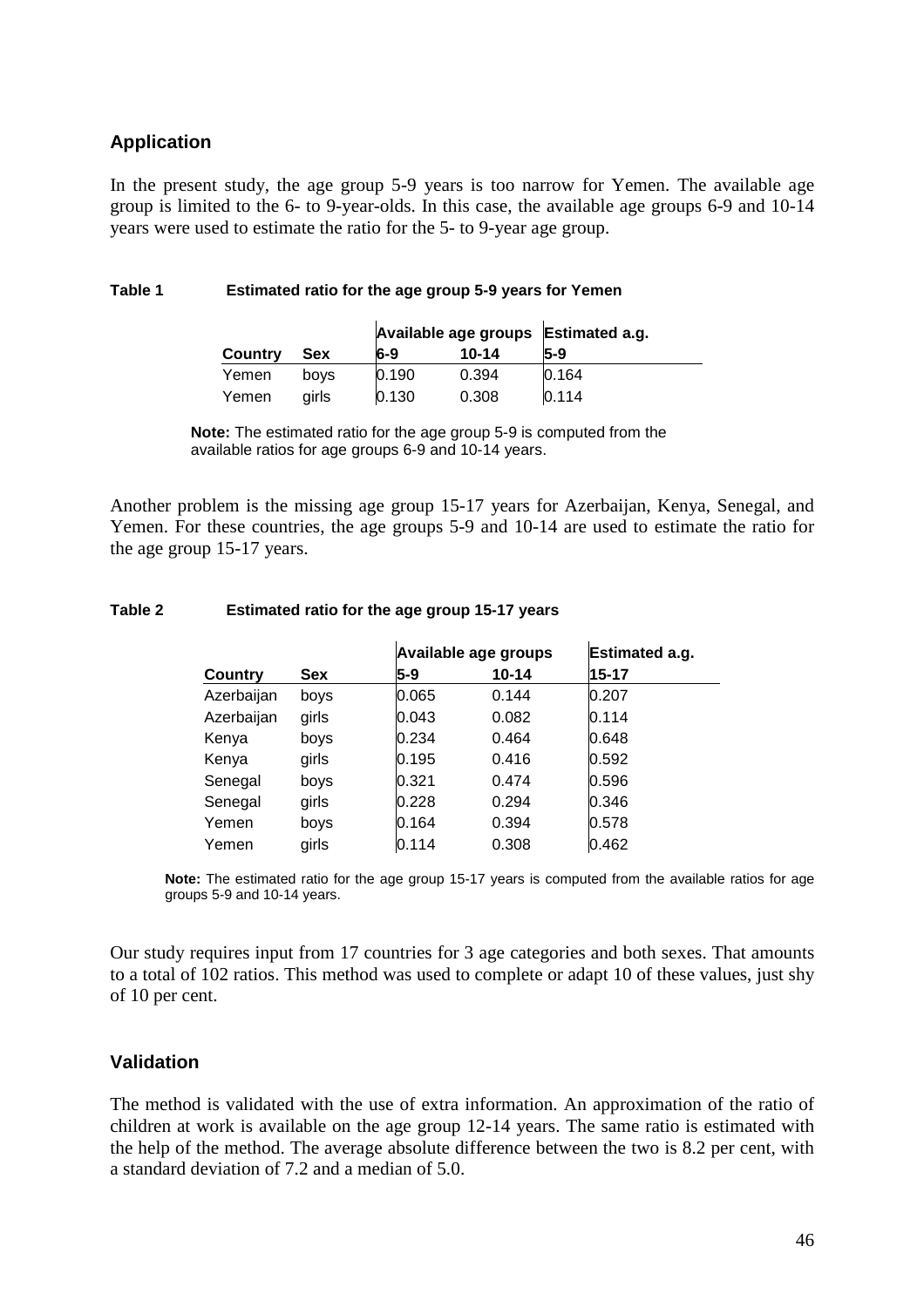## Application

In the present study, the age group 5-9 years is too narrow for Yemen. The available age group is limited to the 6- to 9-year-olds. In this case, the available age groups 6-9 and 10-14 years were used to estimate the ratio for the 5- to 9-year age group.

**Table 1 Estimated ratio for the age group 5-9 years for Yemen**

| | | Available age groups | | Estimated a.g. |
|---|---|---|---|---|
| **Country** | **Sex** | **6-9** | **10-14** | **5-9** |
| Yemen | boys | 0.190 | 0.394 | 0.164 |
| Yemen | girls | 0.130 | 0.308 | 0.114 |

**Note:** The estimated ratio for the age group 5-9 is computed from the available ratios for age groups 6-9 and 10-14 years.

Another problem is the missing age group 15-17 years for Azerbaijan, Kenya, Senegal, and Yemen. For these countries, the age groups 5-9 and 10-14 are used to estimate the ratio for the age group 15-17 years.

**Table 2 Estimated ratio for the age group 15-17 years**

| | | Available age groups | | Estimated a.g. |
|---|---|---|---|---|
| **Country** | **Sex** | **5-9** | **10-14** | **15-17** |
| Azerbaijan | boys | 0.065 | 0.144 | 0.207 |
| Azerbaijan | girls | 0.043 | 0.082 | 0.114 |
| Kenya | boys | 0.234 | 0.464 | 0.648 |
| Kenya | girls | 0.195 | 0.416 | 0.592 |
| Senegal | boys | 0.321 | 0.474 | 0.596 |
| Senegal | girls | 0.228 | 0.294 | 0.346 |
| Yemen | boys | 0.164 | 0.394 | 0.578 |
| Yemen | girls | 0.114 | 0.308 | 0.462 |

**Note:** The estimated ratio for the age group 15-17 years is computed from the available ratios for age groups 5-9 and 10-14 years.

Our study requires input from 17 countries for 3 age categories and both sexes. That amounts to a total of 102 ratios. This method was used to complete or adapt 10 of these values, just shy of 10 per cent.

## Validation

The method is validated with the use of extra information. An approximation of the ratio of children at work is available on the age group 12-14 years. The same ratio is estimated with the help of the method. The average absolute difference between the two is 8.2 per cent, with a standard deviation of 7.2 and a median of 5.0.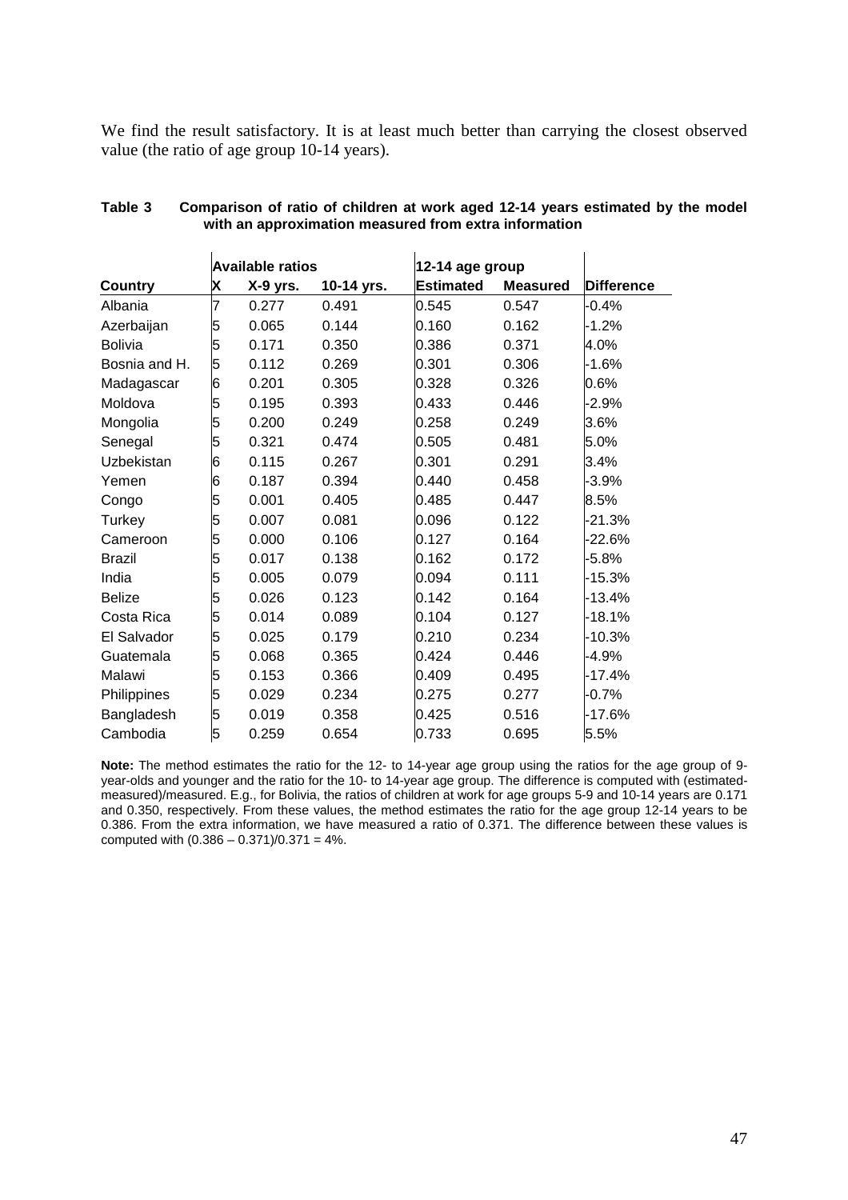We find the result satisfactory. It is at least much better than carrying the closest observed value (the ratio of age group 10-14 years).

**Table 3 Comparison of ratio of children at work aged 12-14 years estimated by the model with an approximation measured from extra information**

| | Available ratios | | | 12-14 age group | | |
|---|---|---|---|---|---|---|
| **Country** | **X** | **X-9 yrs.** | **10-14 yrs.** | **Estimated** | **Measured** | **Difference** |
| Albania | 7 | 0.277 | 0.491 | 0.545 | 0.547 | -0.4% |
| Azerbaijan | 5 | 0.065 | 0.144 | 0.160 | 0.162 | -1.2% |
| Bolivia | 5 | 0.171 | 0.350 | 0.386 | 0.371 | 4.0% |
| Bosnia and H. | 5 | 0.112 | 0.269 | 0.301 | 0.306 | -1.6% |
| Madagascar | 6 | 0.201 | 0.305 | 0.328 | 0.326 | 0.6% |
| Moldova | 5 | 0.195 | 0.393 | 0.433 | 0.446 | -2.9% |
| Mongolia | 5 | 0.200 | 0.249 | 0.258 | 0.249 | 3.6% |
| Senegal | 5 | 0.321 | 0.474 | 0.505 | 0.481 | 5.0% |
| Uzbekistan | 6 | 0.115 | 0.267 | 0.301 | 0.291 | 3.4% |
| Yemen | 6 | 0.187 | 0.394 | 0.440 | 0.458 | -3.9% |
| Congo | 5 | 0.001 | 0.405 | 0.485 | 0.447 | 8.5% |
| Turkey | 5 | 0.007 | 0.081 | 0.096 | 0.122 | -21.3% |
| Cameroon | 5 | 0.000 | 0.106 | 0.127 | 0.164 | -22.6% |
| Brazil | 5 | 0.017 | 0.138 | 0.162 | 0.172 | -5.8% |
| India | 5 | 0.005 | 0.079 | 0.094 | 0.111 | -15.3% |
| Belize | 5 | 0.026 | 0.123 | 0.142 | 0.164 | -13.4% |
| Costa Rica | 5 | 0.014 | 0.089 | 0.104 | 0.127 | -18.1% |
| El Salvador | 5 | 0.025 | 0.179 | 0.210 | 0.234 | -10.3% |
| Guatemala | 5 | 0.068 | 0.365 | 0.424 | 0.446 | -4.9% |
| Malawi | 5 | 0.153 | 0.366 | 0.409 | 0.495 | -17.4% |
| Philippines | 5 | 0.029 | 0.234 | 0.275 | 0.277 | -0.7% |
| Bangladesh | 5 | 0.019 | 0.358 | 0.425 | 0.516 | -17.6% |
| Cambodia | 5 | 0.259 | 0.654 | 0.733 | 0.695 | 5.5% |

**Note:** The method estimates the ratio for the 12- to 14-year age group using the ratios for the age group of 9-year-olds and younger and the ratio for the 10- to 14-year age group. The difference is computed with (estimated-measured)/measured. E.g., for Bolivia, the ratios of children at work for age groups 5-9 and 10-14 years are 0.171 and 0.350, respectively. From these values, the method estimates the ratio for the age group 12-14 years to be 0.386. From the extra information, we have measured a ratio of 0.371. The difference between these values is computed with (0.386 – 0.371)/0.371 = 4%.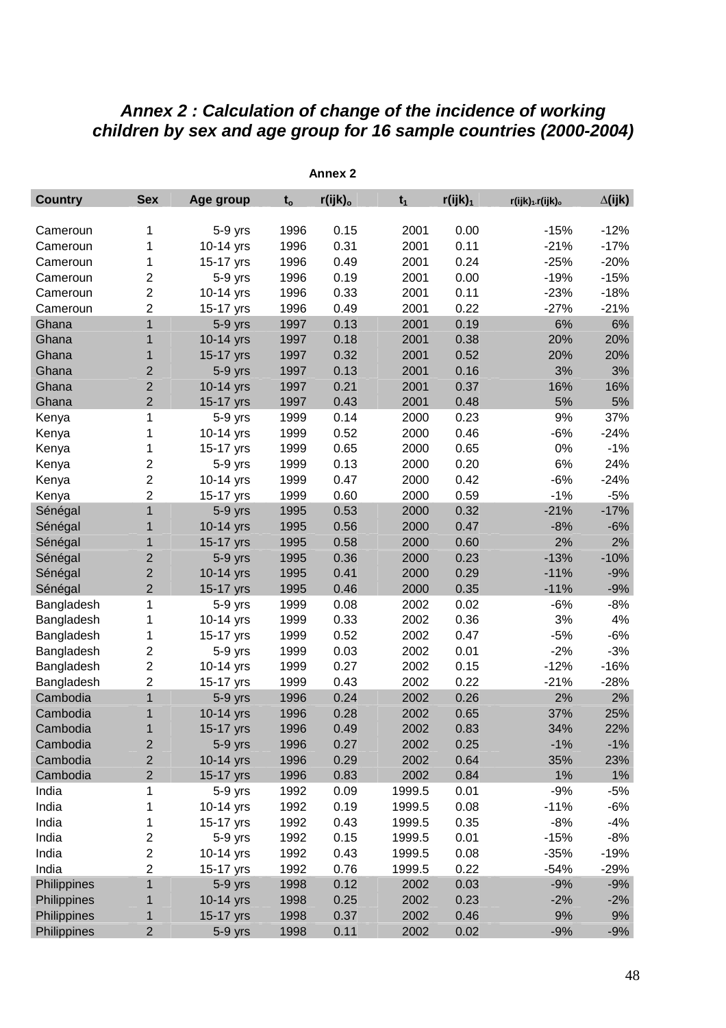## *Annex 2 : Calculation of change of the incidence of working children by sex and age group for 16 sample countries (2000-2004)*

**Annex 2**

| Country | Sex | Age group | $t_o$ | $r(ijk)_o$ | $t_1$ | $r(ijk)_1$ | $r(ijk)_1$-$r(ijk)_o$ | $\Delta$(ijk) |
|---|---|---|---|---|---|---|---|---|
| Cameroun | 1 | 5-9 yrs | 1996 | 0.15 | 2001 | 0.00 | -15% | -12% |
| Cameroun | 1 | 10-14 yrs | 1996 | 0.31 | 2001 | 0.11 | -21% | -17% |
| Cameroun | 1 | 15-17 yrs | 1996 | 0.49 | 2001 | 0.24 | -25% | -20% |
| Cameroun | 2 | 5-9 yrs | 1996 | 0.19 | 2001 | 0.00 | -19% | -15% |
| Cameroun | 2 | 10-14 yrs | 1996 | 0.33 | 2001 | 0.11 | -23% | -18% |
| Cameroun | 2 | 15-17 yrs | 1996 | 0.49 | 2001 | 0.22 | -27% | -21% |
| Ghana | 1 | 5-9 yrs | 1997 | 0.13 | 2001 | 0.19 | 6% | 6% |
| Ghana | 1 | 10-14 yrs | 1997 | 0.18 | 2001 | 0.38 | 20% | 20% |
| Ghana | 1 | 15-17 yrs | 1997 | 0.32 | 2001 | 0.52 | 20% | 20% |
| Ghana | 2 | 5-9 yrs | 1997 | 0.13 | 2001 | 0.16 | 3% | 3% |
| Ghana | 2 | 10-14 yrs | 1997 | 0.21 | 2001 | 0.37 | 16% | 16% |
| Ghana | 2 | 15-17 yrs | 1997 | 0.43 | 2001 | 0.48 | 5% | 5% |
| Kenya | 1 | 5-9 yrs | 1999 | 0.14 | 2000 | 0.23 | 9% | 37% |
| Kenya | 1 | 10-14 yrs | 1999 | 0.52 | 2000 | 0.46 | -6% | -24% |
| Kenya | 1 | 15-17 yrs | 1999 | 0.65 | 2000 | 0.65 | 0% | -1% |
| Kenya | 2 | 5-9 yrs | 1999 | 0.13 | 2000 | 0.20 | 6% | 24% |
| Kenya | 2 | 10-14 yrs | 1999 | 0.47 | 2000 | 0.42 | -6% | -24% |
| Kenya | 2 | 15-17 yrs | 1999 | 0.60 | 2000 | 0.59 | -1% | -5% |
| Sénégal | 1 | 5-9 yrs | 1995 | 0.53 | 2000 | 0.32 | -21% | -17% |
| Sénégal | 1 | 10-14 yrs | 1995 | 0.56 | 2000 | 0.47 | -8% | -6% |
| Sénégal | 1 | 15-17 yrs | 1995 | 0.58 | 2000 | 0.60 | 2% | 2% |
| Sénégal | 2 | 5-9 yrs | 1995 | 0.36 | 2000 | 0.23 | -13% | -10% |
| Sénégal | 2 | 10-14 yrs | 1995 | 0.41 | 2000 | 0.29 | -11% | -9% |
| Sénégal | 2 | 15-17 yrs | 1995 | 0.46 | 2000 | 0.35 | -11% | -9% |
| Bangladesh | 1 | 5-9 yrs | 1999 | 0.08 | 2002 | 0.02 | -6% | -8% |
| Bangladesh | 1 | 10-14 yrs | 1999 | 0.33 | 2002 | 0.36 | 3% | 4% |
| Bangladesh | 1 | 15-17 yrs | 1999 | 0.52 | 2002 | 0.47 | -5% | -6% |
| Bangladesh | 2 | 5-9 yrs | 1999 | 0.03 | 2002 | 0.01 | -2% | -3% |
| Bangladesh | 2 | 10-14 yrs | 1999 | 0.27 | 2002 | 0.15 | -12% | -16% |
| Bangladesh | 2 | 15-17 yrs | 1999 | 0.43 | 2002 | 0.22 | -21% | -28% |
| Cambodia | 1 | 5-9 yrs | 1996 | 0.24 | 2002 | 0.26 | 2% | 2% |
| Cambodia | 1 | 10-14 yrs | 1996 | 0.28 | 2002 | 0.65 | 37% | 25% |
| Cambodia | 1 | 15-17 yrs | 1996 | 0.49 | 2002 | 0.83 | 34% | 22% |
| Cambodia | 2 | 5-9 yrs | 1996 | 0.27 | 2002 | 0.25 | -1% | -1% |
| Cambodia | 2 | 10-14 yrs | 1996 | 0.29 | 2002 | 0.64 | 35% | 23% |
| Cambodia | 2 | 15-17 yrs | 1996 | 0.83 | 2002 | 0.84 | 1% | 1% |
| India | 1 | 5-9 yrs | 1992 | 0.09 | 1999.5 | 0.01 | -9% | -5% |
| India | 1 | 10-14 yrs | 1992 | 0.19 | 1999.5 | 0.08 | -11% | -6% |
| India | 1 | 15-17 yrs | 1992 | 0.43 | 1999.5 | 0.35 | -8% | -4% |
| India | 2 | 5-9 yrs | 1992 | 0.15 | 1999.5 | 0.01 | -15% | -8% |
| India | 2 | 10-14 yrs | 1992 | 0.43 | 1999.5 | 0.08 | -35% | -19% |
| India | 2 | 15-17 yrs | 1992 | 0.76 | 1999.5 | 0.22 | -54% | -29% |
| Philippines | 1 | 5-9 yrs | 1998 | 0.12 | 2002 | 0.03 | -9% | -9% |
| Philippines | 1 | 10-14 yrs | 1998 | 0.25 | 2002 | 0.23 | -2% | -2% |
| Philippines | 1 | 15-17 yrs | 1998 | 0.37 | 2002 | 0.46 | 9% | 9% |
| Philippines | 2 | 5-9 yrs | 1998 | 0.11 | 2002 | 0.02 | -9% | -9% |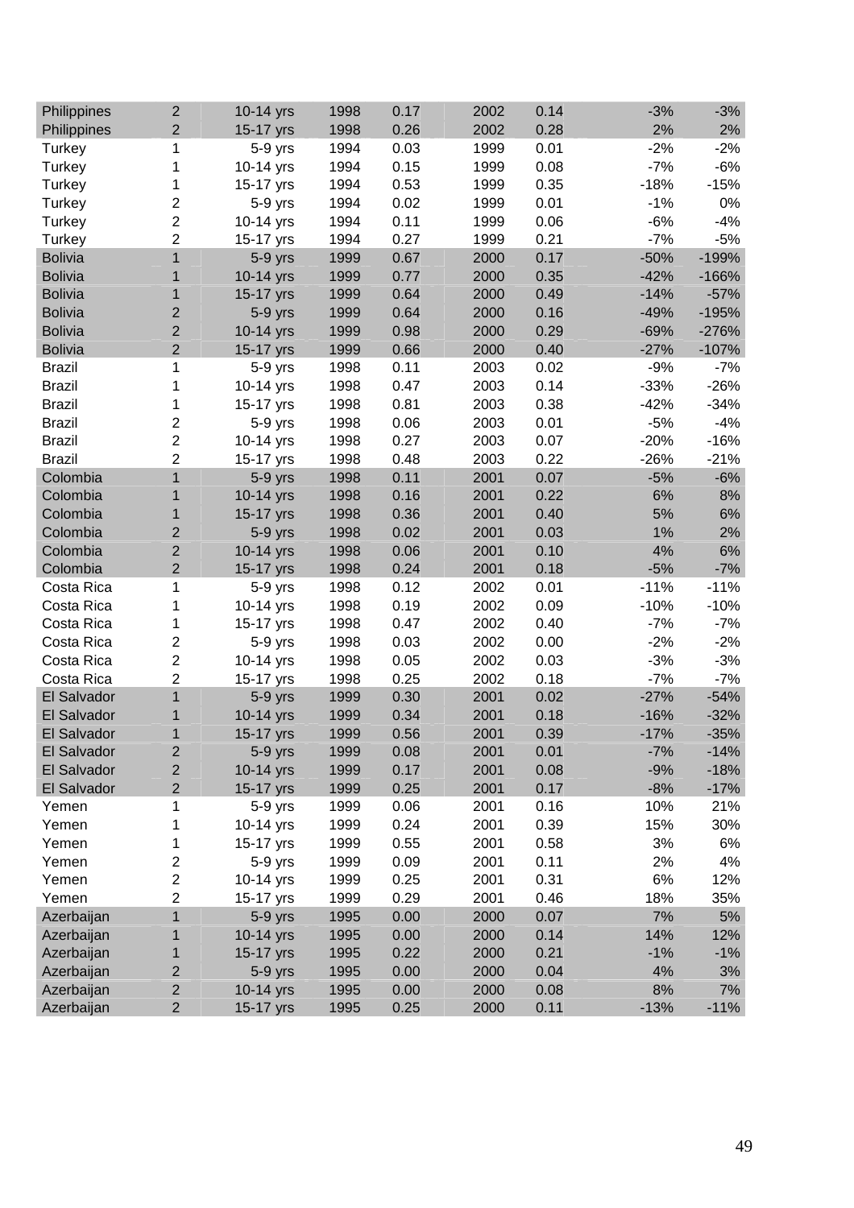| | | | | | | | | |
|---|---|---|---|---|---|---|---|---|
| Philippines | 2 | 10-14 yrs | 1998 | 0.17 | 2002 | 0.14 | -3% | -3% |
| Philippines | 2 | 15-17 yrs | 1998 | 0.26 | 2002 | 0.28 | 2% | 2% |
| Turkey | 1 | 5-9 yrs | 1994 | 0.03 | 1999 | 0.01 | -2% | -2% |
| Turkey | 1 | 10-14 yrs | 1994 | 0.15 | 1999 | 0.08 | -7% | -6% |
| Turkey | 1 | 15-17 yrs | 1994 | 0.53 | 1999 | 0.35 | -18% | -15% |
| Turkey | 2 | 5-9 yrs | 1994 | 0.02 | 1999 | 0.01 | -1% | 0% |
| Turkey | 2 | 10-14 yrs | 1994 | 0.11 | 1999 | 0.06 | -6% | -4% |
| Turkey | 2 | 15-17 yrs | 1994 | 0.27 | 1999 | 0.21 | -7% | -5% |
| Bolivia | 1 | 5-9 yrs | 1999 | 0.67 | 2000 | 0.17 | -50% | -199% |
| Bolivia | 1 | 10-14 yrs | 1999 | 0.77 | 2000 | 0.35 | -42% | -166% |
| Bolivia | 1 | 15-17 yrs | 1999 | 0.64 | 2000 | 0.49 | -14% | -57% |
| Bolivia | 2 | 5-9 yrs | 1999 | 0.64 | 2000 | 0.16 | -49% | -195% |
| Bolivia | 2 | 10-14 yrs | 1999 | 0.98 | 2000 | 0.29 | -69% | -276% |
| Bolivia | 2 | 15-17 yrs | 1999 | 0.66 | 2000 | 0.40 | -27% | -107% |
| Brazil | 1 | 5-9 yrs | 1998 | 0.11 | 2003 | 0.02 | -9% | -7% |
| Brazil | 1 | 10-14 yrs | 1998 | 0.47 | 2003 | 0.14 | -33% | -26% |
| Brazil | 1 | 15-17 yrs | 1998 | 0.81 | 2003 | 0.38 | -42% | -34% |
| Brazil | 2 | 5-9 yrs | 1998 | 0.06 | 2003 | 0.01 | -5% | -4% |
| Brazil | 2 | 10-14 yrs | 1998 | 0.27 | 2003 | 0.07 | -20% | -16% |
| Brazil | 2 | 15-17 yrs | 1998 | 0.48 | 2003 | 0.22 | -26% | -21% |
| Colombia | 1 | 5-9 yrs | 1998 | 0.11 | 2001 | 0.07 | -5% | -6% |
| Colombia | 1 | 10-14 yrs | 1998 | 0.16 | 2001 | 0.22 | 6% | 8% |
| Colombia | 1 | 15-17 yrs | 1998 | 0.36 | 2001 | 0.40 | 5% | 6% |
| Colombia | 2 | 5-9 yrs | 1998 | 0.02 | 2001 | 0.03 | 1% | 2% |
| Colombia | 2 | 10-14 yrs | 1998 | 0.06 | 2001 | 0.10 | 4% | 6% |
| Colombia | 2 | 15-17 yrs | 1998 | 0.24 | 2001 | 0.18 | -5% | -7% |
| Costa Rica | 1 | 5-9 yrs | 1998 | 0.12 | 2002 | 0.01 | -11% | -11% |
| Costa Rica | 1 | 10-14 yrs | 1998 | 0.19 | 2002 | 0.09 | -10% | -10% |
| Costa Rica | 1 | 15-17 yrs | 1998 | 0.47 | 2002 | 0.40 | -7% | -7% |
| Costa Rica | 2 | 5-9 yrs | 1998 | 0.03 | 2002 | 0.00 | -2% | -2% |
| Costa Rica | 2 | 10-14 yrs | 1998 | 0.05 | 2002 | 0.03 | -3% | -3% |
| Costa Rica | 2 | 15-17 yrs | 1998 | 0.25 | 2002 | 0.18 | -7% | -7% |
| El Salvador | 1 | 5-9 yrs | 1999 | 0.30 | 2001 | 0.02 | -27% | -54% |
| El Salvador | 1 | 10-14 yrs | 1999 | 0.34 | 2001 | 0.18 | -16% | -32% |
| El Salvador | 1 | 15-17 yrs | 1999 | 0.56 | 2001 | 0.39 | -17% | -35% |
| El Salvador | 2 | 5-9 yrs | 1999 | 0.08 | 2001 | 0.01 | -7% | -14% |
| El Salvador | 2 | 10-14 yrs | 1999 | 0.17 | 2001 | 0.08 | -9% | -18% |
| El Salvador | 2 | 15-17 yrs | 1999 | 0.25 | 2001 | 0.17 | -8% | -17% |
| Yemen | 1 | 5-9 yrs | 1999 | 0.06 | 2001 | 0.16 | 10% | 21% |
| Yemen | 1 | 10-14 yrs | 1999 | 0.24 | 2001 | 0.39 | 15% | 30% |
| Yemen | 1 | 15-17 yrs | 1999 | 0.55 | 2001 | 0.58 | 3% | 6% |
| Yemen | 2 | 5-9 yrs | 1999 | 0.09 | 2001 | 0.11 | 2% | 4% |
| Yemen | 2 | 10-14 yrs | 1999 | 0.25 | 2001 | 0.31 | 6% | 12% |
| Yemen | 2 | 15-17 yrs | 1999 | 0.29 | 2001 | 0.46 | 18% | 35% |
| Azerbaijan | 1 | 5-9 yrs | 1995 | 0.00 | 2000 | 0.07 | 7% | 5% |
| Azerbaijan | 1 | 10-14 yrs | 1995 | 0.00 | 2000 | 0.14 | 14% | 12% |
| Azerbaijan | 1 | 15-17 yrs | 1995 | 0.22 | 2000 | 0.21 | -1% | -1% |
| Azerbaijan | 2 | 5-9 yrs | 1995 | 0.00 | 2000 | 0.04 | 4% | 3% |
| Azerbaijan | 2 | 10-14 yrs | 1995 | 0.00 | 2000 | 0.08 | 8% | 7% |
| Azerbaijan | 2 | 15-17 yrs | 1995 | 0.25 | 2000 | 0.11 | -13% | -11% |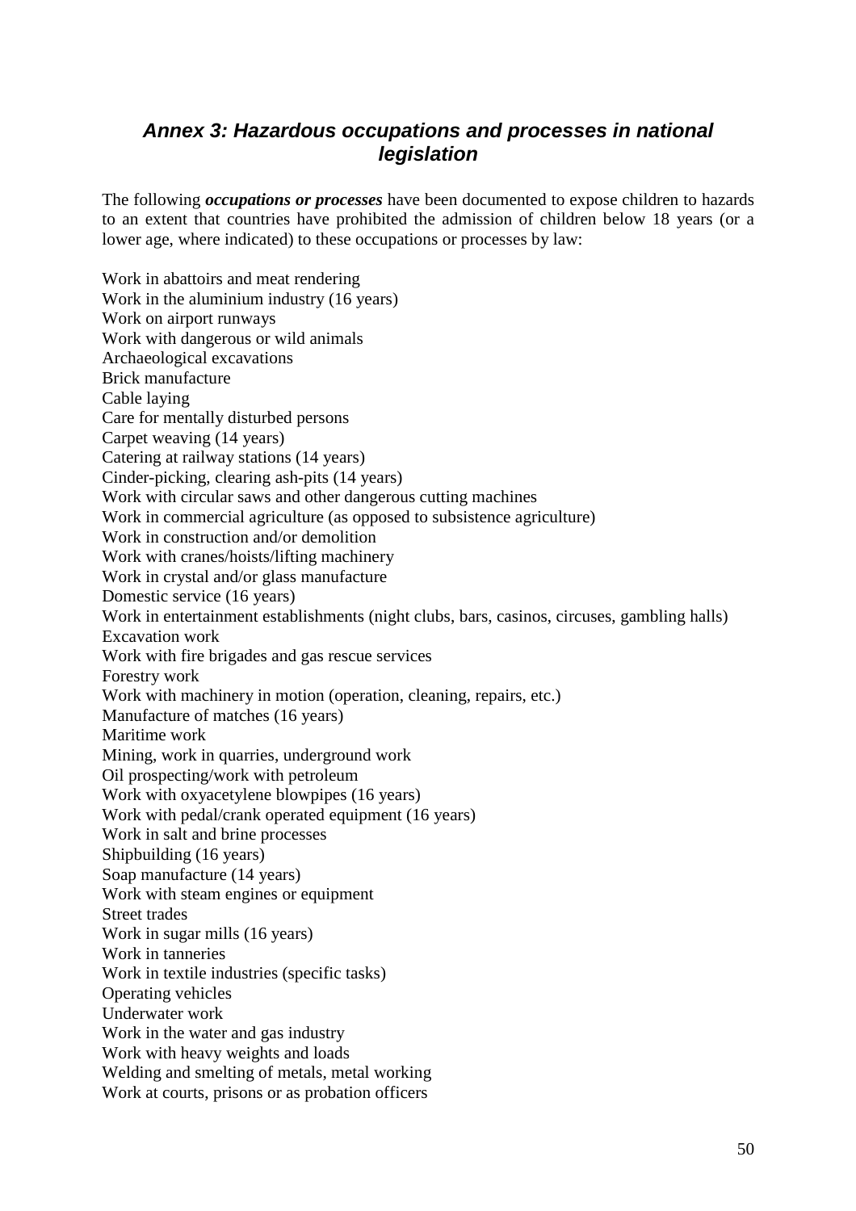## *Annex 3: Hazardous occupations and processes in national legislation*

The following ***occupations or processes*** have been documented to expose children to hazards to an extent that countries have prohibited the admission of children below 18 years (or a lower age, where indicated) to these occupations or processes by law:

Work in abattoirs and meat rendering
Work in the aluminium industry (16 years)
Work on airport runways
Work with dangerous or wild animals
Archaeological excavations
Brick manufacture
Cable laying
Care for mentally disturbed persons
Carpet weaving (14 years)
Catering at railway stations (14 years)
Cinder-picking, clearing ash-pits (14 years)
Work with circular saws and other dangerous cutting machines
Work in commercial agriculture (as opposed to subsistence agriculture)
Work in construction and/or demolition
Work with cranes/hoists/lifting machinery
Work in crystal and/or glass manufacture
Domestic service (16 years)
Work in entertainment establishments (night clubs, bars, casinos, circuses, gambling halls)
Excavation work
Work with fire brigades and gas rescue services
Forestry work
Work with machinery in motion (operation, cleaning, repairs, etc.)
Manufacture of matches (16 years)
Maritime work
Mining, work in quarries, underground work
Oil prospecting/work with petroleum
Work with oxyacetylene blowpipes (16 years)
Work with pedal/crank operated equipment (16 years)
Work in salt and brine processes
Shipbuilding (16 years)
Soap manufacture (14 years)
Work with steam engines or equipment
Street trades
Work in sugar mills (16 years)
Work in tanneries
Work in textile industries (specific tasks)
Operating vehicles
Underwater work
Work in the water and gas industry
Work with heavy weights and loads
Welding and smelting of metals, metal working
Work at courts, prisons or as probation officers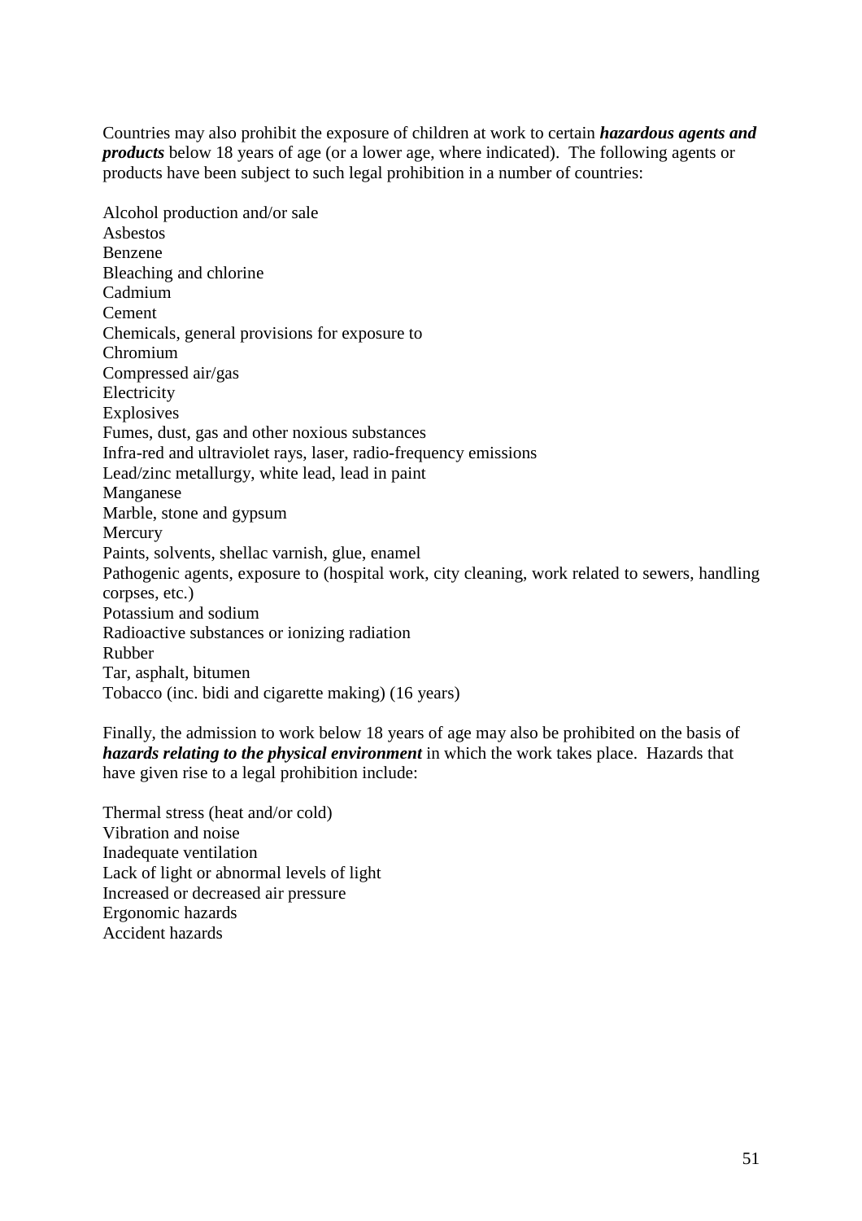Countries may also prohibit the exposure of children at work to certain ***hazardous agents and products*** below 18 years of age (or a lower age, where indicated). The following agents or products have been subject to such legal prohibition in a number of countries:

Alcohol production and/or sale
Asbestos
Benzene
Bleaching and chlorine
Cadmium
Cement
Chemicals, general provisions for exposure to
Chromium
Compressed air/gas
Electricity
Explosives
Fumes, dust, gas and other noxious substances
Infra-red and ultraviolet rays, laser, radio-frequency emissions
Lead/zinc metallurgy, white lead, lead in paint
Manganese
Marble, stone and gypsum
Mercury
Paints, solvents, shellac varnish, glue, enamel
Pathogenic agents, exposure to (hospital work, city cleaning, work related to sewers, handling corpses, etc.)
Potassium and sodium
Radioactive substances or ionizing radiation
Rubber
Tar, asphalt, bitumen
Tobacco (inc. bidi and cigarette making) (16 years)

Finally, the admission to work below 18 years of age may also be prohibited on the basis of ***hazards relating to the physical environment*** in which the work takes place. Hazards that have given rise to a legal prohibition include:

Thermal stress (heat and/or cold)
Vibration and noise
Inadequate ventilation
Lack of light or abnormal levels of light
Increased or decreased air pressure
Ergonomic hazards
Accident hazards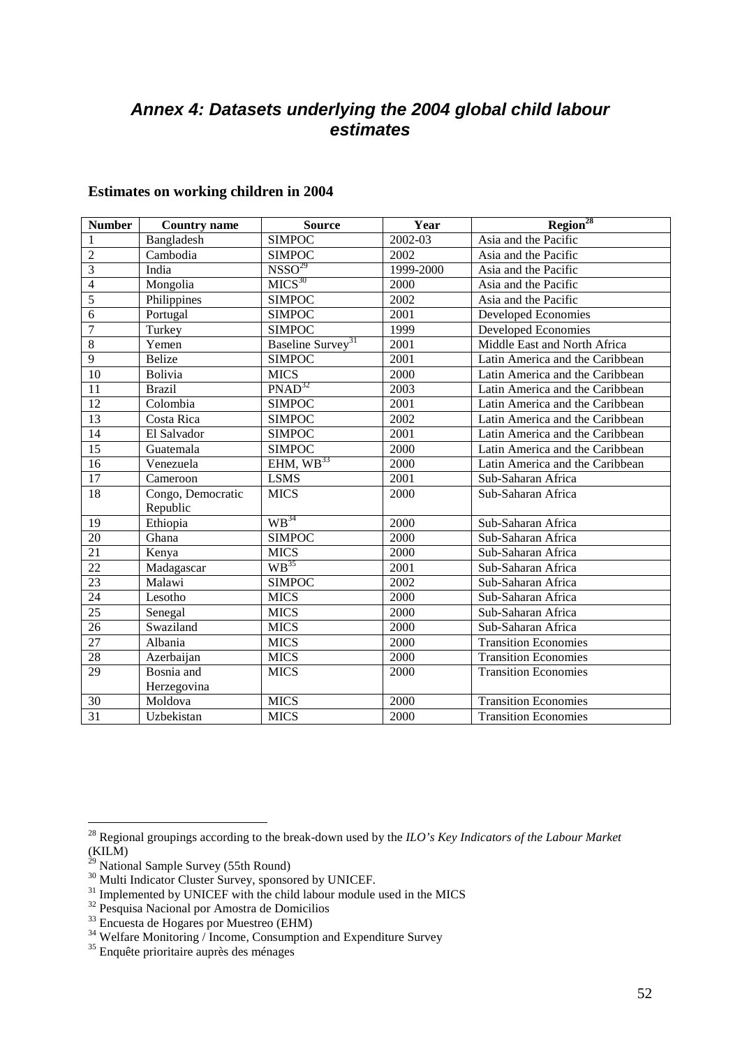## *Annex 4: Datasets underlying the 2004 global child labour estimates*

### Estimates on working children in 2004

| Number | Country name | Source | Year | Region[28] |
|---|---|---|---|---|
| 1 | Bangladesh | SIMPOC | 2002-03 | Asia and the Pacific |
| 2 | Cambodia | SIMPOC | 2002 | Asia and the Pacific |
| 3 | India | NSSO[29] | 1999-2000 | Asia and the Pacific |
| 4 | Mongolia | MICS[30] | 2000 | Asia and the Pacific |
| 5 | Philippines | SIMPOC | 2002 | Asia and the Pacific |
| 6 | Portugal | SIMPOC | 2001 | Developed Economies |
| 7 | Turkey | SIMPOC | 1999 | Developed Economies |
| 8 | Yemen | Baseline Survey[31] | 2001 | Middle East and North Africa |
| 9 | Belize | SIMPOC | 2001 | Latin America and the Caribbean |
| 10 | Bolivia | MICS | 2000 | Latin America and the Caribbean |
| 11 | Brazil | PNAD[32] | 2003 | Latin America and the Caribbean |
| 12 | Colombia | SIMPOC | 2001 | Latin America and the Caribbean |
| 13 | Costa Rica | SIMPOC | 2002 | Latin America and the Caribbean |
| 14 | El Salvador | SIMPOC | 2001 | Latin America and the Caribbean |
| 15 | Guatemala | SIMPOC | 2000 | Latin America and the Caribbean |
| 16 | Venezuela | EHM, WB[33] | 2000 | Latin America and the Caribbean |
| 17 | Cameroon | LSMS | 2001 | Sub-Saharan Africa |
| 18 | Congo, Democratic Republic | MICS | 2000 | Sub-Saharan Africa |
| 19 | Ethiopia | WB[34] | 2000 | Sub-Saharan Africa |
| 20 | Ghana | SIMPOC | 2000 | Sub-Saharan Africa |
| 21 | Kenya | MICS | 2000 | Sub-Saharan Africa |
| 22 | Madagascar | WB[35] | 2001 | Sub-Saharan Africa |
| 23 | Malawi | SIMPOC | 2002 | Sub-Saharan Africa |
| 24 | Lesotho | MICS | 2000 | Sub-Saharan Africa |
| 25 | Senegal | MICS | 2000 | Sub-Saharan Africa |
| 26 | Swaziland | MICS | 2000 | Sub-Saharan Africa |
| 27 | Albania | MICS | 2000 | Transition Economies |
| 28 | Azerbaijan | MICS | 2000 | Transition Economies |
| 29 | Bosnia and Herzegovina | MICS | 2000 | Transition Economies |
| 30 | Moldova | MICS | 2000 | Transition Economies |
| 31 | Uzbekistan | MICS | 2000 | Transition Economies |

[28] Regional groupings according to the break-down used by the *ILO's Key Indicators of the Labour Market* (KILM)

[29] National Sample Survey (55th Round)

[30] Multi Indicator Cluster Survey, sponsored by UNICEF.

[31] Implemented by UNICEF with the child labour module used in the MICS

[32] Pesquisa Nacional por Amostra de Domicilios

[33] Encuesta de Hogares por Muestreo (EHM)

[34] Welfare Monitoring / Income, Consumption and Expenditure Survey

[35] Enquête prioritaire auprès des ménages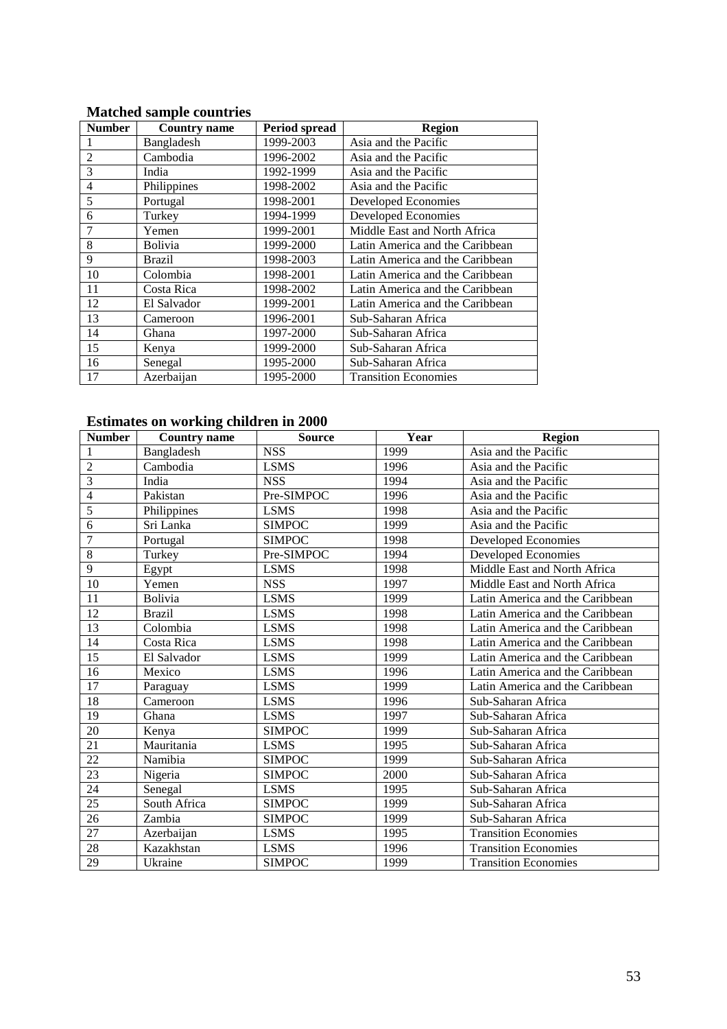**Matched sample countries**

| Number | Country name | Period spread | Region |
|---|---|---|---|
| 1 | Bangladesh | 1999-2003 | Asia and the Pacific |
| 2 | Cambodia | 1996-2002 | Asia and the Pacific |
| 3 | India | 1992-1999 | Asia and the Pacific |
| 4 | Philippines | 1998-2002 | Asia and the Pacific |
| 5 | Portugal | 1998-2001 | Developed Economies |
| 6 | Turkey | 1994-1999 | Developed Economies |
| 7 | Yemen | 1999-2001 | Middle East and North Africa |
| 8 | Bolivia | 1999-2000 | Latin America and the Caribbean |
| 9 | Brazil | 1998-2003 | Latin America and the Caribbean |
| 10 | Colombia | 1998-2001 | Latin America and the Caribbean |
| 11 | Costa Rica | 1998-2002 | Latin America and the Caribbean |
| 12 | El Salvador | 1999-2001 | Latin America and the Caribbean |
| 13 | Cameroon | 1996-2001 | Sub-Saharan Africa |
| 14 | Ghana | 1997-2000 | Sub-Saharan Africa |
| 15 | Kenya | 1999-2000 | Sub-Saharan Africa |
| 16 | Senegal | 1995-2000 | Sub-Saharan Africa |
| 17 | Azerbaijan | 1995-2000 | Transition Economies |

**Estimates on working children in 2000**

| Number | Country name | Source | Year | Region |
|---|---|---|---|---|
| 1 | Bangladesh | NSS | 1999 | Asia and the Pacific |
| 2 | Cambodia | LSMS | 1996 | Asia and the Pacific |
| 3 | India | NSS | 1994 | Asia and the Pacific |
| 4 | Pakistan | Pre-SIMPOC | 1996 | Asia and the Pacific |
| 5 | Philippines | LSMS | 1998 | Asia and the Pacific |
| 6 | Sri Lanka | SIMPOC | 1999 | Asia and the Pacific |
| 7 | Portugal | SIMPOC | 1998 | Developed Economies |
| 8 | Turkey | Pre-SIMPOC | 1994 | Developed Economies |
| 9 | Egypt | LSMS | 1998 | Middle East and North Africa |
| 10 | Yemen | NSS | 1997 | Middle East and North Africa |
| 11 | Bolivia | LSMS | 1999 | Latin America and the Caribbean |
| 12 | Brazil | LSMS | 1998 | Latin America and the Caribbean |
| 13 | Colombia | LSMS | 1998 | Latin America and the Caribbean |
| 14 | Costa Rica | LSMS | 1998 | Latin America and the Caribbean |
| 15 | El Salvador | LSMS | 1999 | Latin America and the Caribbean |
| 16 | Mexico | LSMS | 1996 | Latin America and the Caribbean |
| 17 | Paraguay | LSMS | 1999 | Latin America and the Caribbean |
| 18 | Cameroon | LSMS | 1996 | Sub-Saharan Africa |
| 19 | Ghana | LSMS | 1997 | Sub-Saharan Africa |
| 20 | Kenya | SIMPOC | 1999 | Sub-Saharan Africa |
| 21 | Mauritania | LSMS | 1995 | Sub-Saharan Africa |
| 22 | Namibia | SIMPOC | 1999 | Sub-Saharan Africa |
| 23 | Nigeria | SIMPOC | 2000 | Sub-Saharan Africa |
| 24 | Senegal | LSMS | 1995 | Sub-Saharan Africa |
| 25 | South Africa | SIMPOC | 1999 | Sub-Saharan Africa |
| 26 | Zambia | SIMPOC | 1999 | Sub-Saharan Africa |
| 27 | Azerbaijan | LSMS | 1995 | Transition Economies |
| 28 | Kazakhstan | LSMS | 1996 | Transition Economies |
| 29 | Ukraine | SIMPOC | 1999 | Transition Economies |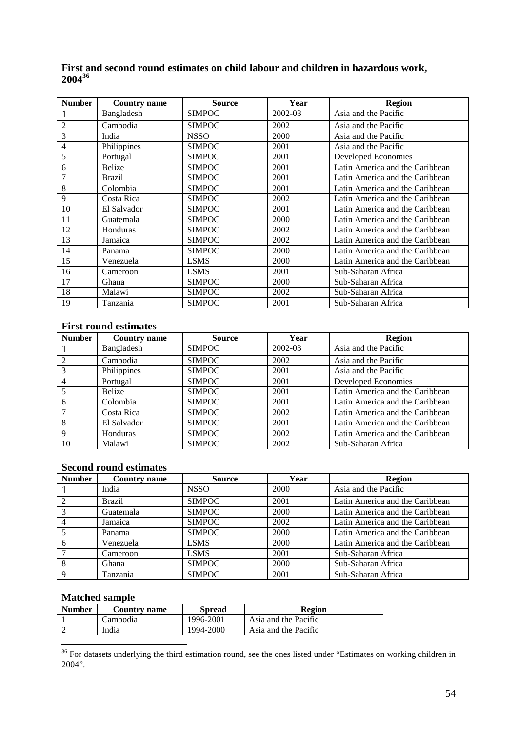## First and second round estimates on child labour and children in hazardous work, 2004[36]

| Number | Country name | Source | Year | Region |
|---|---|---|---|---|
| 1 | Bangladesh | SIMPOC | 2002-03 | Asia and the Pacific |
| 2 | Cambodia | SIMPOC | 2002 | Asia and the Pacific |
| 3 | India | NSSO | 2000 | Asia and the Pacific |
| 4 | Philippines | SIMPOC | 2001 | Asia and the Pacific |
| 5 | Portugal | SIMPOC | 2001 | Developed Economies |
| 6 | Belize | SIMPOC | 2001 | Latin America and the Caribbean |
| 7 | Brazil | SIMPOC | 2001 | Latin America and the Caribbean |
| 8 | Colombia | SIMPOC | 2001 | Latin America and the Caribbean |
| 9 | Costa Rica | SIMPOC | 2002 | Latin America and the Caribbean |
| 10 | El Salvador | SIMPOC | 2001 | Latin America and the Caribbean |
| 11 | Guatemala | SIMPOC | 2000 | Latin America and the Caribbean |
| 12 | Honduras | SIMPOC | 2002 | Latin America and the Caribbean |
| 13 | Jamaica | SIMPOC | 2002 | Latin America and the Caribbean |
| 14 | Panama | SIMPOC | 2000 | Latin America and the Caribbean |
| 15 | Venezuela | LSMS | 2000 | Latin America and the Caribbean |
| 16 | Cameroon | LSMS | 2001 | Sub-Saharan Africa |
| 17 | Ghana | SIMPOC | 2000 | Sub-Saharan Africa |
| 18 | Malawi | SIMPOC | 2002 | Sub-Saharan Africa |
| 19 | Tanzania | SIMPOC | 2001 | Sub-Saharan Africa |

### First round estimates

| Number | Country name | Source | Year | Region |
|---|---|---|---|---|
| 1 | Bangladesh | SIMPOC | 2002-03 | Asia and the Pacific |
| 2 | Cambodia | SIMPOC | 2002 | Asia and the Pacific |
| 3 | Philippines | SIMPOC | 2001 | Asia and the Pacific |
| 4 | Portugal | SIMPOC | 2001 | Developed Economies |
| 5 | Belize | SIMPOC | 2001 | Latin America and the Caribbean |
| 6 | Colombia | SIMPOC | 2001 | Latin America and the Caribbean |
| 7 | Costa Rica | SIMPOC | 2002 | Latin America and the Caribbean |
| 8 | El Salvador | SIMPOC | 2001 | Latin America and the Caribbean |
| 9 | Honduras | SIMPOC | 2002 | Latin America and the Caribbean |
| 10 | Malawi | SIMPOC | 2002 | Sub-Saharan Africa |

### Second round estimates

| Number | Country name | Source | Year | Region |
|---|---|---|---|---|
| 1 | India | NSSO | 2000 | Asia and the Pacific |
| 2 | Brazil | SIMPOC | 2001 | Latin America and the Caribbean |
| 3 | Guatemala | SIMPOC | 2000 | Latin America and the Caribbean |
| 4 | Jamaica | SIMPOC | 2002 | Latin America and the Caribbean |
| 5 | Panama | SIMPOC | 2000 | Latin America and the Caribbean |
| 6 | Venezuela | LSMS | 2000 | Latin America and the Caribbean |
| 7 | Cameroon | LSMS | 2001 | Sub-Saharan Africa |
| 8 | Ghana | SIMPOC | 2000 | Sub-Saharan Africa |
| 9 | Tanzania | SIMPOC | 2001 | Sub-Saharan Africa |

### Matched sample

| Number | Country name | Spread | Region |
|---|---|---|---|
| 1 | Cambodia | 1996-2001 | Asia and the Pacific |
| 2 | India | 1994-2000 | Asia and the Pacific |

[36] For datasets underlying the third estimation round, see the ones listed under "Estimates on working children in 2004".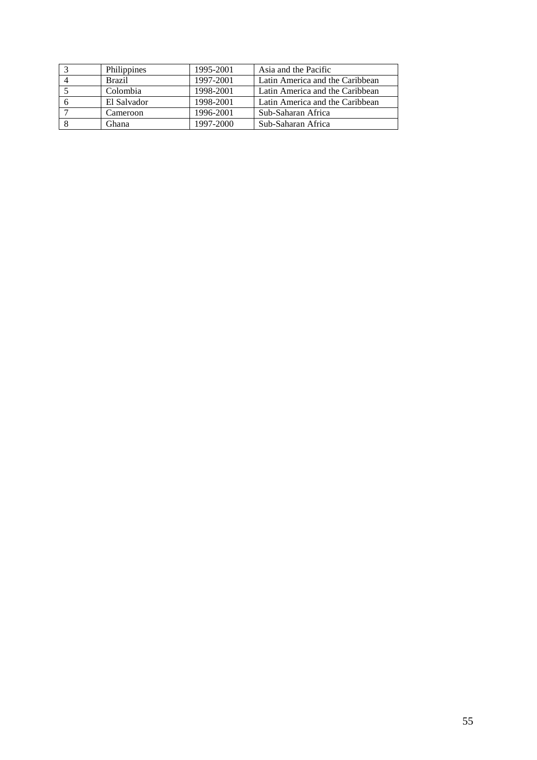| 3 | Philippines | 1995-2001 | Asia and the Pacific |
|---|---|---|---|
| 4 | Brazil | 1997-2001 | Latin America and the Caribbean |
| 5 | Colombia | 1998-2001 | Latin America and the Caribbean |
| 6 | El Salvador | 1998-2001 | Latin America and the Caribbean |
| 7 | Cameroon | 1996-2001 | Sub-Saharan Africa |
| 8 | Ghana | 1997-2000 | Sub-Saharan Africa |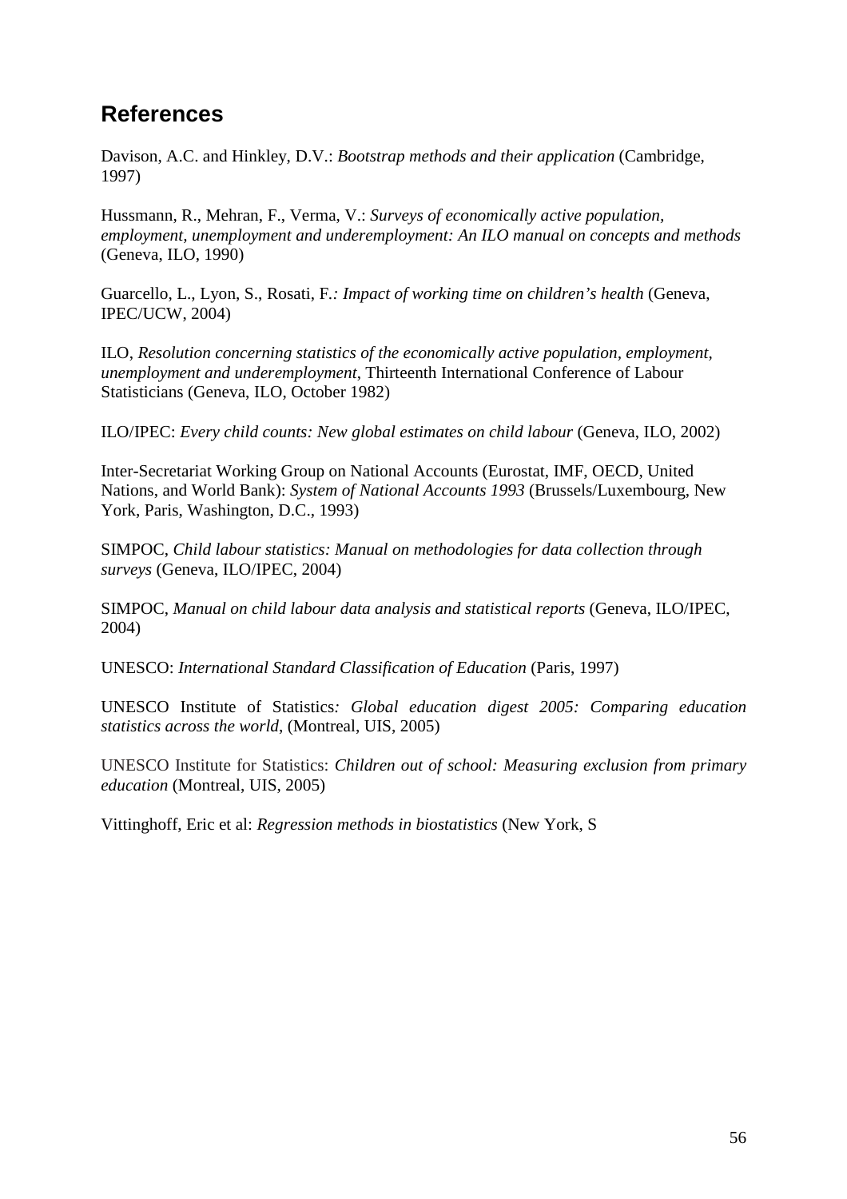## References

Davison, A.C. and Hinkley, D.V.: *Bootstrap methods and their application* (Cambridge, 1997)

Hussmann, R., Mehran, F., Verma, V.: *Surveys of economically active population, employment, unemployment and underemployment: An ILO manual on concepts and methods* (Geneva, ILO, 1990)

Guarcello, L., Lyon, S., Rosati, F.*: Impact of working time on children's health* (Geneva, IPEC/UCW, 2004)

ILO, *Resolution concerning statistics of the economically active population, employment, unemployment and underemployment*, Thirteenth International Conference of Labour Statisticians (Geneva, ILO, October 1982)

ILO/IPEC: *Every child counts: New global estimates on child labour* (Geneva, ILO, 2002)

Inter-Secretariat Working Group on National Accounts (Eurostat, IMF, OECD, United Nations, and World Bank): *System of National Accounts 1993* (Brussels/Luxembourg, New York, Paris, Washington, D.C., 1993)

SIMPOC, *Child labour statistics: Manual on methodologies for data collection through surveys* (Geneva, ILO/IPEC, 2004)

SIMPOC, *Manual on child labour data analysis and statistical reports* (Geneva, ILO/IPEC, 2004)

UNESCO: *International Standard Classification of Education* (Paris, 1997)

UNESCO Institute of Statistics*: Global education digest 2005: Comparing education statistics across the world*, (Montreal, UIS, 2005)

UNESCO Institute for Statistics: *Children out of school: Measuring exclusion from primary education* (Montreal, UIS, 2005)

Vittinghoff, Eric et al: *Regression methods in biostatistics* (New York, S